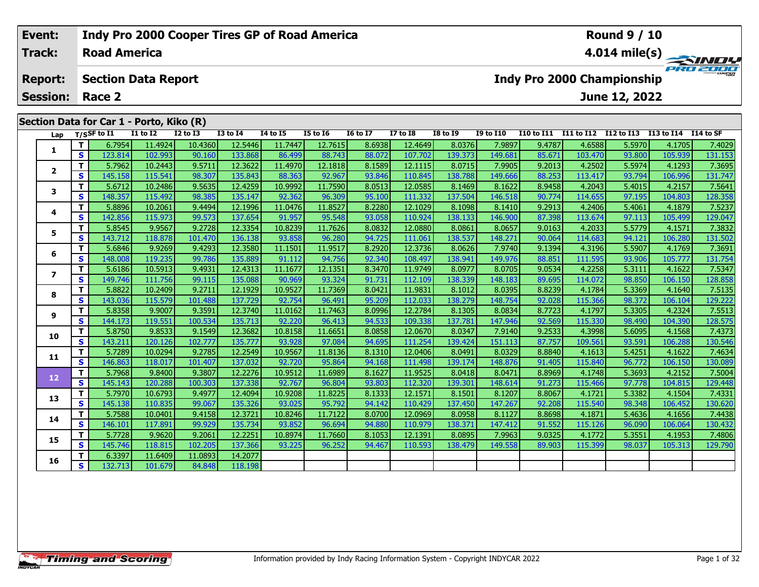| Event: | Indy Pro 2000 Cooper Tires GP of Road America | Round 9 / 10 |
|---|---|---|
| Track: | Road America | 4.014 mile(s) |
| Report: | Section Data Report | Indy Pro 2000 Championship |
| Session: | Race 2 | June 12, 2022 |

## Section Data for Car 1 - Porto, Kiko (R)

| Lap | T/S | SF to I1 | I1 to I2 | I2 to I3 | I3 to I4 | I4 to I5 | I5 to I6 | I6 to I7 | I7 to I8 | I8 to I9 | I9 to I10 | I10 to I11 | I11 to I12 | I12 to I13 | I13 to I14 | I14 to SF |
|---|---|---|---|---|---|---|---|---|---|---|---|---|---|---|---|---|
| 1 | T | 6.7954 | 11.4924 | 10.4360 | 12.5446 | 11.7447 | 12.7615 | 8.6938 | 12.4649 | 8.0376 | 7.9897 | 9.4787 | 4.6588 | 5.5970 | 4.1705 | 7.4029 |
| | S | 123.814 | 102.993 | 90.160 | 133.868 | 86.499 | 88.743 | 88.072 | 107.702 | 139.373 | 149.681 | 85.671 | 103.470 | 93.800 | 105.939 | 131.153 |
| 2 | T | 5.7962 | 10.2443 | 9.5711 | 12.3622 | 11.4970 | 12.1818 | 8.1589 | 12.1115 | 8.0715 | 7.9905 | 9.2013 | 4.2502 | 5.5974 | 4.1293 | 7.3695 |
| | S | 145.158 | 115.541 | 98.307 | 135.843 | 88.363 | 92.967 | 93.846 | 110.845 | 138.788 | 149.666 | 88.253 | 113.417 | 93.794 | 106.996 | 131.747 |
| 3 | T | 5.6712 | 10.2486 | 9.5635 | 12.4259 | 10.9992 | 11.7590 | 8.0513 | 12.0585 | 8.1469 | 8.1622 | 8.9458 | 4.2043 | 5.4015 | 4.2157 | 7.5641 |
| | S | 148.357 | 115.492 | 98.385 | 135.147 | 92.362 | 96.309 | 95.100 | 111.332 | 137.504 | 146.518 | 90.774 | 114.655 | 97.195 | 104.803 | 128.358 |
| 4 | T | 5.8896 | 10.2061 | 9.4494 | 12.1996 | 11.0476 | 11.8527 | 8.2280 | 12.1029 | 8.1098 | 8.1410 | 9.2913 | 4.2406 | 5.4061 | 4.1879 | 7.5237 |
| | S | 142.856 | 115.973 | 99.573 | 137.654 | 91.957 | 95.548 | 93.058 | 110.924 | 138.133 | 146.900 | 87.398 | 113.674 | 97.113 | 105.499 | 129.047 |
| 5 | T | 5.8545 | 9.9567 | 9.2728 | 12.3354 | 10.8239 | 11.7626 | 8.0832 | 12.0880 | 8.0861 | 8.0657 | 9.0163 | 4.2033 | 5.5779 | 4.1571 | 7.3832 |
| | S | 143.712 | 118.878 | 101.470 | 136.138 | 93.858 | 96.280 | 94.725 | 111.061 | 138.537 | 148.271 | 90.064 | 114.683 | 94.121 | 106.280 | 131.502 |
| 6 | T | 5.6846 | 9.9269 | 9.4293 | 12.3580 | 11.1501 | 11.9517 | 8.2920 | 12.3736 | 8.0626 | 7.9740 | 9.1394 | 4.3196 | 5.5907 | 4.1769 | 7.3691 |
| | S | 148.008 | 119.235 | 99.786 | 135.889 | 91.112 | 94.756 | 92.340 | 108.497 | 138.941 | 149.976 | 88.851 | 111.595 | 93.906 | 105.777 | 131.754 |
| 7 | T | 5.6186 | 10.5913 | 9.4931 | 12.4313 | 11.1677 | 12.1351 | 8.3470 | 11.9749 | 8.0977 | 8.0705 | 9.0534 | 4.2258 | 5.3111 | 4.1622 | 7.5347 |
| | S | 149.746 | 111.756 | 99.115 | 135.088 | 90.969 | 93.324 | 91.731 | 112.109 | 138.339 | 148.183 | 89.695 | 114.072 | 98.850 | 106.150 | 128.858 |
| 8 | T | 5.8822 | 10.2409 | 9.2711 | 12.1929 | 10.9527 | 11.7369 | 8.0421 | 11.9831 | 8.1012 | 8.0395 | 8.8239 | 4.1784 | 5.3369 | 4.1640 | 7.5135 |
| | S | 143.036 | 115.579 | 101.488 | 137.729 | 92.754 | 96.491 | 95.209 | 112.033 | 138.279 | 148.754 | 92.028 | 115.366 | 98.372 | 106.104 | 129.222 |
| 9 | T | 5.8358 | 9.9007 | 9.3591 | 12.3740 | 11.0162 | 11.7463 | 8.0996 | 12.2784 | 8.1305 | 8.0834 | 8.7723 | 4.1797 | 5.3305 | 4.2324 | 7.5513 |
| | S | 144.173 | 119.551 | 100.534 | 135.713 | 92.220 | 96.413 | 94.533 | 109.338 | 137.781 | 147.946 | 92.569 | 115.330 | 98.490 | 104.390 | 128.575 |
| 10 | T | 5.8750 | 9.8533 | 9.1549 | 12.3682 | 10.8158 | 11.6651 | 8.0858 | 12.0670 | 8.0347 | 7.9140 | 9.2533 | 4.3998 | 5.6095 | 4.1568 | 7.4373 |
| | S | 143.211 | 120.126 | 102.777 | 135.777 | 93.928 | 97.084 | 94.695 | 111.254 | 139.424 | 151.113 | 87.757 | 109.561 | 93.591 | 106.288 | 130.546 |
| 11 | T | 5.7289 | 10.0294 | 9.2785 | 12.2549 | 10.9567 | 11.8136 | 8.1310 | 12.0406 | 8.0491 | 8.0329 | 8.8840 | 4.1613 | 5.4251 | 4.1622 | 7.4634 |
| | S | 146.863 | 118.017 | 101.407 | 137.032 | 92.720 | 95.864 | 94.168 | 111.498 | 139.174 | 148.876 | 91.405 | 115.840 | 96.772 | 106.150 | 130.089 |
| 12 | T | 5.7968 | 9.8400 | 9.3807 | 12.2276 | 10.9512 | 11.6989 | 8.1627 | 11.9525 | 8.0418 | 8.0471 | 8.8969 | 4.1748 | 5.3693 | 4.2152 | 7.5004 |
| | S | 145.143 | 120.288 | 100.303 | 137.338 | 92.767 | 96.804 | 93.803 | 112.320 | 139.301 | 148.614 | 91.273 | 115.466 | 97.778 | 104.815 | 129.448 |
| 13 | T | 5.7970 | 10.6793 | 9.4977 | 12.4094 | 10.9208 | 11.8225 | 8.1333 | 12.1571 | 8.1501 | 8.1207 | 8.8067 | 4.1721 | 5.3382 | 4.1504 | 7.4331 |
| | S | 145.138 | 110.835 | 99.067 | 135.326 | 93.025 | 95.792 | 94.142 | 110.429 | 137.450 | 147.267 | 92.208 | 115.540 | 98.348 | 106.452 | 130.620 |
| 14 | T | 5.7588 | 10.0401 | 9.4158 | 12.3721 | 10.8246 | 11.7122 | 8.0700 | 12.0969 | 8.0958 | 8.1127 | 8.8698 | 4.1871 | 5.4636 | 4.1656 | 7.4438 |
| | S | 146.101 | 117.891 | 99.929 | 135.734 | 93.852 | 96.694 | 94.880 | 110.979 | 138.371 | 147.412 | 91.552 | 115.126 | 96.090 | 106.064 | 130.432 |
| 15 | T | 5.7728 | 9.9620 | 9.2061 | 12.2251 | 10.8974 | 11.7660 | 8.1053 | 12.1391 | 8.0895 | 7.9963 | 9.0325 | 4.1772 | 5.3551 | 4.1953 | 7.4806 |
| | S | 145.746 | 118.815 | 102.205 | 137.366 | 93.225 | 96.252 | 94.467 | 110.593 | 138.479 | 149.558 | 89.903 | 115.399 | 98.037 | 105.313 | 129.790 |
| 16 | T | 6.3397 | 11.6409 | 11.0893 | 14.2077 | | | | | | | | | | | |
| | S | 132.713 | 101.679 | 84.848 | 118.198 | | | | | | | | | | | |

Information provided by Indy Racing Information System - Copyright INDYCAR 2022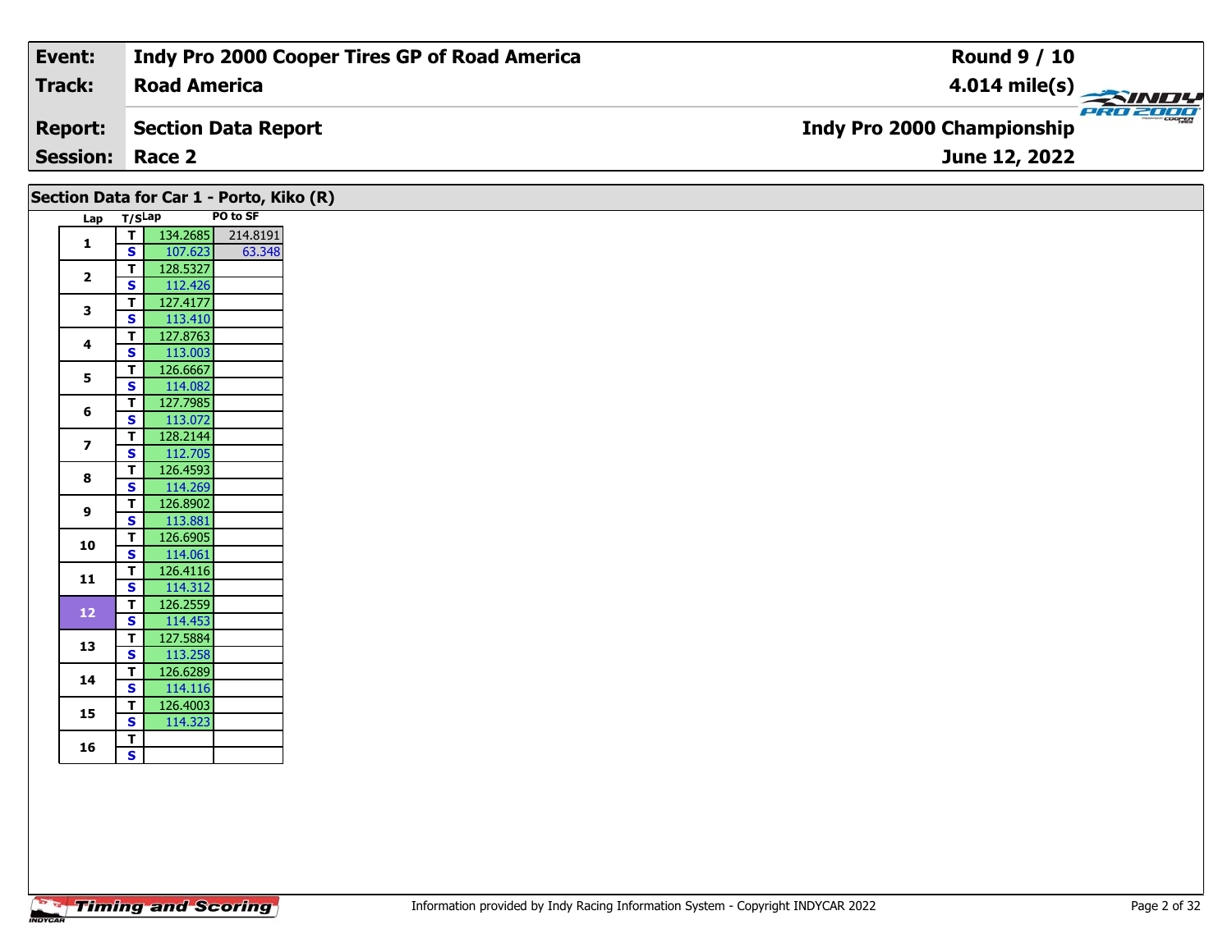| **Event:** | **Indy Pro 2000 Cooper Tires GP of Road America** | **Round 9 / 10** |
|---|---|---|
| **Track:** | **Road America** | **4.014 mile(s)** |
| **Report:** | **Section Data Report** | **Indy Pro 2000 Championship** |
| **Session:** | **Race 2** | **June 12, 2022** |

## Section Data for Car 1 - Porto, Kiko (R)

| Lap | T/S | Lap | PO to SF |
|---|---|---|---|
| 1 | T | 134.2685 | 214.8191 |
| | S | 107.623 | 63.348 |
| 2 | T | 128.5327 | |
| | S | 112.426 | |
| 3 | T | 127.4177 | |
| | S | 113.410 | |
| 4 | T | 127.8763 | |
| | S | 113.003 | |
| 5 | T | 126.6667 | |
| | S | 114.082 | |
| 6 | T | 127.7985 | |
| | S | 113.072 | |
| 7 | T | 128.2144 | |
| | S | 112.705 | |
| 8 | T | 126.4593 | |
| | S | 114.269 | |
| 9 | T | 126.8902 | |
| | S | 113.881 | |
| 10 | T | 126.6905 | |
| | S | 114.061 | |
| 11 | T | 126.4116 | |
| | S | 114.312 | |
| 12 | T | 126.2559 | |
| | S | 114.453 | |
| 13 | T | 127.5884 | |
| | S | 113.258 | |
| 14 | T | 126.6289 | |
| | S | 114.116 | |
| 15 | T | 126.4003 | |
| | S | 114.323 | |
| 16 | T | | |
| | S | | |

Information provided by Indy Racing Information System - Copyright INDYCAR 2022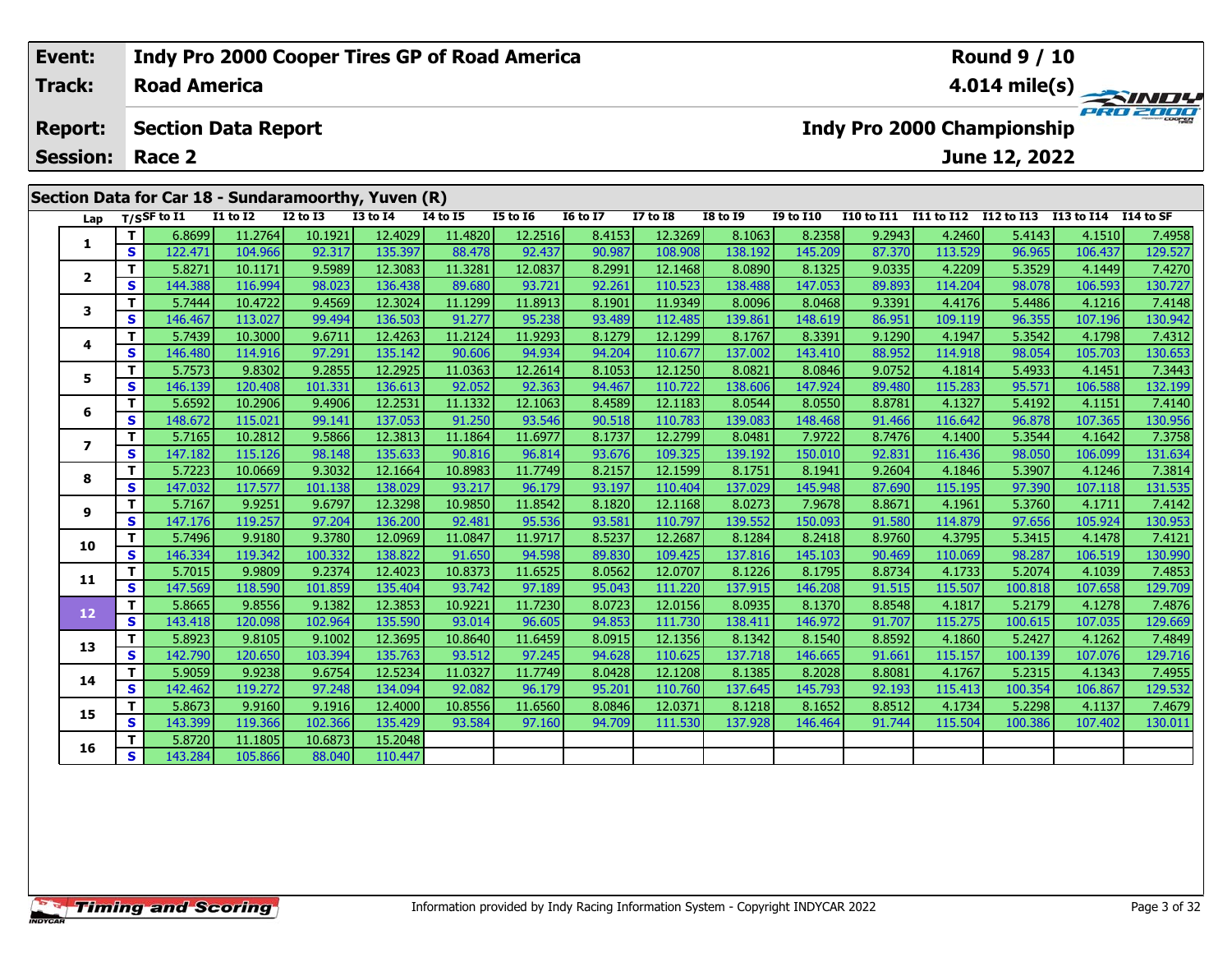| Event: | Indy Pro 2000 Cooper Tires GP of Road America | Round 9 / 10 |
|---|---|---|
| Track: | Road America | 4.014 mile(s) |
| Report: | Section Data Report | Indy Pro 2000 Championship |
| Session: | Race 2 | June 12, 2022 |

## Section Data for Car 18 - Sundaramoorthy, Yuven (R)

| Lap | T/S | SF to I1 | I1 to I2 | I2 to I3 | I3 to I4 | I4 to I5 | I5 to I6 | I6 to I7 | I7 to I8 | I8 to I9 | I9 to I10 | I10 to I11 | I11 to I12 | I12 to I13 | I13 to I14 | I14 to SF |
|---|---|---|---|---|---|---|---|---|---|---|---|---|---|---|---|---|
| 1 | T | 6.8699 | 11.2764 | 10.1921 | 12.4029 | 11.4820 | 12.2516 | 8.4153 | 12.3269 | 8.1063 | 8.2358 | 9.2943 | 4.2460 | 5.4143 | 4.1510 | 7.4958 |
| | S | 122.471 | 104.966 | 92.317 | 135.397 | 88.478 | 92.437 | 90.987 | 108.908 | 138.192 | 145.209 | 87.370 | 113.529 | 96.965 | 106.437 | 129.527 |
| 2 | T | 5.8271 | 10.1171 | 9.5989 | 12.3083 | 11.3281 | 12.0837 | 8.2991 | 12.1468 | 8.0890 | 8.1325 | 9.0335 | 4.2209 | 5.3529 | 4.1449 | 7.4270 |
| | S | 144.388 | 116.994 | 98.023 | 136.438 | 89.680 | 93.721 | 92.261 | 110.523 | 138.488 | 147.053 | 89.893 | 114.204 | 98.078 | 106.593 | 130.727 |
| 3 | T | 5.7444 | 10.4722 | 9.4569 | 12.3024 | 11.1299 | 11.8913 | 8.1901 | 11.9349 | 8.0096 | 8.0468 | 9.3391 | 4.4176 | 5.4486 | 4.1216 | 7.4148 |
| | S | 146.467 | 113.027 | 99.494 | 136.503 | 91.277 | 95.238 | 93.489 | 112.485 | 139.861 | 148.619 | 86.951 | 109.119 | 96.355 | 107.196 | 130.942 |
| 4 | T | 5.7439 | 10.3000 | 9.6711 | 12.4263 | 11.2124 | 11.9293 | 8.1279 | 12.1299 | 8.1767 | 8.3391 | 9.1290 | 4.1947 | 5.3542 | 4.1798 | 7.4312 |
| | S | 146.480 | 114.916 | 97.291 | 135.142 | 90.606 | 94.934 | 94.204 | 110.677 | 137.002 | 143.410 | 88.952 | 114.918 | 98.054 | 105.703 | 130.653 |
| 5 | T | 5.7573 | 9.8302 | 9.2855 | 12.2925 | 11.0363 | 12.2614 | 8.1053 | 12.1250 | 8.0821 | 8.0846 | 9.0752 | 4.1814 | 5.4933 | 4.1451 | 7.3443 |
| | S | 146.139 | 120.408 | 101.331 | 136.613 | 92.052 | 92.363 | 94.467 | 110.722 | 138.606 | 147.924 | 89.480 | 115.283 | 95.571 | 106.588 | 132.199 |
| 6 | T | 5.6592 | 10.2906 | 9.4906 | 12.2531 | 11.1332 | 12.1063 | 8.4589 | 12.1183 | 8.0544 | 8.0550 | 8.8781 | 4.1327 | 5.4192 | 4.1151 | 7.4140 |
| | S | 148.672 | 115.021 | 99.141 | 137.053 | 91.250 | 93.546 | 90.518 | 110.783 | 139.083 | 148.468 | 91.466 | 116.642 | 96.878 | 107.365 | 130.956 |
| 7 | T | 5.7165 | 10.2812 | 9.5866 | 12.3813 | 11.1864 | 11.6977 | 8.1737 | 12.2799 | 8.0481 | 7.9722 | 8.7476 | 4.1400 | 5.3544 | 4.1642 | 7.3758 |
| | S | 147.182 | 115.126 | 98.148 | 135.633 | 90.816 | 96.814 | 93.676 | 109.325 | 139.192 | 150.010 | 92.831 | 116.436 | 98.050 | 106.099 | 131.634 |
| 8 | T | 5.7223 | 10.0669 | 9.3032 | 12.1664 | 10.8983 | 11.7749 | 8.2157 | 12.1599 | 8.1751 | 8.1941 | 9.2604 | 4.1846 | 5.3907 | 4.1246 | 7.3814 |
| | S | 147.032 | 117.577 | 101.138 | 138.029 | 93.217 | 96.179 | 93.197 | 110.404 | 137.029 | 145.948 | 87.690 | 115.195 | 97.390 | 107.118 | 131.535 |
| 9 | T | 5.7167 | 9.9251 | 9.6797 | 12.3298 | 10.9850 | 11.8542 | 8.1820 | 12.1168 | 8.0273 | 7.9678 | 8.8671 | 4.1961 | 5.3760 | 4.1711 | 7.4142 |
| | S | 147.176 | 119.257 | 97.204 | 136.200 | 92.481 | 95.536 | 93.581 | 110.797 | 139.552 | 150.093 | 91.580 | 114.879 | 97.656 | 105.924 | 130.953 |
| 10 | T | 5.7496 | 9.9180 | 9.3780 | 12.0969 | 11.0847 | 11.9717 | 8.5237 | 12.2687 | 8.1284 | 8.2418 | 8.9760 | 4.3795 | 5.3415 | 4.1478 | 7.4121 |
| | S | 146.334 | 119.342 | 100.332 | 138.822 | 91.650 | 94.598 | 89.830 | 109.425 | 137.816 | 145.103 | 90.469 | 110.069 | 98.287 | 106.519 | 130.990 |
| 11 | T | 5.7015 | 9.9809 | 9.2374 | 12.4023 | 10.8373 | 11.6525 | 8.0562 | 12.0707 | 8.1226 | 8.1795 | 8.8734 | 4.1733 | 5.2074 | 4.1039 | 7.4853 |
| | S | 147.569 | 118.590 | 101.859 | 135.404 | 93.742 | 97.189 | 95.043 | 111.220 | 137.915 | 146.208 | 91.515 | 115.507 | 100.818 | 107.658 | 129.709 |
| 12 | T | 5.8665 | 9.8556 | 9.1382 | 12.3853 | 10.9221 | 11.7230 | 8.0723 | 12.0156 | 8.0935 | 8.1370 | 8.8548 | 4.1817 | 5.2179 | 4.1278 | 7.4876 |
| | S | 143.418 | 120.098 | 102.964 | 135.590 | 93.014 | 96.605 | 94.853 | 111.730 | 138.411 | 146.972 | 91.707 | 115.275 | 100.615 | 107.035 | 129.669 |
| 13 | T | 5.8923 | 9.8105 | 9.1002 | 12.3695 | 10.8640 | 11.6459 | 8.0915 | 12.1356 | 8.1342 | 8.1540 | 8.8592 | 4.1860 | 5.2427 | 4.1262 | 7.4849 |
| | S | 142.790 | 120.650 | 103.394 | 135.763 | 93.512 | 97.245 | 94.628 | 110.625 | 137.718 | 146.665 | 91.661 | 115.157 | 100.139 | 107.076 | 129.716 |
| 14 | T | 5.9059 | 9.9238 | 9.6754 | 12.5234 | 11.0327 | 11.7749 | 8.0428 | 12.1208 | 8.1385 | 8.2028 | 8.8081 | 4.1767 | 5.2315 | 4.1343 | 7.4955 |
| | S | 142.462 | 119.272 | 97.248 | 134.094 | 92.082 | 96.179 | 95.201 | 110.760 | 137.645 | 145.793 | 92.193 | 115.413 | 100.354 | 106.867 | 129.532 |
| 15 | T | 5.8673 | 9.9160 | 9.1916 | 12.4000 | 10.8556 | 11.6560 | 8.0846 | 12.0371 | 8.1218 | 8.1652 | 8.8512 | 4.1734 | 5.2298 | 4.1137 | 7.4679 |
| | S | 143.399 | 119.366 | 102.366 | 135.429 | 93.584 | 97.160 | 94.709 | 111.530 | 137.928 | 146.464 | 91.744 | 115.504 | 100.386 | 107.402 | 130.011 |
| 16 | T | 5.8720 | 11.1805 | 10.6873 | 15.2048 | | | | | | | | | | | |
| | S | 143.284 | 105.866 | 88.040 | 110.447 | | | | | | | | | | | |

Information provided by Indy Racing Information System - Copyright INDYCAR 2022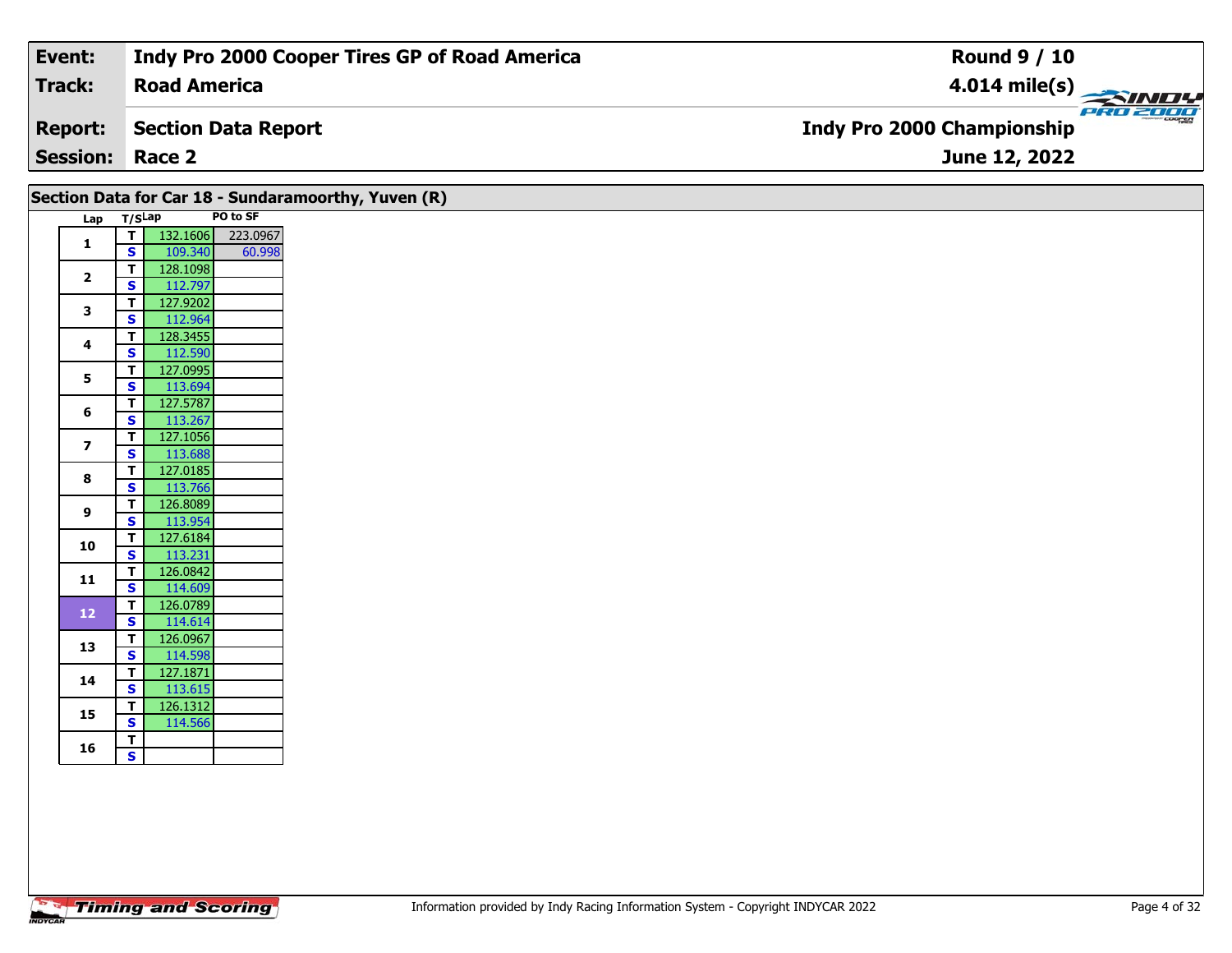| Event: | Indy Pro 2000 Cooper Tires GP of Road America | Round 9 / 10 |
|---|---|---|
| Track: | Road America | 4.014 mile(s) |
| Report: | Section Data Report | Indy Pro 2000 Championship |
| Session: | Race 2 | June 12, 2022 |

## Section Data for Car 18 - Sundaramoorthy, Yuven (R)

| Lap | T/S | Lap | PO to SF |
|---|---|---|---|
| 1 | T | 132.1606 | 223.0967 |
| | S | 109.340 | 60.998 |
| 2 | T | 128.1098 | |
| | S | 112.797 | |
| 3 | T | 127.9202 | |
| | S | 112.964 | |
| 4 | T | 128.3455 | |
| | S | 112.590 | |
| 5 | T | 127.0995 | |
| | S | 113.694 | |
| 6 | T | 127.5787 | |
| | S | 113.267 | |
| 7 | T | 127.1056 | |
| | S | 113.688 | |
| 8 | T | 127.0185 | |
| | S | 113.766 | |
| 9 | T | 126.8089 | |
| | S | 113.954 | |
| 10 | T | 127.6184 | |
| | S | 113.231 | |
| 11 | T | 126.0842 | |
| | S | 114.609 | |
| 12 | T | 126.0789 | |
| | S | 114.614 | |
| 13 | T | 126.0967 | |
| | S | 114.598 | |
| 14 | T | 127.1871 | |
| | S | 113.615 | |
| 15 | T | 126.1312 | |
| | S | 114.566 | |
| 16 | T | | |
| | S | | |

Information provided by Indy Racing Information System - Copyright INDYCAR 2022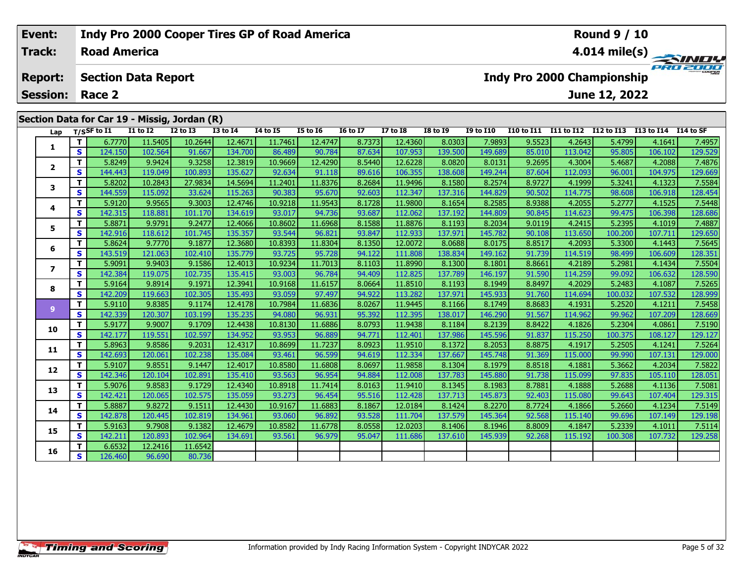| Event: | Indy Pro 2000 Cooper Tires GP of Road America | Round 9 / 10 |
|---|---|---|
| Track: | Road America | 4.014 mile(s) |
| Report: | Section Data Report | Indy Pro 2000 Championship |
| Session: | Race 2 | June 12, 2022 |

## Section Data for Car 19 - Missig, Jordan (R)

| Lap | T/S | SF to I1 | I1 to I2 | I2 to I3 | I3 to I4 | I4 to I5 | I5 to I6 | I6 to I7 | I7 to I8 | I8 to I9 | I9 to I10 | I10 to I11 | I11 to I12 | I12 to I13 | I13 to I14 | I14 to SF |
|---|---|---|---|---|---|---|---|---|---|---|---|---|---|---|---|---|
| 1 | T | 6.7770 | 11.5405 | 10.2644 | 12.4671 | 11.7461 | 12.4747 | 8.7373 | 12.4360 | 8.0303 | 7.9893 | 9.5523 | 4.2643 | 5.4799 | 4.1641 | 7.4957 |
| | S | 124.150 | 102.564 | 91.667 | 134.700 | 86.489 | 90.784 | 87.634 | 107.953 | 139.500 | 149.689 | 85.010 | 113.042 | 95.805 | 106.102 | 129.529 |
| 2 | T | 5.8249 | 9.9424 | 9.3258 | 12.3819 | 10.9669 | 12.4290 | 8.5440 | 12.6228 | 8.0820 | 8.0131 | 9.2695 | 4.3004 | 5.4687 | 4.2088 | 7.4876 |
| | S | 144.443 | 119.049 | 100.893 | 135.627 | 92.634 | 91.118 | 89.616 | 106.355 | 138.608 | 149.244 | 87.604 | 112.093 | 96.001 | 104.975 | 129.669 |
| 3 | T | 5.8202 | 10.2843 | 27.9834 | 14.5694 | 11.2401 | 11.8376 | 8.2684 | 11.9496 | 8.1580 | 8.2574 | 8.9727 | 4.1999 | 5.3241 | 4.1323 | 7.5584 |
| | S | 144.559 | 115.092 | 33.624 | 115.263 | 90.383 | 95.670 | 92.603 | 112.347 | 137.316 | 144.829 | 90.502 | 114.775 | 98.608 | 106.918 | 128.454 |
| 4 | T | 5.9120 | 9.9565 | 9.3003 | 12.4746 | 10.9218 | 11.9543 | 8.1728 | 11.9800 | 8.1654 | 8.2585 | 8.9388 | 4.2055 | 5.2777 | 4.1525 | 7.5448 |
| | S | 142.315 | 118.881 | 101.170 | 134.619 | 93.017 | 94.736 | 93.687 | 112.062 | 137.192 | 144.809 | 90.845 | 114.623 | 99.475 | 106.398 | 128.686 |
| 5 | T | 5.8871 | 9.9791 | 9.2477 | 12.4066 | 10.8602 | 11.6968 | 8.1588 | 11.8876 | 8.1193 | 8.2034 | 9.0119 | 4.2415 | 5.2395 | 4.1019 | 7.4887 |
| | S | 142.916 | 118.612 | 101.745 | 135.357 | 93.544 | 96.821 | 93.847 | 112.933 | 137.971 | 145.782 | 90.108 | 113.650 | 100.200 | 107.711 | 129.650 |
| 6 | T | 5.8624 | 9.7770 | 9.1877 | 12.3680 | 10.8393 | 11.8304 | 8.1350 | 12.0072 | 8.0688 | 8.0175 | 8.8517 | 4.2093 | 5.3300 | 4.1443 | 7.5645 |
| | S | 143.519 | 121.063 | 102.410 | 135.779 | 93.725 | 95.728 | 94.122 | 111.808 | 138.834 | 149.162 | 91.739 | 114.519 | 98.499 | 106.609 | 128.351 |
| 7 | T | 5.9091 | 9.9403 | 9.1586 | 12.4013 | 10.9234 | 11.7013 | 8.1103 | 11.8990 | 8.1300 | 8.1801 | 8.8661 | 4.2189 | 5.2981 | 4.1434 | 7.5504 |
| | S | 142.384 | 119.075 | 102.735 | 135.415 | 93.003 | 96.784 | 94.409 | 112.825 | 137.789 | 146.197 | 91.590 | 114.259 | 99.092 | 106.632 | 128.590 |
| 8 | T | 5.9164 | 9.8914 | 9.1971 | 12.3941 | 10.9168 | 11.6157 | 8.0664 | 11.8510 | 8.1193 | 8.1949 | 8.8497 | 4.2029 | 5.2483 | 4.1087 | 7.5265 |
| | S | 142.209 | 119.663 | 102.305 | 135.493 | 93.059 | 97.497 | 94.922 | 113.282 | 137.971 | 145.933 | 91.760 | 114.694 | 100.032 | 107.532 | 128.999 |
| 9 | T | 5.9110 | 9.8385 | 9.1174 | 12.4178 | 10.7984 | 11.6836 | 8.0267 | 11.9445 | 8.1166 | 8.1749 | 8.8683 | 4.1931 | 5.2520 | 4.1211 | 7.5458 |
| | S | 142.339 | 120.307 | 103.199 | 135.235 | 94.080 | 96.931 | 95.392 | 112.395 | 138.017 | 146.290 | 91.567 | 114.962 | 99.962 | 107.209 | 128.669 |
| 10 | T | 5.9177 | 9.9007 | 9.1709 | 12.4438 | 10.8130 | 11.6886 | 8.0793 | 11.9438 | 8.1184 | 8.2139 | 8.8422 | 4.1826 | 5.2304 | 4.0861 | 7.5190 |
| | S | 142.177 | 119.551 | 102.597 | 134.952 | 93.953 | 96.889 | 94.771 | 112.401 | 137.986 | 145.596 | 91.837 | 115.250 | 100.375 | 108.127 | 129.127 |
| 11 | T | 5.8963 | 9.8586 | 9.2031 | 12.4317 | 10.8699 | 11.7237 | 8.0923 | 11.9510 | 8.1372 | 8.2053 | 8.8875 | 4.1917 | 5.2505 | 4.1241 | 7.5264 |
| | S | 142.693 | 120.061 | 102.238 | 135.084 | 93.461 | 96.599 | 94.619 | 112.334 | 137.667 | 145.748 | 91.369 | 115.000 | 99.990 | 107.131 | 129.000 |
| 12 | T | 5.9107 | 9.8551 | 9.1447 | 12.4017 | 10.8580 | 11.6808 | 8.0697 | 11.9858 | 8.1304 | 8.1979 | 8.8518 | 4.1881 | 5.3662 | 4.2034 | 7.5822 |
| | S | 142.346 | 120.104 | 102.891 | 135.410 | 93.563 | 96.954 | 94.884 | 112.008 | 137.783 | 145.880 | 91.738 | 115.099 | 97.835 | 105.110 | 128.051 |
| 13 | T | 5.9076 | 9.8583 | 9.1729 | 12.4340 | 10.8918 | 11.7414 | 8.0163 | 11.9410 | 8.1345 | 8.1983 | 8.7881 | 4.1888 | 5.2688 | 4.1136 | 7.5081 |
| | S | 142.421 | 120.065 | 102.575 | 135.059 | 93.273 | 96.454 | 95.516 | 112.428 | 137.713 | 145.873 | 92.403 | 115.080 | 99.643 | 107.404 | 129.315 |
| 14 | T | 5.8887 | 9.8272 | 9.1511 | 12.4430 | 10.9167 | 11.6883 | 8.1867 | 12.0184 | 8.1424 | 8.2270 | 8.7724 | 4.1866 | 5.2660 | 4.1234 | 7.5149 |
| | S | 142.878 | 120.445 | 102.819 | 134.961 | 93.060 | 96.892 | 93.528 | 111.704 | 137.579 | 145.364 | 92.568 | 115.140 | 99.696 | 107.149 | 129.198 |
| 15 | T | 5.9163 | 9.7908 | 9.1382 | 12.4679 | 10.8582 | 11.6778 | 8.0558 | 12.0203 | 8.1406 | 8.1946 | 8.8009 | 4.1847 | 5.2339 | 4.1011 | 7.5114 |
| | S | 142.211 | 120.893 | 102.964 | 134.691 | 93.561 | 96.979 | 95.047 | 111.686 | 137.610 | 145.939 | 92.268 | 115.192 | 100.308 | 107.732 | 129.258 |
| 16 | T | 6.6532 | 12.2416 | 11.6542 | | | | | | | | | | | | |
| | S | 126.460 | 96.690 | 80.736 | | | | | | | | | | | | |

Information provided by Indy Racing Information System - Copyright INDYCAR 2022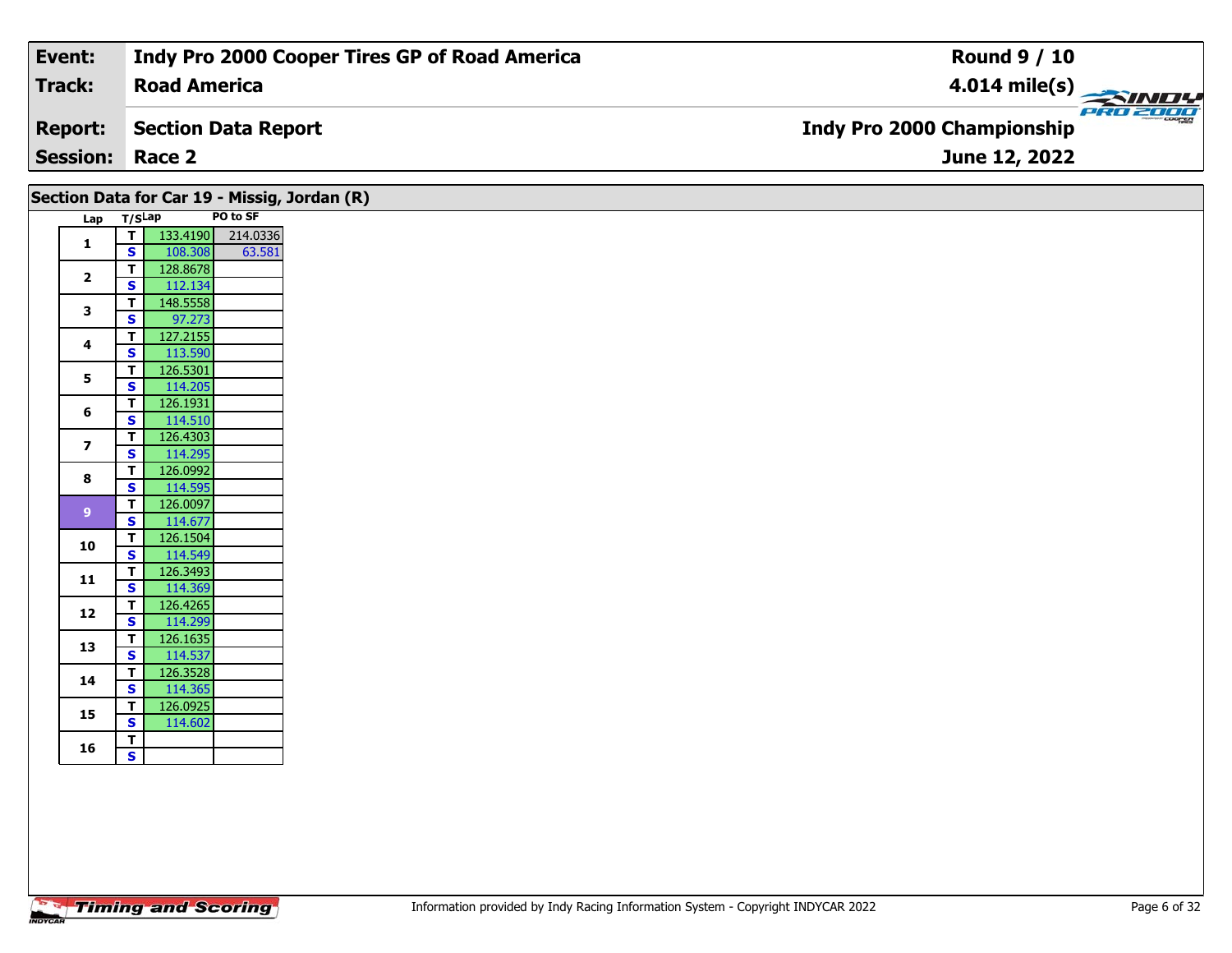| Event: | Indy Pro 2000 Cooper Tires GP of Road America | Round 9 / 10 |
|---|---|---|
| Track: | Road America | 4.014 mile(s) |
| Report: | Section Data Report | Indy Pro 2000 Championship |
| Session: | Race 2 | June 12, 2022 |

## Section Data for Car 19 - Missig, Jordan (R)

| Lap | T/S | Lap | PO to SF |
|---|---|---|---|
| 1 | T | 133.4190 | 214.0336 |
| | S | 108.308 | 63.581 |
| 2 | T | 128.8678 | |
| | S | 112.134 | |
| 3 | T | 148.5558 | |
| | S | 97.273 | |
| 4 | T | 127.2155 | |
| | S | 113.590 | |
| 5 | T | 126.5301 | |
| | S | 114.205 | |
| 6 | T | 126.1931 | |
| | S | 114.510 | |
| 7 | T | 126.4303 | |
| | S | 114.295 | |
| 8 | T | 126.0992 | |
| | S | 114.595 | |
| 9 | T | 126.0097 | |
| | S | 114.677 | |
| 10 | T | 126.1504 | |
| | S | 114.549 | |
| 11 | T | 126.3493 | |
| | S | 114.369 | |
| 12 | T | 126.4265 | |
| | S | 114.299 | |
| 13 | T | 126.1635 | |
| | S | 114.537 | |
| 14 | T | 126.3528 | |
| | S | 114.365 | |
| 15 | T | 126.0925 | |
| | S | 114.602 | |
| 16 | T | | |
| | S | | |

Information provided by Indy Racing Information System - Copyright INDYCAR 2022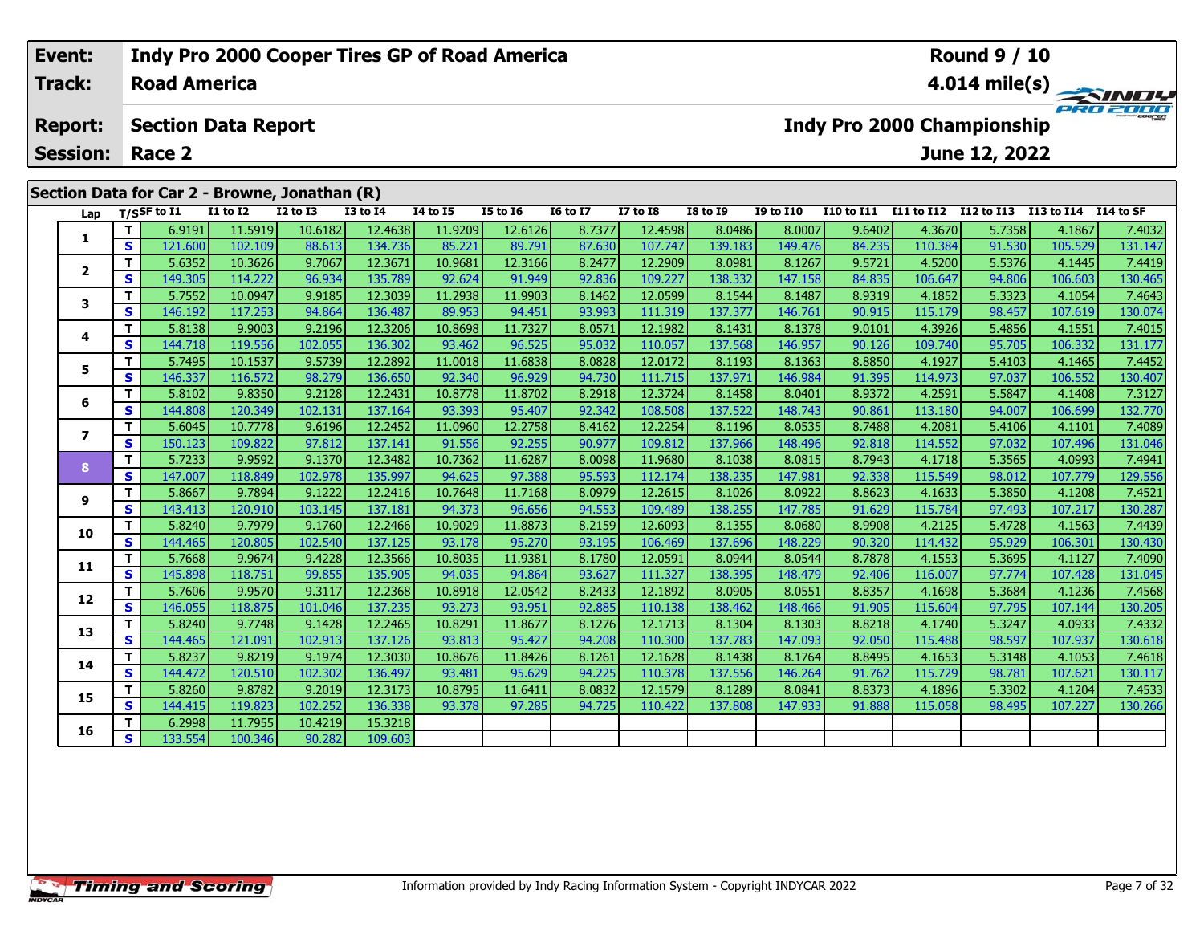| Event: | Indy Pro 2000 Cooper Tires GP of Road America | Round 9 / 10 |
|---|---|---|
| Track: | Road America | 4.014 mile(s) |
| Report: | Section Data Report | Indy Pro 2000 Championship |
| Session: | Race 2 | June 12, 2022 |

## Section Data for Car 2 - Browne, Jonathan (R)

| Lap | T/S | SF to I1 | I1 to I2 | I2 to I3 | I3 to I4 | I4 to I5 | I5 to I6 | I6 to I7 | I7 to I8 | I8 to I9 | I9 to I10 | I10 to I11 | I11 to I12 | I12 to I13 | I13 to I14 | I14 to SF |
|---|---|---|---|---|---|---|---|---|---|---|---|---|---|---|---|---|
| 1 | T | 6.9191 | 11.5919 | 10.6182 | 12.4638 | 11.9209 | 12.6126 | 8.7377 | 12.4598 | 8.0486 | 8.0007 | 9.6402 | 4.3670 | 5.7358 | 4.1867 | 7.4032 |
| | S | 121.600 | 102.109 | 88.613 | 134.736 | 85.221 | 89.791 | 87.630 | 107.747 | 139.183 | 149.476 | 84.235 | 110.384 | 91.530 | 105.529 | 131.147 |
| 2 | T | 5.6352 | 10.3626 | 9.7067 | 12.3671 | 10.9681 | 12.3166 | 8.2477 | 12.2909 | 8.0981 | 8.1267 | 9.5721 | 4.5200 | 5.5376 | 4.1445 | 7.4419 |
| | S | 149.305 | 114.222 | 96.934 | 135.789 | 92.624 | 91.949 | 92.836 | 109.227 | 138.332 | 147.158 | 84.835 | 106.647 | 94.806 | 106.603 | 130.465 |
| 3 | T | 5.7552 | 10.0947 | 9.9185 | 12.3039 | 11.2938 | 11.9903 | 8.1462 | 12.0599 | 8.1544 | 8.1487 | 8.9319 | 4.1852 | 5.3323 | 4.1054 | 7.4643 |
| | S | 146.192 | 117.253 | 94.864 | 136.487 | 89.953 | 94.451 | 93.993 | 111.319 | 137.377 | 146.761 | 90.915 | 115.179 | 98.457 | 107.619 | 130.074 |
| 4 | T | 5.8138 | 9.9003 | 9.2196 | 12.3206 | 10.8698 | 11.7327 | 8.0571 | 12.1982 | 8.1431 | 8.1378 | 9.0101 | 4.3926 | 5.4856 | 4.1551 | 7.4015 |
| | S | 144.718 | 119.556 | 102.055 | 136.302 | 93.462 | 96.525 | 95.032 | 110.057 | 137.568 | 146.957 | 90.126 | 109.740 | 95.705 | 106.332 | 131.177 |
| 5 | T | 5.7495 | 10.1537 | 9.5739 | 12.2892 | 11.0018 | 11.6838 | 8.0828 | 12.0172 | 8.1193 | 8.1363 | 8.8850 | 4.1927 | 5.4103 | 4.1465 | 7.4452 |
| | S | 146.337 | 116.572 | 98.279 | 136.650 | 92.340 | 96.929 | 94.730 | 111.715 | 137.971 | 146.984 | 91.395 | 114.973 | 97.037 | 106.552 | 130.407 |
| 6 | T | 5.8102 | 9.8350 | 9.2128 | 12.2431 | 10.8778 | 11.8702 | 8.2918 | 12.3724 | 8.1458 | 8.0401 | 8.9372 | 4.2591 | 5.5847 | 4.1408 | 7.3127 |
| | S | 144.808 | 120.349 | 102.131 | 137.164 | 93.393 | 95.407 | 92.342 | 108.508 | 137.522 | 148.743 | 90.861 | 113.180 | 94.007 | 106.699 | 132.770 |
| 7 | T | 5.6045 | 10.7778 | 9.6196 | 12.2452 | 11.0960 | 12.2758 | 8.4162 | 12.2254 | 8.1196 | 8.0535 | 8.7488 | 4.2081 | 5.4106 | 4.1101 | 7.4089 |
| | S | 150.123 | 109.822 | 97.812 | 137.141 | 91.556 | 92.255 | 90.977 | 109.812 | 137.966 | 148.496 | 92.818 | 114.552 | 97.032 | 107.496 | 131.046 |
| 8 | T | 5.7233 | 9.9592 | 9.1370 | 12.3482 | 10.7362 | 11.6287 | 8.0098 | 11.9680 | 8.1038 | 8.0815 | 8.7943 | 4.1718 | 5.3565 | 4.0993 | 7.4941 |
| | S | 147.007 | 118.849 | 102.978 | 135.997 | 94.625 | 97.388 | 95.593 | 112.174 | 138.235 | 147.981 | 92.338 | 115.549 | 98.012 | 107.779 | 129.556 |
| 9 | T | 5.8667 | 9.7894 | 9.1222 | 12.2416 | 10.7648 | 11.7168 | 8.0979 | 12.2615 | 8.1026 | 8.0922 | 8.8623 | 4.1633 | 5.3850 | 4.1208 | 7.4521 |
| | S | 143.413 | 120.910 | 103.145 | 137.181 | 94.373 | 96.656 | 94.553 | 109.489 | 138.255 | 147.785 | 91.629 | 115.784 | 97.493 | 107.217 | 130.287 |
| 10 | T | 5.8240 | 9.7979 | 9.1760 | 12.2466 | 10.9029 | 11.8873 | 8.2159 | 12.6093 | 8.1355 | 8.0680 | 8.9908 | 4.2125 | 5.4728 | 4.1563 | 7.4439 |
| | S | 144.465 | 120.805 | 102.540 | 137.125 | 93.178 | 95.270 | 93.195 | 106.469 | 137.696 | 148.229 | 90.320 | 114.432 | 95.929 | 106.301 | 130.430 |
| 11 | T | 5.7668 | 9.9674 | 9.4228 | 12.3566 | 10.8035 | 11.9381 | 8.1780 | 12.0591 | 8.0944 | 8.0544 | 8.7878 | 4.1553 | 5.3695 | 4.1127 | 7.4090 |
| | S | 145.898 | 118.751 | 99.855 | 135.905 | 94.035 | 94.864 | 93.627 | 111.327 | 138.395 | 148.479 | 92.406 | 116.007 | 97.774 | 107.428 | 131.045 |
| 12 | T | 5.7606 | 9.9570 | 9.3117 | 12.2368 | 10.8918 | 12.0542 | 8.2433 | 12.1892 | 8.0905 | 8.0551 | 8.8357 | 4.1698 | 5.3684 | 4.1236 | 7.4568 |
| | S | 146.055 | 118.875 | 101.046 | 137.235 | 93.273 | 93.951 | 92.885 | 110.138 | 138.462 | 148.466 | 91.905 | 115.604 | 97.795 | 107.144 | 130.205 |
| 13 | T | 5.8240 | 9.7748 | 9.1428 | 12.2465 | 10.8291 | 11.8677 | 8.1276 | 12.1713 | 8.1304 | 8.1303 | 8.8218 | 4.1740 | 5.3247 | 4.0933 | 7.4332 |
| | S | 144.465 | 121.091 | 102.913 | 137.126 | 93.813 | 95.427 | 94.208 | 110.300 | 137.783 | 147.093 | 92.050 | 115.488 | 98.597 | 107.937 | 130.618 |
| 14 | T | 5.8237 | 9.8219 | 9.1974 | 12.3030 | 10.8676 | 11.8426 | 8.1261 | 12.1628 | 8.1438 | 8.1764 | 8.8495 | 4.1653 | 5.3148 | 4.1053 | 7.4618 |
| | S | 144.472 | 120.510 | 102.302 | 136.497 | 93.481 | 95.629 | 94.225 | 110.378 | 137.556 | 146.264 | 91.762 | 115.729 | 98.781 | 107.621 | 130.117 |
| 15 | T | 5.8260 | 9.8782 | 9.2019 | 12.3173 | 10.8795 | 11.6411 | 8.0832 | 12.1579 | 8.1289 | 8.0841 | 8.8373 | 4.1896 | 5.3302 | 4.1204 | 7.4533 |
| | S | 144.415 | 119.823 | 102.252 | 136.338 | 93.378 | 97.285 | 94.725 | 110.422 | 137.808 | 147.933 | 91.888 | 115.058 | 98.495 | 107.227 | 130.266 |
| 16 | T | 6.2998 | 11.7955 | 10.4219 | 15.3218 | | | | | | | | | | | |
| | S | 133.554 | 100.346 | 90.282 | 109.603 | | | | | | | | | | | |

Information provided by Indy Racing Information System - Copyright INDYCAR 2022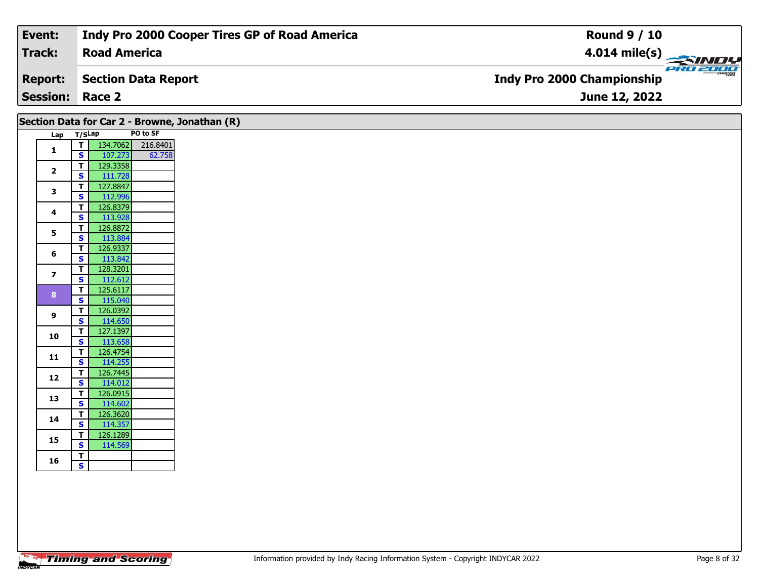| Event: | Indy Pro 2000 Cooper Tires GP of Road America | Round 9 / 10 |
|---|---|---|
| Track: | Road America | 4.014 mile(s) |
| Report: | Section Data Report | Indy Pro 2000 Championship |
| Session: | Race 2 | June 12, 2022 |

## Section Data for Car 2 - Browne, Jonathan (R)

| Lap | T/S | Lap | PO to SF |
|---|---|---|---|
| 1 | T | 134.7062 | 216.8401 |
| | S | 107.273 | 62.758 |
| 2 | T | 129.3358 | |
| | S | 111.728 | |
| 3 | T | 127.8847 | |
| | S | 112.996 | |
| 4 | T | 126.8379 | |
| | S | 113.928 | |
| 5 | T | 126.8872 | |
| | S | 113.884 | |
| 6 | T | 126.9337 | |
| | S | 113.842 | |
| 7 | T | 128.3201 | |
| | S | 112.612 | |
| 8 | T | 125.6117 | |
| | S | 115.040 | |
| 9 | T | 126.0392 | |
| | S | 114.650 | |
| 10 | T | 127.1397 | |
| | S | 113.658 | |
| 11 | T | 126.4754 | |
| | S | 114.255 | |
| 12 | T | 126.7445 | |
| | S | 114.012 | |
| 13 | T | 126.0915 | |
| | S | 114.602 | |
| 14 | T | 126.3620 | |
| | S | 114.357 | |
| 15 | T | 126.1289 | |
| | S | 114.569 | |
| 16 | T | | |
| | S | | |

Timing and Scoring

Information provided by Indy Racing Information System - Copyright INDYCAR 2022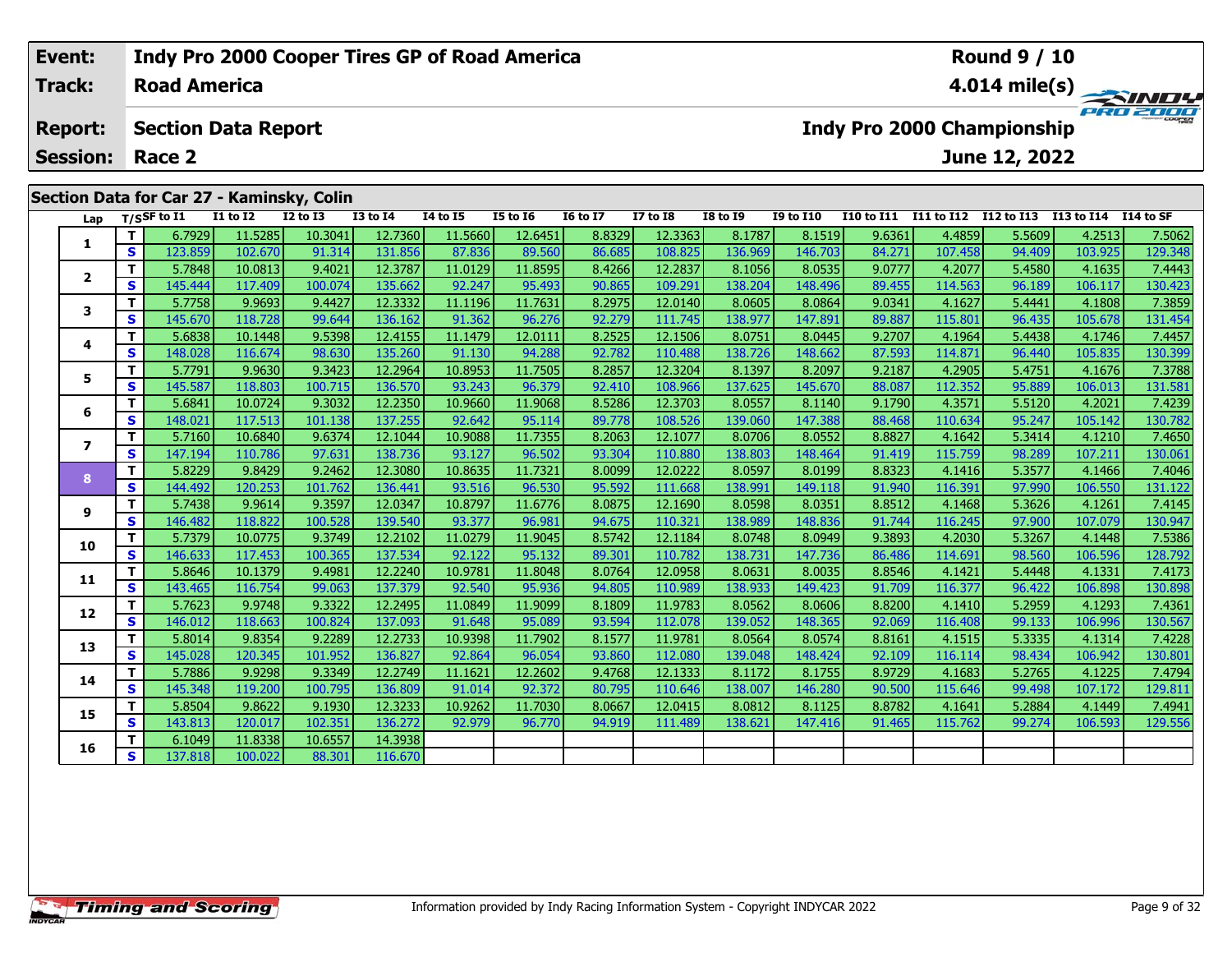| Event: | Indy Pro 2000 Cooper Tires GP of Road America | Round 9 / 10 |
|---|---|---|
| Track: | Road America | 4.014 mile(s) |
| Report: | Section Data Report | Indy Pro 2000 Championship |
| Session: | Race 2 | June 12, 2022 |

## Section Data for Car 27 - Kaminsky, Colin

| Lap | T/S | SF to I1 | I1 to I2 | I2 to I3 | I3 to I4 | I4 to I5 | I5 to I6 | I6 to I7 | I7 to I8 | I8 to I9 | I9 to I10 | I10 to I11 | I11 to I12 | I12 to I13 | I13 to I14 | I14 to SF |
|---|---|---|---|---|---|---|---|---|---|---|---|---|---|---|---|---|
| 1 | T | 6.7929 | 11.5285 | 10.3041 | 12.7360 | 11.5660 | 12.6451 | 8.8329 | 12.3363 | 8.1787 | 8.1519 | 9.6361 | 4.4859 | 5.5609 | 4.2513 | 7.5062 |
| | S | 123.859 | 102.670 | 91.314 | 131.856 | 87.836 | 89.560 | 86.685 | 108.825 | 136.969 | 146.703 | 84.271 | 107.458 | 94.409 | 103.925 | 129.348 |
| 2 | T | 5.7848 | 10.0813 | 9.4021 | 12.3787 | 11.0129 | 11.8595 | 8.4266 | 12.2837 | 8.1056 | 8.0535 | 9.0777 | 4.2077 | 5.4580 | 4.1635 | 7.4443 |
| | S | 145.444 | 117.409 | 100.074 | 135.662 | 92.247 | 95.493 | 90.865 | 109.291 | 138.204 | 148.496 | 89.455 | 114.563 | 96.189 | 106.117 | 130.423 |
| 3 | T | 5.7758 | 9.9693 | 9.4427 | 12.3332 | 11.1196 | 11.7631 | 8.2975 | 12.0140 | 8.0605 | 8.0864 | 9.0341 | 4.1627 | 5.4441 | 4.1808 | 7.3859 |
| | S | 145.670 | 118.728 | 99.644 | 136.162 | 91.362 | 96.276 | 92.279 | 111.745 | 138.977 | 147.891 | 89.887 | 115.801 | 96.435 | 105.678 | 131.454 |
| 4 | T | 5.6838 | 10.1448 | 9.5398 | 12.4155 | 11.1479 | 12.0111 | 8.2525 | 12.1506 | 8.0751 | 8.0445 | 9.2707 | 4.1964 | 5.4438 | 4.1746 | 7.4457 |
| | S | 148.028 | 116.674 | 98.630 | 135.260 | 91.130 | 94.288 | 92.782 | 110.488 | 138.726 | 148.662 | 87.593 | 114.871 | 96.440 | 105.835 | 130.399 |
| 5 | T | 5.7791 | 9.9630 | 9.3423 | 12.2964 | 10.8953 | 11.7505 | 8.2857 | 12.3204 | 8.1397 | 8.2097 | 9.2187 | 4.2905 | 5.4751 | 4.1676 | 7.3788 |
| | S | 145.587 | 118.803 | 100.715 | 136.570 | 93.243 | 96.379 | 92.410 | 108.966 | 137.625 | 145.670 | 88.087 | 112.352 | 95.889 | 106.013 | 131.581 |
| 6 | T | 5.6841 | 10.0724 | 9.3032 | 12.2350 | 10.9660 | 11.9068 | 8.5286 | 12.3703 | 8.0557 | 8.1140 | 9.1790 | 4.3571 | 5.5120 | 4.2021 | 7.4239 |
| | S | 148.021 | 117.513 | 101.138 | 137.255 | 92.642 | 95.114 | 89.778 | 108.526 | 139.060 | 147.388 | 88.468 | 110.634 | 95.247 | 105.142 | 130.782 |
| 7 | T | 5.7160 | 10.6840 | 9.6374 | 12.1044 | 10.9088 | 11.7355 | 8.2063 | 12.1077 | 8.0706 | 8.0552 | 8.8827 | 4.1642 | 5.3414 | 4.1210 | 7.4650 |
| | S | 147.194 | 110.786 | 97.631 | 138.736 | 93.127 | 96.502 | 93.304 | 110.880 | 138.803 | 148.464 | 91.419 | 115.759 | 98.289 | 107.211 | 130.061 |
| 8 | T | 5.8229 | 9.8429 | 9.2462 | 12.3080 | 10.8635 | 11.7321 | 8.0099 | 12.0222 | 8.0597 | 8.0199 | 8.8323 | 4.1416 | 5.3577 | 4.1466 | 7.4046 |
| | S | 144.492 | 120.253 | 101.762 | 136.441 | 93.516 | 96.530 | 95.592 | 111.668 | 138.991 | 149.118 | 91.940 | 116.391 | 97.990 | 106.550 | 131.122 |
| 9 | T | 5.7438 | 9.9614 | 9.3597 | 12.0347 | 10.8797 | 11.6776 | 8.0875 | 12.1690 | 8.0598 | 8.0351 | 8.8512 | 4.1468 | 5.3626 | 4.1261 | 7.4145 |
| | S | 146.482 | 118.822 | 100.528 | 139.540 | 93.377 | 96.981 | 94.675 | 110.321 | 138.989 | 148.836 | 91.744 | 116.245 | 97.900 | 107.079 | 130.947 |
| 10 | T | 5.7379 | 10.0775 | 9.3749 | 12.2102 | 11.0279 | 11.9045 | 8.5742 | 12.1184 | 8.0748 | 8.0949 | 9.3893 | 4.2030 | 5.3267 | 4.1448 | 7.5386 |
| | S | 146.633 | 117.453 | 100.365 | 137.534 | 92.122 | 95.132 | 89.301 | 110.782 | 138.731 | 147.736 | 86.486 | 114.691 | 98.560 | 106.596 | 128.792 |
| 11 | T | 5.8646 | 10.1379 | 9.4981 | 12.2240 | 10.9781 | 11.8048 | 8.0764 | 12.0958 | 8.0631 | 8.0035 | 8.8546 | 4.1421 | 5.4448 | 4.1331 | 7.4173 |
| | S | 143.465 | 116.754 | 99.063 | 137.379 | 92.540 | 95.936 | 94.805 | 110.989 | 138.933 | 149.423 | 91.709 | 116.377 | 96.422 | 106.898 | 130.898 |
| 12 | T | 5.7623 | 9.9748 | 9.3322 | 12.2495 | 11.0849 | 11.9099 | 8.1809 | 11.9783 | 8.0562 | 8.0606 | 8.8200 | 4.1410 | 5.2959 | 4.1293 | 7.4361 |
| | S | 146.012 | 118.663 | 100.824 | 137.093 | 91.648 | 95.089 | 93.594 | 112.078 | 139.052 | 148.365 | 92.069 | 116.408 | 99.133 | 106.996 | 130.567 |
| 13 | T | 5.8014 | 9.8354 | 9.2289 | 12.2733 | 10.9398 | 11.7902 | 8.1577 | 11.9781 | 8.0564 | 8.0574 | 8.8161 | 4.1515 | 5.3335 | 4.1314 | 7.4228 |
| | S | 145.028 | 120.345 | 101.952 | 136.827 | 92.864 | 96.054 | 93.860 | 112.080 | 139.048 | 148.424 | 92.109 | 116.114 | 98.434 | 106.942 | 130.801 |
| 14 | T | 5.7886 | 9.9298 | 9.3349 | 12.2749 | 11.1621 | 12.2602 | 9.4768 | 12.1333 | 8.1172 | 8.1755 | 8.9729 | 4.1683 | 5.2765 | 4.1225 | 7.4794 |
| | S | 145.348 | 119.200 | 100.795 | 136.809 | 91.014 | 92.372 | 80.795 | 110.646 | 138.007 | 146.280 | 90.500 | 115.646 | 99.498 | 107.172 | 129.811 |
| 15 | T | 5.8504 | 9.8622 | 9.1930 | 12.3233 | 10.9262 | 11.7030 | 8.0667 | 12.0415 | 8.0812 | 8.1125 | 8.8782 | 4.1641 | 5.2884 | 4.1449 | 7.4941 |
| | S | 143.813 | 120.017 | 102.351 | 136.272 | 92.979 | 96.770 | 94.919 | 111.489 | 138.621 | 147.416 | 91.465 | 115.762 | 99.274 | 106.593 | 129.556 |
| 16 | T | 6.1049 | 11.8338 | 10.6557 | 14.3938 | | | | | | | | | | | |
| | S | 137.818 | 100.022 | 88.301 | 116.670 | | | | | | | | | | | |

Information provided by Indy Racing Information System - Copyright INDYCAR 2022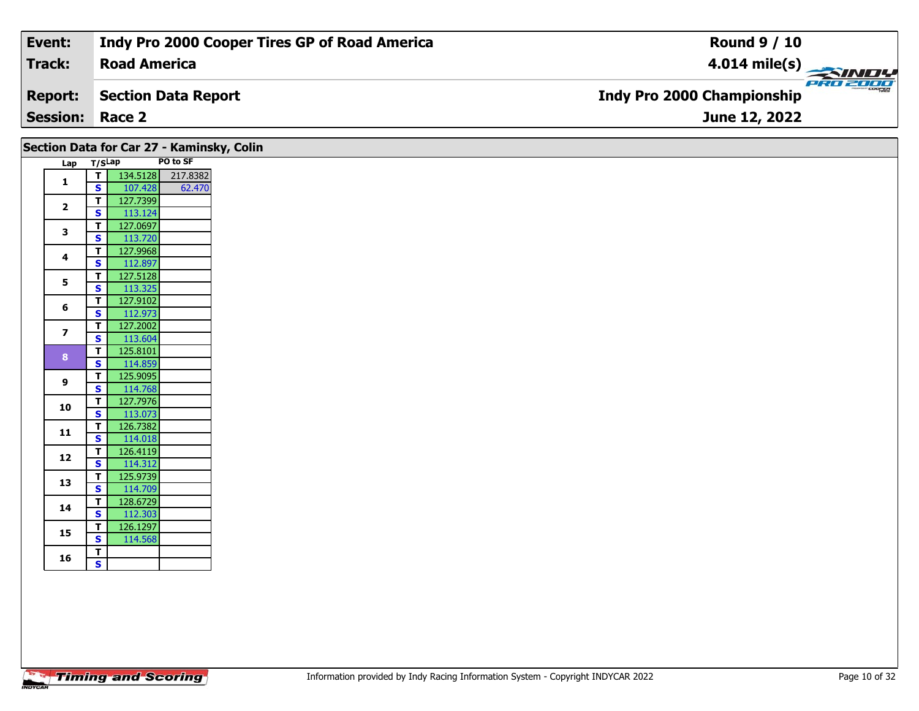| Event: | Indy Pro 2000 Cooper Tires GP of Road America | Round 9 / 10 |
|---|---|---|
| Track: | Road America | 4.014 mile(s) |
| Report: | Section Data Report | Indy Pro 2000 Championship |
| Session: | Race 2 | June 12, 2022 |

## Section Data for Car 27 - Kaminsky, Colin

| Lap | T/S | Lap | PO to SF |
|---|---|---|---|
| 1 | T | 134.5128 | 217.8382 |
| | S | 107.428 | 62.470 |
| 2 | T | 127.7399 | |
| | S | 113.124 | |
| 3 | T | 127.0697 | |
| | S | 113.720 | |
| 4 | T | 127.9968 | |
| | S | 112.897 | |
| 5 | T | 127.5128 | |
| | S | 113.325 | |
| 6 | T | 127.9102 | |
| | S | 112.973 | |
| 7 | T | 127.2002 | |
| | S | 113.604 | |
| 8 | T | 125.8101 | |
| | S | 114.859 | |
| 9 | T | 125.9095 | |
| | S | 114.768 | |
| 10 | T | 127.7976 | |
| | S | 113.073 | |
| 11 | T | 126.7382 | |
| | S | 114.018 | |
| 12 | T | 126.4119 | |
| | S | 114.312 | |
| 13 | T | 125.9739 | |
| | S | 114.709 | |
| 14 | T | 128.6729 | |
| | S | 112.303 | |
| 15 | T | 126.1297 | |
| | S | 114.568 | |
| 16 | T | | |
| | S | | |

Information provided by Indy Racing Information System - Copyright INDYCAR 2022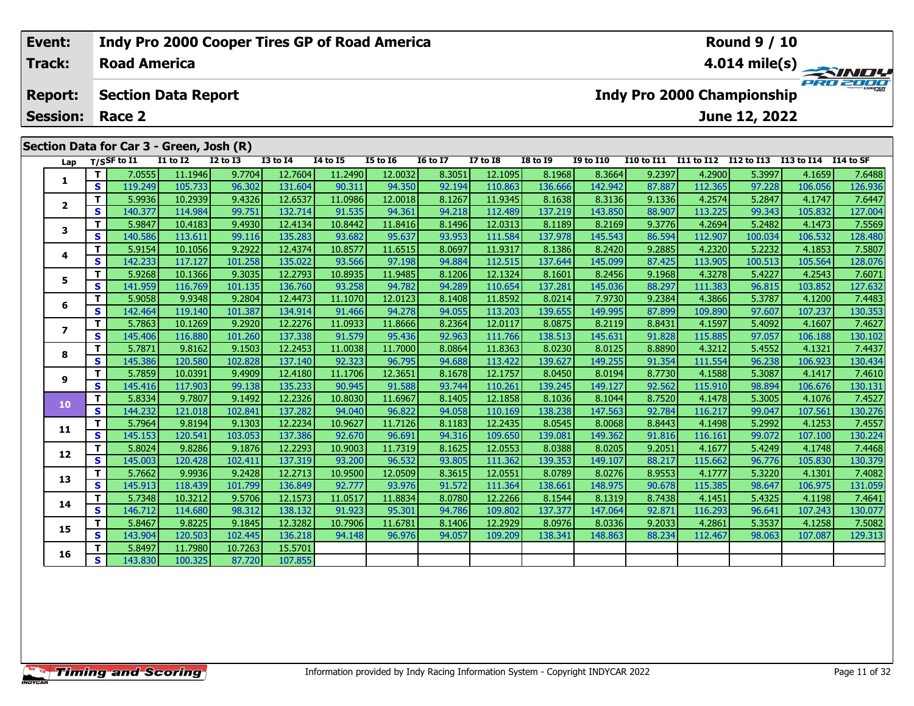| Event: | Indy Pro 2000 Cooper Tires GP of Road America | Round 9 / 10 |
|---|---|---|
| Track: | Road America | 4.014 mile(s) |
| Report: | Section Data Report | Indy Pro 2000 Championship |
| Session: | Race 2 | June 12, 2022 |

## Section Data for Car 3 - Green, Josh (R)

| Lap | T/S | SF to I1 | I1 to I2 | I2 to I3 | I3 to I4 | I4 to I5 | I5 to I6 | I6 to I7 | I7 to I8 | I8 to I9 | I9 to I10 | I10 to I11 | I11 to I12 | I12 to I13 | I13 to I14 | I14 to SF |
|---|---|---|---|---|---|---|---|---|---|---|---|---|---|---|---|---|
| 1 | T | 7.0555 | 11.1946 | 9.7704 | 12.7604 | 11.2490 | 12.0032 | 8.3051 | 12.1095 | 8.1968 | 8.3664 | 9.2397 | 4.2900 | 5.3997 | 4.1659 | 7.6488 |
| | S | 119.249 | 105.733 | 96.302 | 131.604 | 90.311 | 94.350 | 92.194 | 110.863 | 136.666 | 142.942 | 87.887 | 112.365 | 97.228 | 106.056 | 126.936 |
| 2 | T | 5.9936 | 10.2939 | 9.4326 | 12.6537 | 11.0986 | 12.0018 | 8.1267 | 11.9345 | 8.1638 | 8.3136 | 9.1336 | 4.2574 | 5.2847 | 4.1747 | 7.6447 |
| | S | 140.377 | 114.984 | 99.751 | 132.714 | 91.535 | 94.361 | 94.218 | 112.489 | 137.219 | 143.850 | 88.907 | 113.225 | 99.343 | 105.832 | 127.004 |
| 3 | T | 5.9847 | 10.4183 | 9.4930 | 12.4134 | 10.8442 | 11.8416 | 8.1496 | 12.0313 | 8.1189 | 8.2169 | 9.3776 | 4.2694 | 5.2482 | 4.1473 | 7.5569 |
| | S | 140.586 | 113.611 | 99.116 | 135.283 | 93.682 | 95.637 | 93.953 | 111.584 | 137.978 | 145.543 | 86.594 | 112.907 | 100.034 | 106.532 | 128.480 |
| 4 | T | 5.9154 | 10.1056 | 9.2922 | 12.4374 | 10.8577 | 11.6515 | 8.0697 | 11.9317 | 8.1386 | 8.2420 | 9.2885 | 4.2320 | 5.2232 | 4.1853 | 7.5807 |
| | S | 142.233 | 117.127 | 101.258 | 135.022 | 93.566 | 97.198 | 94.884 | 112.515 | 137.644 | 145.099 | 87.425 | 113.905 | 100.513 | 105.564 | 128.076 |
| 5 | T | 5.9268 | 10.1366 | 9.3035 | 12.2793 | 10.8935 | 11.9485 | 8.1206 | 12.1324 | 8.1601 | 8.2456 | 9.1968 | 4.3278 | 5.4227 | 4.2543 | 7.6071 |
| | S | 141.959 | 116.769 | 101.135 | 136.760 | 93.258 | 94.782 | 94.289 | 110.654 | 137.281 | 145.036 | 88.297 | 111.383 | 96.815 | 103.852 | 127.632 |
| 6 | T | 5.9058 | 9.9348 | 9.2804 | 12.4473 | 11.1070 | 12.0123 | 8.1408 | 11.8592 | 8.0214 | 7.9730 | 9.2384 | 4.3866 | 5.3787 | 4.1200 | 7.4483 |
| | S | 142.464 | 119.140 | 101.387 | 134.914 | 91.466 | 94.278 | 94.055 | 113.203 | 139.655 | 149.995 | 87.899 | 109.890 | 97.607 | 107.237 | 130.353 |
| 7 | T | 5.7863 | 10.1269 | 9.2920 | 12.2276 | 11.0933 | 11.8666 | 8.2364 | 12.0117 | 8.0875 | 8.2119 | 8.8431 | 4.1597 | 5.4092 | 4.1607 | 7.4627 |
| | S | 145.406 | 116.880 | 101.260 | 137.338 | 91.579 | 95.436 | 92.963 | 111.766 | 138.513 | 145.631 | 91.828 | 115.885 | 97.057 | 106.188 | 130.102 |
| 8 | T | 5.7871 | 9.8162 | 9.1503 | 12.2453 | 11.0038 | 11.7000 | 8.0864 | 11.8363 | 8.0230 | 8.0125 | 8.8890 | 4.3212 | 5.4552 | 4.1321 | 7.4437 |
| | S | 145.386 | 120.580 | 102.828 | 137.140 | 92.323 | 96.795 | 94.688 | 113.422 | 139.627 | 149.255 | 91.354 | 111.554 | 96.238 | 106.923 | 130.434 |
| 9 | T | 5.7859 | 10.0391 | 9.4909 | 12.4180 | 11.1706 | 12.3651 | 8.1678 | 12.1757 | 8.0450 | 8.0194 | 8.7730 | 4.1588 | 5.3087 | 4.1417 | 7.4610 |
| | S | 145.416 | 117.903 | 99.138 | 135.233 | 90.945 | 91.588 | 93.744 | 110.261 | 139.245 | 149.127 | 92.562 | 115.910 | 98.894 | 106.676 | 130.131 |
| 10 | T | 5.8334 | 9.7807 | 9.1492 | 12.2326 | 10.8030 | 11.6967 | 8.1405 | 12.1858 | 8.1036 | 8.1044 | 8.7520 | 4.1478 | 5.3005 | 4.1076 | 7.4527 |
| | S | 144.232 | 121.018 | 102.841 | 137.282 | 94.040 | 96.822 | 94.058 | 110.169 | 138.238 | 147.563 | 92.784 | 116.217 | 99.047 | 107.561 | 130.276 |
| 11 | T | 5.7964 | 9.8194 | 9.1303 | 12.2234 | 10.9627 | 11.7126 | 8.1183 | 12.2435 | 8.0545 | 8.0068 | 8.8443 | 4.1498 | 5.2992 | 4.1253 | 7.4557 |
| | S | 145.153 | 120.541 | 103.053 | 137.386 | 92.670 | 96.691 | 94.316 | 109.650 | 139.081 | 149.362 | 91.816 | 116.161 | 99.072 | 107.100 | 130.224 |
| 12 | T | 5.8024 | 9.8286 | 9.1876 | 12.2293 | 10.9003 | 11.7319 | 8.1625 | 12.0553 | 8.0388 | 8.0205 | 9.2051 | 4.1677 | 5.4249 | 4.1748 | 7.4468 |
| | S | 145.003 | 120.428 | 102.411 | 137.319 | 93.200 | 96.532 | 93.805 | 111.362 | 139.353 | 149.107 | 88.217 | 115.662 | 96.776 | 105.830 | 130.379 |
| 13 | T | 5.7662 | 9.9936 | 9.2428 | 12.2713 | 10.9500 | 12.0509 | 8.3615 | 12.0551 | 8.0789 | 8.0276 | 8.9553 | 4.1777 | 5.3220 | 4.1301 | 7.4082 |
| | S | 145.913 | 118.439 | 101.799 | 136.849 | 92.777 | 93.976 | 91.572 | 111.364 | 138.661 | 148.975 | 90.678 | 115.385 | 98.647 | 106.975 | 131.059 |
| 14 | T | 5.7348 | 10.3212 | 9.5706 | 12.1573 | 11.0517 | 11.8834 | 8.0780 | 12.2266 | 8.1544 | 8.1319 | 8.7438 | 4.1451 | 5.4325 | 4.1198 | 7.4641 |
| | S | 146.712 | 114.680 | 98.312 | 138.132 | 91.923 | 95.301 | 94.786 | 109.802 | 137.377 | 147.064 | 92.871 | 116.293 | 96.641 | 107.243 | 130.077 |
| 15 | T | 5.8467 | 9.8225 | 9.1845 | 12.3282 | 10.7906 | 11.6781 | 8.1406 | 12.2929 | 8.0976 | 8.0336 | 9.2033 | 4.2861 | 5.3537 | 4.1258 | 7.5082 |
| | S | 143.904 | 120.503 | 102.445 | 136.218 | 94.148 | 96.976 | 94.057 | 109.209 | 138.341 | 148.863 | 88.234 | 112.467 | 98.063 | 107.087 | 129.313 |
| 16 | T | 5.8497 | 11.7980 | 10.7263 | 15.5701 | | | | | | | | | | | |
| | S | 143.830 | 100.325 | 87.720 | 107.855 | | | | | | | | | | | |

Information provided by Indy Racing Information System - Copyright INDYCAR 2022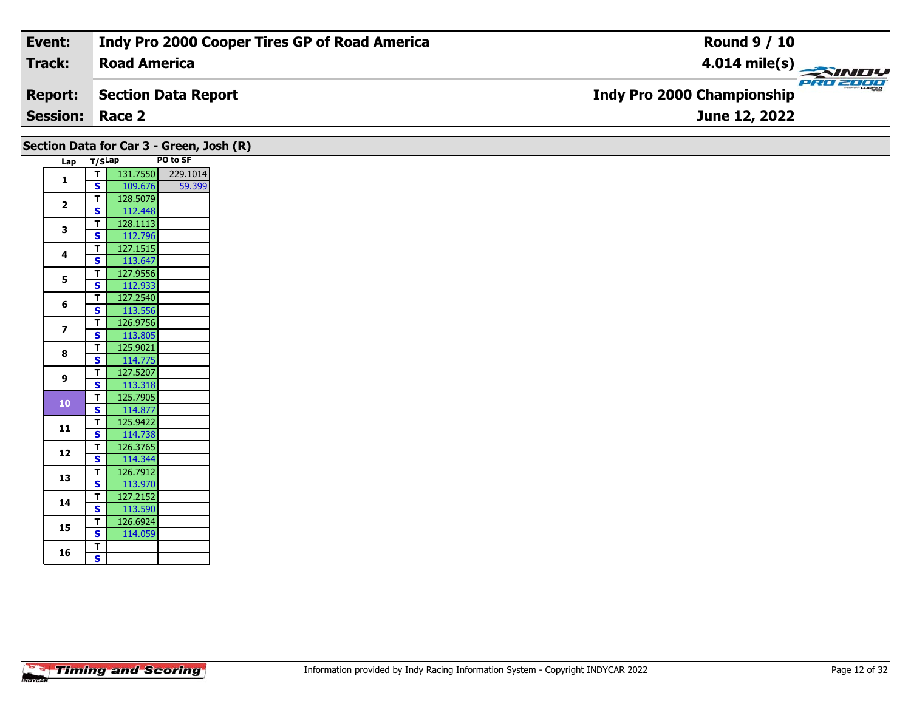| Event: | Indy Pro 2000 Cooper Tires GP of Road America | Round 9 / 10 |
|---|---|---|
| Track: | Road America | 4.014 mile(s) |
| Report: | Section Data Report | Indy Pro 2000 Championship |
| Session: | Race 2 | June 12, 2022 |

## Section Data for Car 3 - Green, Josh (R)

| Lap | T/S | Lap | PO to SF |
|---|---|---|---|
| 1 | T | 131.7550 | 229.1014 |
| | S | 109.676 | 59.399 |
| 2 | T | 128.5079 | |
| | S | 112.448 | |
| 3 | T | 128.1113 | |
| | S | 112.796 | |
| 4 | T | 127.1515 | |
| | S | 113.647 | |
| 5 | T | 127.9556 | |
| | S | 112.933 | |
| 6 | T | 127.2540 | |
| | S | 113.556 | |
| 7 | T | 126.9756 | |
| | S | 113.805 | |
| 8 | T | 125.9021 | |
| | S | 114.775 | |
| 9 | T | 127.5207 | |
| | S | 113.318 | |
| 10 | T | 125.7905 | |
| | S | 114.877 | |
| 11 | T | 125.9422 | |
| | S | 114.738 | |
| 12 | T | 126.3765 | |
| | S | 114.344 | |
| 13 | T | 126.7912 | |
| | S | 113.970 | |
| 14 | T | 127.2152 | |
| | S | 113.590 | |
| 15 | T | 126.6924 | |
| | S | 114.059 | |
| 16 | T | | |
| | S | | |

Information provided by Indy Racing Information System - Copyright INDYCAR 2022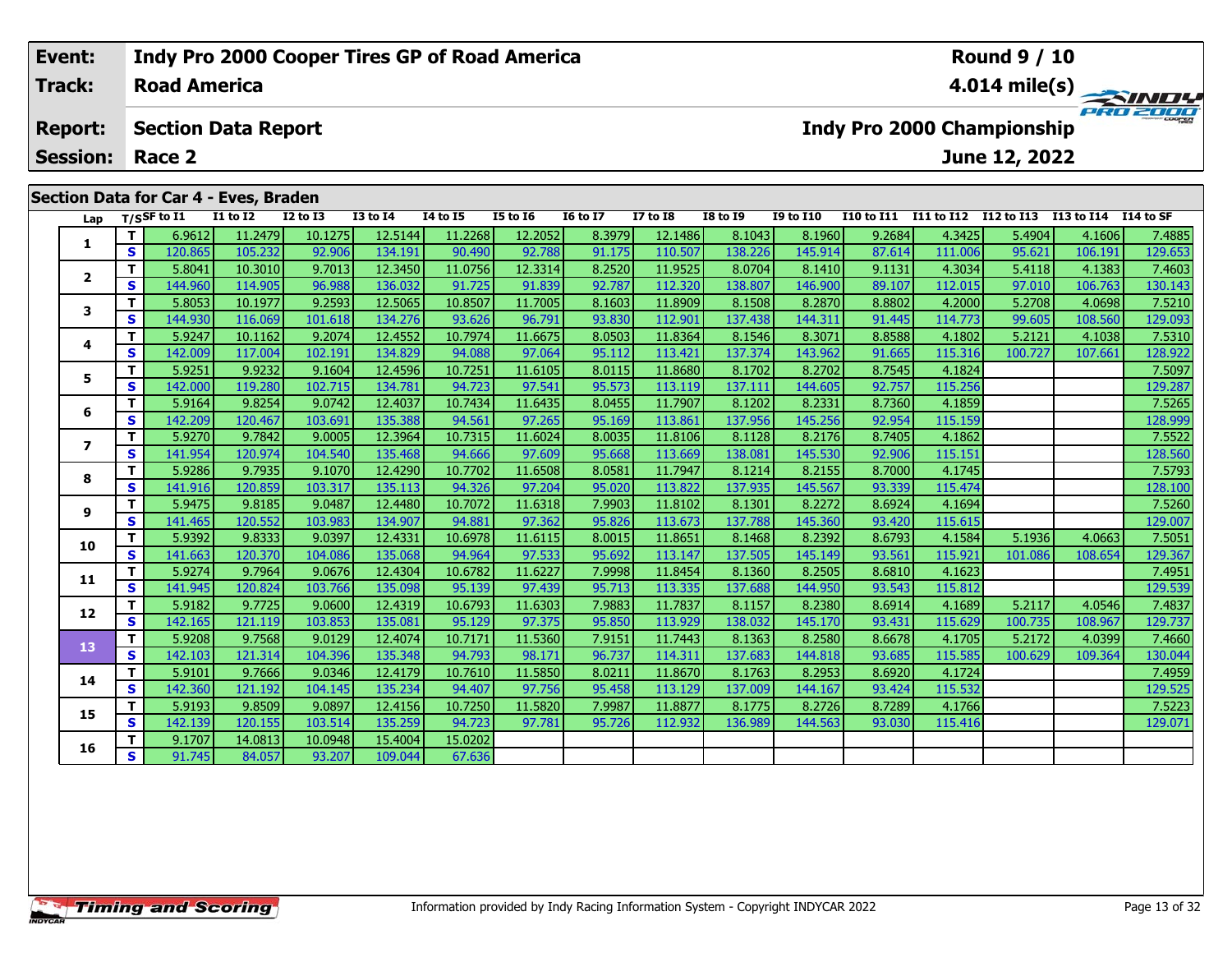| Event: | Indy Pro 2000 Cooper Tires GP of Road America | Round 9 / 10 |
|---|---|---|
| Track: | Road America | 4.014 mile(s) |
| Report: | Section Data Report | Indy Pro 2000 Championship |
| Session: | Race 2 | June 12, 2022 |

## Section Data for Car 4 - Eves, Braden

| Lap | T/S | SF to I1 | I1 to I2 | I2 to I3 | I3 to I4 | I4 to I5 | I5 to I6 | I6 to I7 | I7 to I8 | I8 to I9 | I9 to I10 | I10 to I11 | I11 to I12 | I12 to I13 | I13 to I14 | I14 to SF |
|---|---|---|---|---|---|---|---|---|---|---|---|---|---|---|---|---|
| 1 | T | 6.9612 | 11.2479 | 10.1275 | 12.5144 | 11.2268 | 12.2052 | 8.3979 | 12.1486 | 8.1043 | 8.1960 | 9.2684 | 4.3425 | 5.4904 | 4.1606 | 7.4885 |
| | S | 120.865 | 105.232 | 92.906 | 134.191 | 90.490 | 92.788 | 91.175 | 110.507 | 138.226 | 145.914 | 87.614 | 111.006 | 95.621 | 106.191 | 129.653 |
| 2 | T | 5.8041 | 10.3010 | 9.7013 | 12.3450 | 11.0756 | 12.3314 | 8.2520 | 11.9525 | 8.0704 | 8.1410 | 9.1131 | 4.3034 | 5.4118 | 4.1383 | 7.4603 |
| | S | 144.960 | 114.905 | 96.988 | 136.032 | 91.725 | 91.839 | 92.787 | 112.320 | 138.807 | 146.900 | 89.107 | 112.015 | 97.010 | 106.763 | 130.143 |
| 3 | T | 5.8053 | 10.1977 | 9.2593 | 12.5065 | 10.8507 | 11.7005 | 8.1603 | 11.8909 | 8.1508 | 8.2870 | 8.8802 | 4.2000 | 5.2708 | 4.0698 | 7.5210 |
| | S | 144.930 | 116.069 | 101.618 | 134.276 | 93.626 | 96.791 | 93.830 | 112.901 | 137.438 | 144.311 | 91.445 | 114.773 | 99.605 | 108.560 | 129.093 |
| 4 | T | 5.9247 | 10.1162 | 9.2074 | 12.4552 | 10.7974 | 11.6675 | 8.0503 | 11.8364 | 8.1546 | 8.3071 | 8.8588 | 4.1802 | 5.2121 | 4.1038 | 7.5310 |
| | S | 142.009 | 117.004 | 102.191 | 134.829 | 94.088 | 97.064 | 95.112 | 113.421 | 137.374 | 143.962 | 91.665 | 115.316 | 100.727 | 107.661 | 128.922 |
| 5 | T | 5.9251 | 9.9232 | 9.1604 | 12.4596 | 10.7251 | 11.6105 | 8.0115 | 11.8680 | 8.1702 | 8.2702 | 8.7545 | 4.1824 | | | 7.5097 |
| | S | 142.000 | 119.280 | 102.715 | 134.781 | 94.723 | 97.541 | 95.573 | 113.119 | 137.111 | 144.605 | 92.757 | 115.256 | | | 129.287 |
| 6 | T | 5.9164 | 9.8254 | 9.0742 | 12.4037 | 10.7434 | 11.6435 | 8.0455 | 11.7907 | 8.1202 | 8.2331 | 8.7360 | 4.1859 | | | 7.5265 |
| | S | 142.209 | 120.467 | 103.691 | 135.388 | 94.561 | 97.265 | 95.169 | 113.861 | 137.956 | 145.256 | 92.954 | 115.159 | | | 128.999 |
| 7 | T | 5.9270 | 9.7842 | 9.0005 | 12.3964 | 10.7315 | 11.6024 | 8.0035 | 11.8106 | 8.1128 | 8.2176 | 8.7405 | 4.1862 | | | 7.5522 |
| | S | 141.954 | 120.974 | 104.540 | 135.468 | 94.666 | 97.609 | 95.668 | 113.669 | 138.081 | 145.530 | 92.906 | 115.151 | | | 128.560 |
| 8 | T | 5.9286 | 9.7935 | 9.1070 | 12.4290 | 10.7702 | 11.6508 | 8.0581 | 11.7947 | 8.1214 | 8.2155 | 8.7000 | 4.1745 | | | 7.5793 |
| | S | 141.916 | 120.859 | 103.317 | 135.113 | 94.326 | 97.204 | 95.020 | 113.822 | 137.935 | 145.567 | 93.339 | 115.474 | | | 128.100 |
| 9 | T | 5.9475 | 9.8185 | 9.0487 | 12.4480 | 10.7072 | 11.6318 | 7.9903 | 11.8102 | 8.1301 | 8.2272 | 8.6924 | 4.1694 | | | 7.5260 |
| | S | 141.465 | 120.552 | 103.983 | 134.907 | 94.881 | 97.362 | 95.826 | 113.673 | 137.788 | 145.360 | 93.420 | 115.615 | | | 129.007 |
| 10 | T | 5.9392 | 9.8333 | 9.0397 | 12.4331 | 10.6978 | 11.6115 | 8.0015 | 11.8651 | 8.1468 | 8.2392 | 8.6793 | 4.1584 | 5.1936 | 4.0663 | 7.5051 |
| | S | 141.663 | 120.370 | 104.086 | 135.068 | 94.964 | 97.533 | 95.692 | 113.147 | 137.505 | 145.149 | 93.561 | 115.921 | 101.086 | 108.654 | 129.367 |
| 11 | T | 5.9274 | 9.7964 | 9.0676 | 12.4304 | 10.6782 | 11.6227 | 7.9998 | 11.8454 | 8.1360 | 8.2505 | 8.6810 | 4.1623 | | | 7.4951 |
| | S | 141.945 | 120.824 | 103.766 | 135.098 | 95.139 | 97.439 | 95.713 | 113.335 | 137.688 | 144.950 | 93.543 | 115.812 | | | 129.539 |
| 12 | T | 5.9182 | 9.7725 | 9.0600 | 12.4319 | 10.6793 | 11.6303 | 7.9883 | 11.7837 | 8.1157 | 8.2380 | 8.6914 | 4.1689 | 5.2117 | 4.0546 | 7.4837 |
| | S | 142.165 | 121.119 | 103.853 | 135.081 | 95.129 | 97.375 | 95.850 | 113.929 | 138.032 | 145.170 | 93.431 | 115.629 | 100.735 | 108.967 | 129.737 |
| 13 | T | 5.9208 | 9.7568 | 9.0129 | 12.4074 | 10.7171 | 11.5360 | 7.9151 | 11.7443 | 8.1363 | 8.2580 | 8.6678 | 4.1705 | 5.2172 | 4.0399 | 7.4660 |
| | S | 142.103 | 121.314 | 104.396 | 135.348 | 94.793 | 98.171 | 96.737 | 114.311 | 137.683 | 144.818 | 93.685 | 115.585 | 100.629 | 109.364 | 130.044 |
| 14 | T | 5.9101 | 9.7666 | 9.0346 | 12.4179 | 10.7610 | 11.5850 | 8.0211 | 11.8670 | 8.1763 | 8.2953 | 8.6920 | 4.1724 | | | 7.4959 |
| | S | 142.360 | 121.192 | 104.145 | 135.234 | 94.407 | 97.756 | 95.458 | 113.129 | 137.009 | 144.167 | 93.424 | 115.532 | | | 129.525 |
| 15 | T | 5.9193 | 9.8509 | 9.0897 | 12.4156 | 10.7250 | 11.5820 | 7.9987 | 11.8877 | 8.1775 | 8.2726 | 8.7289 | 4.1766 | | | 7.5223 |
| | S | 142.139 | 120.155 | 103.514 | 135.259 | 94.723 | 97.781 | 95.726 | 112.932 | 136.989 | 144.563 | 93.030 | 115.416 | | | 129.071 |
| 16 | T | 9.1707 | 14.0813 | 10.0948 | 15.4004 | 15.0202 | | | | | | | | | | |
| | S | 91.745 | 84.057 | 93.207 | 109.044 | 67.636 | | | | | | | | | | |

Information provided by Indy Racing Information System - Copyright INDYCAR 2022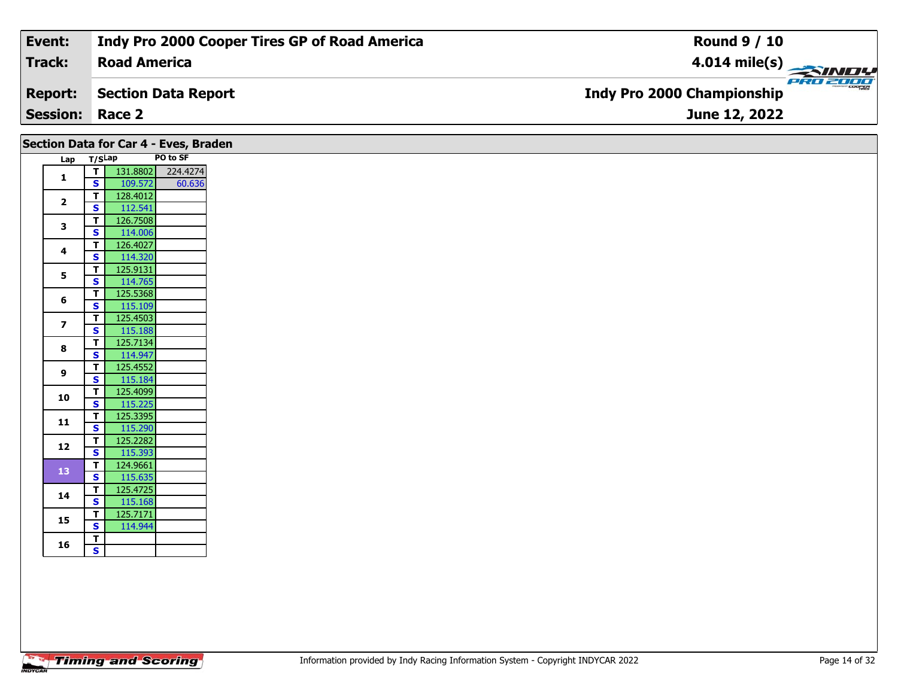| Event: | Indy Pro 2000 Cooper Tires GP of Road America | Round 9 / 10 |
|---|---|---|
| Track: | Road America | 4.014 mile(s) |
| Report: | Section Data Report | Indy Pro 2000 Championship |
| Session: | Race 2 | June 12, 2022 |

## Section Data for Car 4 - Eves, Braden

| Lap | T/S | Lap | PO to SF |
|---|---|---|---|
| 1 | T | 131.8802 | 224.4274 |
| | S | 109.572 | 60.636 |
| 2 | T | 128.4012 | |
| | S | 112.541 | |
| 3 | T | 126.7508 | |
| | S | 114.006 | |
| 4 | T | 126.4027 | |
| | S | 114.320 | |
| 5 | T | 125.9131 | |
| | S | 114.765 | |
| 6 | T | 125.5368 | |
| | S | 115.109 | |
| 7 | T | 125.4503 | |
| | S | 115.188 | |
| 8 | T | 125.7134 | |
| | S | 114.947 | |
| 9 | T | 125.4552 | |
| | S | 115.184 | |
| 10 | T | 125.4099 | |
| | S | 115.225 | |
| 11 | T | 125.3395 | |
| | S | 115.290 | |
| 12 | T | 125.2282 | |
| | S | 115.393 | |
| 13 | T | 124.9661 | |
| | S | 115.635 | |
| 14 | T | 125.4725 | |
| | S | 115.168 | |
| 15 | T | 125.7171 | |
| | S | 114.944 | |
| 16 | T | | |
| | S | | |

Information provided by Indy Racing Information System - Copyright INDYCAR 2022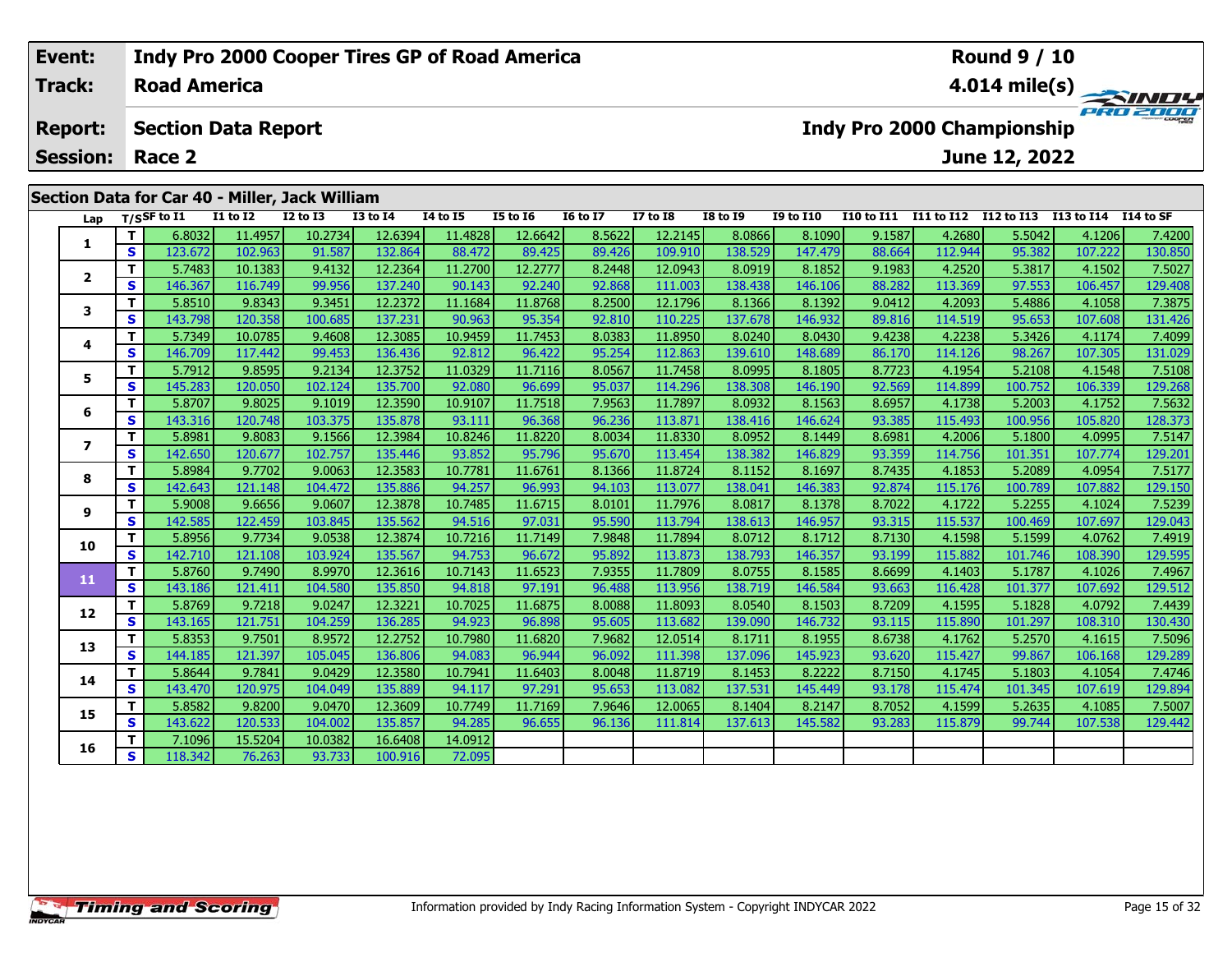| Event: | Indy Pro 2000 Cooper Tires GP of Road America | Round 9 / 10 |
|---|---|---|
| Track: | Road America | 4.014 mile(s) |
| Report: | Section Data Report | Indy Pro 2000 Championship |
| Session: | Race 2 | June 12, 2022 |

## Section Data for Car 40 - Miller, Jack William

| Lap | T/S | SF to I1 | I1 to I2 | I2 to I3 | I3 to I4 | I4 to I5 | I5 to I6 | I6 to I7 | I7 to I8 | I8 to I9 | I9 to I10 | I10 to I11 | I11 to I12 | I12 to I13 | I13 to I14 | I14 to SF |
|---|---|---|---|---|---|---|---|---|---|---|---|---|---|---|---|---|
| 1 | T | 6.8032 | 11.4957 | 10.2734 | 12.6394 | 11.4828 | 12.6642 | 8.5622 | 12.2145 | 8.0866 | 8.1090 | 9.1587 | 4.2680 | 5.5042 | 4.1206 | 7.4200 |
| | S | 123.672 | 102.963 | 91.587 | 132.864 | 88.472 | 89.425 | 89.426 | 109.910 | 138.529 | 147.479 | 88.664 | 112.944 | 95.382 | 107.222 | 130.850 |
| 2 | T | 5.7483 | 10.1383 | 9.4132 | 12.2364 | 11.2700 | 12.2777 | 8.2448 | 12.0943 | 8.0919 | 8.1852 | 9.1983 | 4.2520 | 5.3817 | 4.1502 | 7.5027 |
| | S | 146.367 | 116.749 | 99.956 | 137.240 | 90.143 | 92.240 | 92.868 | 111.003 | 138.438 | 146.106 | 88.282 | 113.369 | 97.553 | 106.457 | 129.408 |
| 3 | T | 5.8510 | 9.8343 | 9.3451 | 12.2372 | 11.1684 | 11.8768 | 8.2500 | 12.1796 | 8.1366 | 8.1392 | 9.0412 | 4.2093 | 5.4886 | 4.1058 | 7.3875 |
| | S | 143.798 | 120.358 | 100.685 | 137.231 | 90.963 | 95.354 | 92.810 | 110.225 | 137.678 | 146.932 | 89.816 | 114.519 | 95.653 | 107.608 | 131.426 |
| 4 | T | 5.7349 | 10.0785 | 9.4608 | 12.3085 | 10.9459 | 11.7453 | 8.0383 | 11.8950 | 8.0240 | 8.0430 | 9.4238 | 4.2238 | 5.3426 | 4.1174 | 7.4099 |
| | S | 146.709 | 117.442 | 99.453 | 136.436 | 92.812 | 96.422 | 95.254 | 112.863 | 139.610 | 148.689 | 86.170 | 114.126 | 98.267 | 107.305 | 131.029 |
| 5 | T | 5.7912 | 9.8595 | 9.2134 | 12.3752 | 11.0329 | 11.7116 | 8.0567 | 11.7458 | 8.0995 | 8.1805 | 8.7723 | 4.1954 | 5.2108 | 4.1548 | 7.5108 |
| | S | 145.283 | 120.050 | 102.124 | 135.700 | 92.080 | 96.699 | 95.037 | 114.296 | 138.308 | 146.190 | 92.569 | 114.899 | 100.752 | 106.339 | 129.268 |
| 6 | T | 5.8707 | 9.8025 | 9.1019 | 12.3590 | 10.9107 | 11.7518 | 7.9563 | 11.7897 | 8.0932 | 8.1563 | 8.6957 | 4.1738 | 5.2003 | 4.1752 | 7.5632 |
| | S | 143.316 | 120.748 | 103.375 | 135.878 | 93.111 | 96.368 | 96.236 | 113.871 | 138.416 | 146.624 | 93.385 | 115.493 | 100.956 | 105.820 | 128.373 |
| 7 | T | 5.8981 | 9.8083 | 9.1566 | 12.3984 | 10.8246 | 11.8220 | 8.0034 | 11.8330 | 8.0952 | 8.1449 | 8.6981 | 4.2006 | 5.1800 | 4.0995 | 7.5147 |
| | S | 142.650 | 120.677 | 102.757 | 135.446 | 93.852 | 95.796 | 95.670 | 113.454 | 138.382 | 146.829 | 93.359 | 114.756 | 101.351 | 107.774 | 129.201 |
| 8 | T | 5.8984 | 9.7702 | 9.0063 | 12.3583 | 10.7781 | 11.6761 | 8.1366 | 11.8724 | 8.1152 | 8.1697 | 8.7435 | 4.1853 | 5.2089 | 4.0954 | 7.5177 |
| | S | 142.643 | 121.148 | 104.472 | 135.886 | 94.257 | 96.993 | 94.103 | 113.077 | 138.041 | 146.383 | 92.874 | 115.176 | 100.789 | 107.882 | 129.150 |
| 9 | T | 5.9008 | 9.6656 | 9.0607 | 12.3878 | 10.7485 | 11.6715 | 8.0101 | 11.7976 | 8.0817 | 8.1378 | 8.7022 | 4.1722 | 5.2255 | 4.1024 | 7.5239 |
| | S | 142.585 | 122.459 | 103.845 | 135.562 | 94.516 | 97.031 | 95.590 | 113.794 | 138.613 | 146.957 | 93.315 | 115.537 | 100.469 | 107.697 | 129.043 |
| 10 | T | 5.8956 | 9.7734 | 9.0538 | 12.3874 | 10.7216 | 11.7149 | 7.9848 | 11.7894 | 8.0712 | 8.1712 | 8.7130 | 4.1598 | 5.1599 | 4.0762 | 7.4919 |
| | S | 142.710 | 121.108 | 103.924 | 135.567 | 94.753 | 96.672 | 95.892 | 113.873 | 138.793 | 146.357 | 93.199 | 115.882 | 101.746 | 108.390 | 129.595 |
| 11 | T | 5.8760 | 9.7490 | 8.9970 | 12.3616 | 10.7143 | 11.6523 | 7.9355 | 11.7809 | 8.0755 | 8.1585 | 8.6699 | 4.1403 | 5.1787 | 4.1026 | 7.4967 |
| | S | 143.186 | 121.411 | 104.580 | 135.850 | 94.818 | 97.191 | 96.488 | 113.956 | 138.719 | 146.584 | 93.663 | 116.428 | 101.377 | 107.692 | 129.512 |
| 12 | T | 5.8769 | 9.7218 | 9.0247 | 12.3221 | 10.7025 | 11.6875 | 8.0088 | 11.8093 | 8.0540 | 8.1503 | 8.7209 | 4.1595 | 5.1828 | 4.0792 | 7.4439 |
| | S | 143.165 | 121.751 | 104.259 | 136.285 | 94.923 | 96.898 | 95.605 | 113.682 | 139.090 | 146.732 | 93.115 | 115.890 | 101.297 | 108.310 | 130.430 |
| 13 | T | 5.8353 | 9.7501 | 8.9572 | 12.2752 | 10.7980 | 11.6820 | 7.9682 | 12.0514 | 8.1711 | 8.1955 | 8.6738 | 4.1762 | 5.2570 | 4.1615 | 7.5096 |
| | S | 144.185 | 121.397 | 105.045 | 136.806 | 94.083 | 96.944 | 96.092 | 111.398 | 137.096 | 145.923 | 93.620 | 115.427 | 99.867 | 106.168 | 129.289 |
| 14 | T | 5.8644 | 9.7841 | 9.0429 | 12.3580 | 10.7941 | 11.6403 | 8.0048 | 11.8719 | 8.1453 | 8.2222 | 8.7150 | 4.1745 | 5.1803 | 4.1054 | 7.4746 |
| | S | 143.470 | 120.975 | 104.049 | 135.889 | 94.117 | 97.291 | 95.653 | 113.082 | 137.531 | 145.449 | 93.178 | 115.474 | 101.345 | 107.619 | 129.894 |
| 15 | T | 5.8582 | 9.8200 | 9.0470 | 12.3609 | 10.7749 | 11.7169 | 7.9646 | 12.0065 | 8.1404 | 8.2147 | 8.7052 | 4.1599 | 5.2635 | 4.1085 | 7.5007 |
| | S | 143.622 | 120.533 | 104.002 | 135.857 | 94.285 | 96.655 | 96.136 | 111.814 | 137.613 | 145.582 | 93.283 | 115.879 | 99.744 | 107.538 | 129.442 |
| 16 | T | 7.1096 | 15.5204 | 10.0382 | 16.6408 | 14.0912 | | | | | | | | | | |
| | S | 118.342 | 76.263 | 93.733 | 100.916 | 72.095 | | | | | | | | | | |

Information provided by Indy Racing Information System - Copyright INDYCAR 2022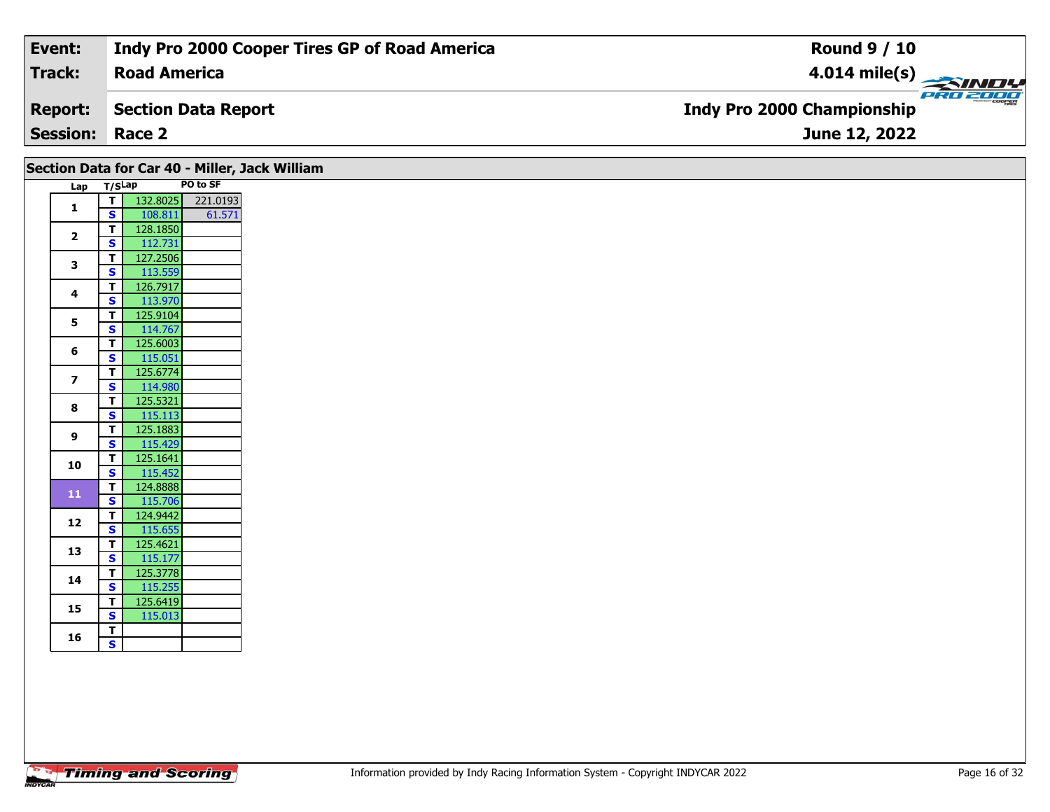| Event: | Indy Pro 2000 Cooper Tires GP of Road America | Round 9 / 10 |
|---|---|---|
| Track: | Road America | 4.014 mile(s) |
| Report: | Section Data Report | Indy Pro 2000 Championship |
| Session: | Race 2 | June 12, 2022 |

## Section Data for Car 40 - Miller, Jack William

| Lap | T/S | Lap | PO to SF |
|---|---|---|---|
| 1 | T | 132.8025 | 221.0193 |
| | S | 108.811 | 61.571 |
| 2 | T | 128.1850 | |
| | S | 112.731 | |
| 3 | T | 127.2506 | |
| | S | 113.559 | |
| 4 | T | 126.7917 | |
| | S | 113.970 | |
| 5 | T | 125.9104 | |
| | S | 114.767 | |
| 6 | T | 125.6003 | |
| | S | 115.051 | |
| 7 | T | 125.6774 | |
| | S | 114.980 | |
| 8 | T | 125.5321 | |
| | S | 115.113 | |
| 9 | T | 125.1883 | |
| | S | 115.429 | |
| 10 | T | 125.1641 | |
| | S | 115.452 | |
| 11 | T | 124.8888 | |
| | S | 115.706 | |
| 12 | T | 124.9442 | |
| | S | 115.655 | |
| 13 | T | 125.4621 | |
| | S | 115.177 | |
| 14 | T | 125.3778 | |
| | S | 115.255 | |
| 15 | T | 125.6419 | |
| | S | 115.013 | |
| 16 | T | | |
| | S | | |

Information provided by Indy Racing Information System - Copyright INDYCAR 2022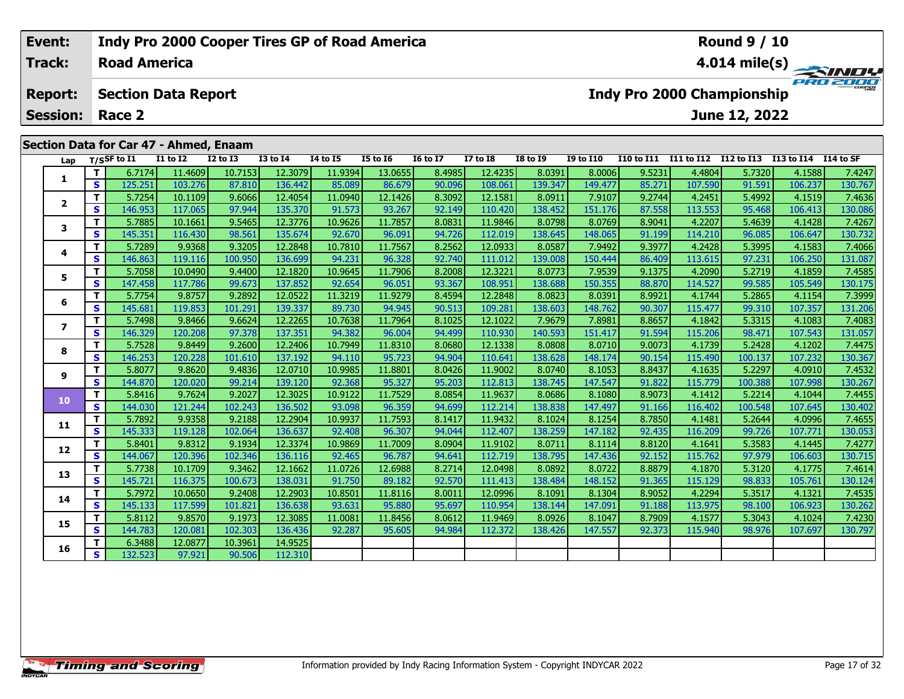| Event: | Indy Pro 2000 Cooper Tires GP of Road America | Round 9 / 10 |
|---|---|---|
| Track: | Road America | 4.014 mile(s) |
| Report: | Section Data Report | Indy Pro 2000 Championship |
| Session: | Race 2 | June 12, 2022 |

## Section Data for Car 47 - Ahmed, Enaam

| Lap | T/S | SF to I1 | I1 to I2 | I2 to I3 | I3 to I4 | I4 to I5 | I5 to I6 | I6 to I7 | I7 to I8 | I8 to I9 | I9 to I10 | I10 to I11 | I11 to I12 | I12 to I13 | I13 to I14 | I14 to SF |
|---|---|---|---|---|---|---|---|---|---|---|---|---|---|---|---|---|
| 1 | T | 6.7174 | 11.4609 | 10.7153 | 12.3079 | 11.9394 | 13.0655 | 8.4985 | 12.4235 | 8.0391 | 8.0006 | 9.5231 | 4.4804 | 5.7320 | 4.1588 | 7.4247 |
| | S | 125.251 | 103.276 | 87.810 | 136.442 | 85.089 | 86.679 | 90.096 | 108.061 | 139.347 | 149.477 | 85.271 | 107.590 | 91.591 | 106.237 | 130.767 |
| 2 | T | 5.7254 | 10.1109 | 9.6066 | 12.4054 | 11.0940 | 12.1426 | 8.3092 | 12.1581 | 8.0911 | 7.9107 | 9.2744 | 4.2451 | 5.4992 | 4.1519 | 7.4636 |
| | S | 146.953 | 117.065 | 97.944 | 135.370 | 91.573 | 93.267 | 92.149 | 110.420 | 138.452 | 151.176 | 87.558 | 113.553 | 95.468 | 106.413 | 130.086 |
| 3 | T | 5.7885 | 10.1661 | 9.5465 | 12.3776 | 10.9626 | 11.7857 | 8.0831 | 11.9846 | 8.0798 | 8.0769 | 8.9041 | 4.2207 | 5.4639 | 4.1428 | 7.4267 |
| | S | 145.351 | 116.430 | 98.561 | 135.674 | 92.670 | 96.091 | 94.726 | 112.019 | 138.645 | 148.065 | 91.199 | 114.210 | 96.085 | 106.647 | 130.732 |
| 4 | T | 5.7289 | 9.9368 | 9.3205 | 12.2848 | 10.7810 | 11.7567 | 8.2562 | 12.0933 | 8.0587 | 7.9492 | 9.3977 | 4.2428 | 5.3995 | 4.1583 | 7.4066 |
| | S | 146.863 | 119.116 | 100.950 | 136.699 | 94.231 | 96.328 | 92.740 | 111.012 | 139.008 | 150.444 | 86.409 | 113.615 | 97.231 | 106.250 | 131.087 |
| 5 | T | 5.7058 | 10.0490 | 9.4400 | 12.1820 | 10.9645 | 11.7906 | 8.2008 | 12.3221 | 8.0773 | 7.9539 | 9.1375 | 4.2090 | 5.2719 | 4.1859 | 7.4585 |
| | S | 147.458 | 117.786 | 99.673 | 137.852 | 92.654 | 96.051 | 93.367 | 108.951 | 138.688 | 150.355 | 88.870 | 114.527 | 99.585 | 105.549 | 130.175 |
| 6 | T | 5.7754 | 9.8757 | 9.2892 | 12.0522 | 11.3219 | 11.9279 | 8.4594 | 12.2848 | 8.0823 | 8.0391 | 8.9921 | 4.1744 | 5.2865 | 4.1154 | 7.3999 |
| | S | 145.681 | 119.853 | 101.291 | 139.337 | 89.730 | 94.945 | 90.513 | 109.281 | 138.603 | 148.762 | 90.307 | 115.477 | 99.310 | 107.357 | 131.206 |
| 7 | T | 5.7498 | 9.8466 | 9.6624 | 12.2265 | 10.7638 | 11.7964 | 8.1025 | 12.1022 | 7.9679 | 7.8981 | 8.8657 | 4.1842 | 5.3315 | 4.1083 | 7.4083 |
| | S | 146.329 | 120.208 | 97.378 | 137.351 | 94.382 | 96.004 | 94.499 | 110.930 | 140.593 | 151.417 | 91.594 | 115.206 | 98.471 | 107.543 | 131.057 |
| 8 | T | 5.7528 | 9.8449 | 9.2600 | 12.2406 | 10.7949 | 11.8310 | 8.0680 | 12.1338 | 8.0808 | 8.0710 | 9.0073 | 4.1739 | 5.2428 | 4.1202 | 7.4475 |
| | S | 146.253 | 120.228 | 101.610 | 137.192 | 94.110 | 95.723 | 94.904 | 110.641 | 138.628 | 148.174 | 90.154 | 115.490 | 100.137 | 107.232 | 130.367 |
| 9 | T | 5.8077 | 9.8620 | 9.4836 | 12.0710 | 10.9985 | 11.8801 | 8.0426 | 11.9002 | 8.0740 | 8.1053 | 8.8437 | 4.1635 | 5.2297 | 4.0910 | 7.4532 |
| | S | 144.870 | 120.020 | 99.214 | 139.120 | 92.368 | 95.327 | 95.203 | 112.813 | 138.745 | 147.547 | 91.822 | 115.779 | 100.388 | 107.998 | 130.267 |
| 10 | T | 5.8416 | 9.7624 | 9.2027 | 12.3025 | 10.9122 | 11.7529 | 8.0854 | 11.9637 | 8.0686 | 8.1080 | 8.9073 | 4.1412 | 5.2214 | 4.1044 | 7.4455 |
| | S | 144.030 | 121.244 | 102.243 | 136.502 | 93.098 | 96.359 | 94.699 | 112.214 | 138.838 | 147.497 | 91.166 | 116.402 | 100.548 | 107.645 | 130.402 |
| 11 | T | 5.7892 | 9.9358 | 9.2188 | 12.2904 | 10.9937 | 11.7593 | 8.1417 | 11.9432 | 8.1024 | 8.1254 | 8.7850 | 4.1481 | 5.2644 | 4.0996 | 7.4655 |
| | S | 145.333 | 119.128 | 102.064 | 136.637 | 92.408 | 96.307 | 94.044 | 112.407 | 138.259 | 147.182 | 92.435 | 116.209 | 99.726 | 107.771 | 130.053 |
| 12 | T | 5.8401 | 9.8312 | 9.1934 | 12.3374 | 10.9869 | 11.7009 | 8.0904 | 11.9102 | 8.0711 | 8.1114 | 8.8120 | 4.1641 | 5.3583 | 4.1445 | 7.4277 |
| | S | 144.067 | 120.396 | 102.346 | 136.116 | 92.465 | 96.787 | 94.641 | 112.719 | 138.795 | 147.436 | 92.152 | 115.762 | 97.979 | 106.603 | 130.715 |
| 13 | T | 5.7738 | 10.1709 | 9.3462 | 12.1662 | 11.0726 | 12.6988 | 8.2714 | 12.0498 | 8.0892 | 8.0722 | 8.8879 | 4.1870 | 5.3120 | 4.1775 | 7.4614 |
| | S | 145.721 | 116.375 | 100.673 | 138.031 | 91.750 | 89.182 | 92.570 | 111.413 | 138.484 | 148.152 | 91.365 | 115.129 | 98.833 | 105.761 | 130.124 |
| 14 | T | 5.7972 | 10.0650 | 9.2408 | 12.2903 | 10.8501 | 11.8116 | 8.0011 | 12.0996 | 8.1091 | 8.1304 | 8.9052 | 4.2294 | 5.3517 | 4.1321 | 7.4535 |
| | S | 145.133 | 117.599 | 101.821 | 136.638 | 93.631 | 95.880 | 95.697 | 110.954 | 138.144 | 147.091 | 91.188 | 113.975 | 98.100 | 106.923 | 130.262 |
| 15 | T | 5.8112 | 9.8570 | 9.1973 | 12.3085 | 11.0081 | 11.8456 | 8.0612 | 11.9469 | 8.0926 | 8.1047 | 8.7909 | 4.1577 | 5.3043 | 4.1024 | 7.4230 |
| | S | 144.783 | 120.081 | 102.303 | 136.436 | 92.287 | 95.605 | 94.984 | 112.372 | 138.426 | 147.557 | 92.373 | 115.940 | 98.976 | 107.697 | 130.797 |
| 16 | T | 6.3488 | 12.0877 | 10.3961 | 14.9525 | | | | | | | | | | | |
| | S | 132.523 | 97.921 | 90.506 | 112.310 | | | | | | | | | | | |

Information provided by Indy Racing Information System - Copyright INDYCAR 2022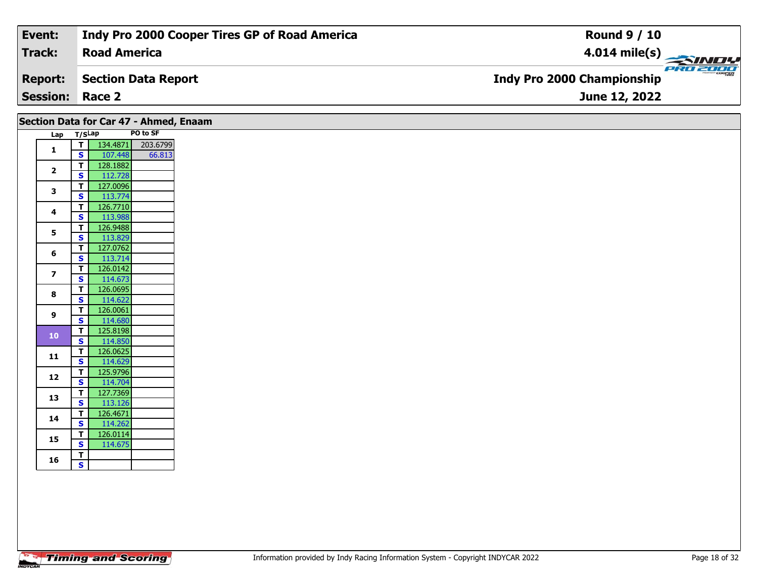| Event: | Indy Pro 2000 Cooper Tires GP of Road America | Round 9 / 10 |
|---|---|---|
| Track: | Road America | 4.014 mile(s) |
| Report: | Section Data Report | Indy Pro 2000 Championship |
| Session: | Race 2 | June 12, 2022 |

## Section Data for Car 47 - Ahmed, Enaam

| Lap | T/S | Lap | PO to SF |
|---|---|---|---|
| 1 | T | 134.4871 | 203.6799 |
|  | S | 107.448 | 66.813 |
| 2 | T | 128.1882 | |
|  | S | 112.728 | |
| 3 | T | 127.0096 | |
|  | S | 113.774 | |
| 4 | T | 126.7710 | |
|  | S | 113.988 | |
| 5 | T | 126.9488 | |
|  | S | 113.829 | |
| 6 | T | 127.0762 | |
|  | S | 113.714 | |
| 7 | T | 126.0142 | |
|  | S | 114.673 | |
| 8 | T | 126.0695 | |
|  | S | 114.622 | |
| 9 | T | 126.0061 | |
|  | S | 114.680 | |
| 10 | T | 125.8198 | |
|  | S | 114.850 | |
| 11 | T | 126.0625 | |
|  | S | 114.629 | |
| 12 | T | 125.9796 | |
|  | S | 114.704 | |
| 13 | T | 127.7369 | |
|  | S | 113.126 | |
| 14 | T | 126.4671 | |
|  | S | 114.262 | |
| 15 | T | 126.0114 | |
|  | S | 114.675 | |
| 16 | T | | |
|  | S | | |

Information provided by Indy Racing Information System - Copyright INDYCAR 2022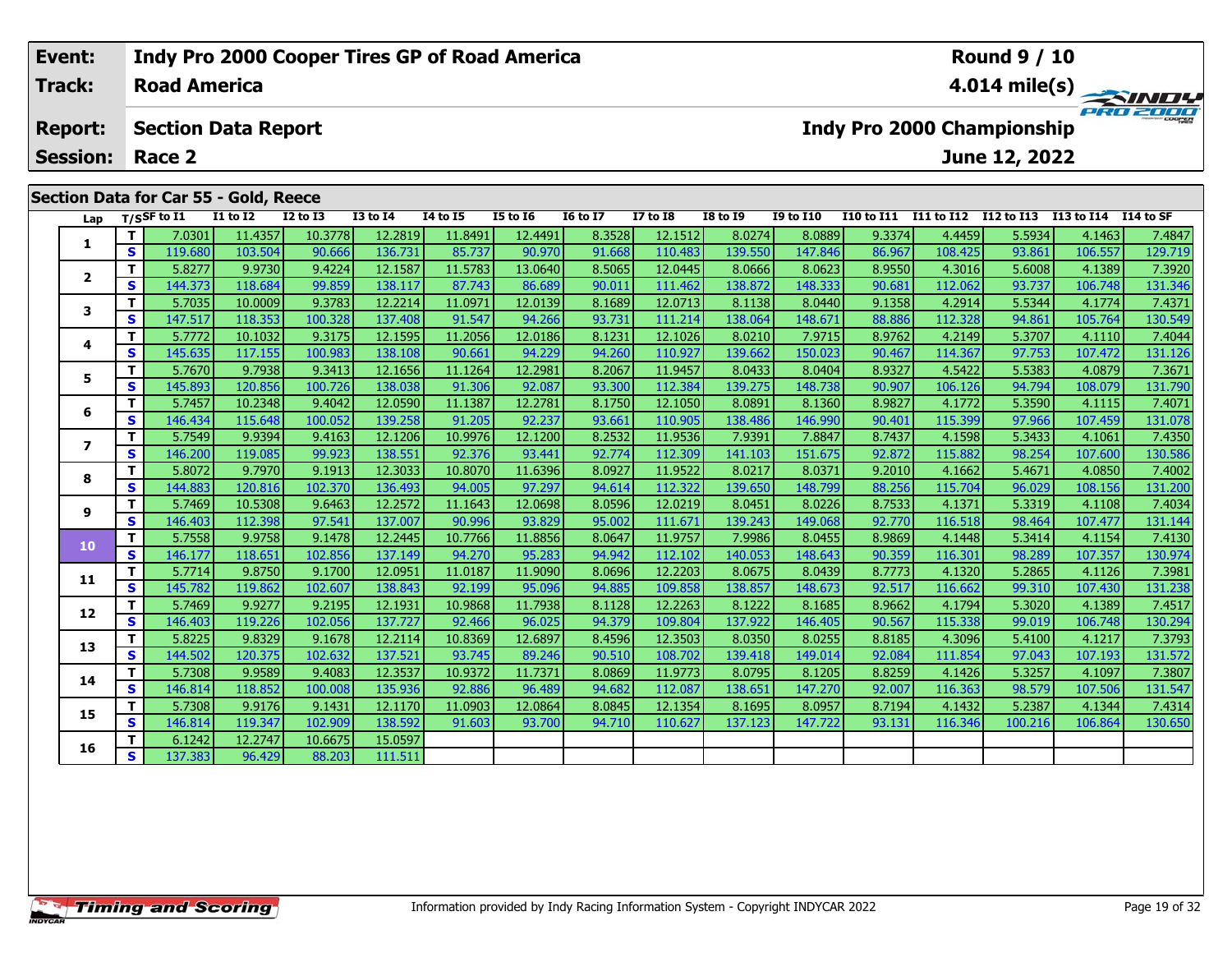| Event: | Indy Pro 2000 Cooper Tires GP of Road America | Round 9 / 10 |
|---|---|---|
| Track: | Road America | 4.014 mile(s) |
| Report: | Section Data Report | Indy Pro 2000 Championship |
| Session: | Race 2 | June 12, 2022 |

## Section Data for Car 55 - Gold, Reece

| Lap | T/S | SF to I1 | I1 to I2 | I2 to I3 | I3 to I4 | I4 to I5 | I5 to I6 | I6 to I7 | I7 to I8 | I8 to I9 | I9 to I10 | I10 to I11 | I11 to I12 | I12 to I13 | I13 to I14 | I14 to SF |
|---|---|---|---|---|---|---|---|---|---|---|---|---|---|---|---|---|
| 1 | T | 7.0301 | 11.4357 | 10.3778 | 12.2819 | 11.8491 | 12.4491 | 8.3528 | 12.1512 | 8.0274 | 8.0889 | 9.3374 | 4.4459 | 5.5934 | 4.1463 | 7.4847 |
| | S | 119.680 | 103.504 | 90.666 | 136.731 | 85.737 | 90.970 | 91.668 | 110.483 | 139.550 | 147.846 | 86.967 | 108.425 | 93.861 | 106.557 | 129.719 |
| 2 | T | 5.8277 | 9.9730 | 9.4224 | 12.1587 | 11.5783 | 13.0640 | 8.5065 | 12.0445 | 8.0666 | 8.0623 | 8.9550 | 4.3016 | 5.6008 | 4.1389 | 7.3920 |
| | S | 144.373 | 118.684 | 99.859 | 138.117 | 87.743 | 86.689 | 90.011 | 111.462 | 138.872 | 148.333 | 90.681 | 112.062 | 93.737 | 106.748 | 131.346 |
| 3 | T | 5.7035 | 10.0009 | 9.3783 | 12.2214 | 11.0971 | 12.0139 | 8.1689 | 12.0713 | 8.1138 | 8.0440 | 9.1358 | 4.2914 | 5.5344 | 4.1774 | 7.4371 |
| | S | 147.517 | 118.353 | 100.328 | 137.408 | 91.547 | 94.266 | 93.731 | 111.214 | 138.064 | 148.671 | 88.886 | 112.328 | 94.861 | 105.764 | 130.549 |
| 4 | T | 5.7772 | 10.1032 | 9.3175 | 12.1595 | 11.2056 | 12.0186 | 8.1231 | 12.1026 | 8.0210 | 7.9715 | 8.9762 | 4.2149 | 5.3707 | 4.1110 | 7.4044 |
| | S | 145.635 | 117.155 | 100.983 | 138.108 | 90.661 | 94.229 | 94.260 | 110.927 | 139.662 | 150.023 | 90.467 | 114.367 | 97.753 | 107.472 | 131.126 |
| 5 | T | 5.7670 | 9.7938 | 9.3413 | 12.1656 | 11.1264 | 12.2981 | 8.2067 | 11.9457 | 8.0433 | 8.0404 | 8.9327 | 4.5422 | 5.5383 | 4.0879 | 7.3671 |
| | S | 145.893 | 120.856 | 100.726 | 138.038 | 91.306 | 92.087 | 93.300 | 112.384 | 139.275 | 148.738 | 90.907 | 106.126 | 94.794 | 108.079 | 131.790 |
| 6 | T | 5.7457 | 10.2348 | 9.4042 | 12.0590 | 11.1387 | 12.2781 | 8.1750 | 12.1050 | 8.0891 | 8.1360 | 8.9827 | 4.1772 | 5.3590 | 4.1115 | 7.4071 |
| | S | 146.434 | 115.648 | 100.052 | 139.258 | 91.205 | 92.237 | 93.661 | 110.905 | 138.486 | 146.990 | 90.401 | 115.399 | 97.966 | 107.459 | 131.078 |
| 7 | T | 5.7549 | 9.9394 | 9.4163 | 12.1206 | 10.9976 | 12.1200 | 8.2532 | 11.9536 | 7.9391 | 7.8847 | 8.7437 | 4.1598 | 5.3433 | 4.1061 | 7.4350 |
| | S | 146.200 | 119.085 | 99.923 | 138.551 | 92.376 | 93.441 | 92.774 | 112.309 | 141.103 | 151.675 | 92.872 | 115.882 | 98.254 | 107.600 | 130.586 |
| 8 | T | 5.8072 | 9.7970 | 9.1913 | 12.3033 | 10.8070 | 11.6396 | 8.0927 | 11.9522 | 8.0217 | 8.0371 | 9.2010 | 4.1662 | 5.4671 | 4.0850 | 7.4002 |
| | S | 144.883 | 120.816 | 102.370 | 136.493 | 94.005 | 97.297 | 94.614 | 112.322 | 139.650 | 148.799 | 88.256 | 115.704 | 96.029 | 108.156 | 131.200 |
| 9 | T | 5.7469 | 10.5308 | 9.6463 | 12.2572 | 11.1643 | 12.0698 | 8.0596 | 12.0219 | 8.0451 | 8.0226 | 8.7533 | 4.1371 | 5.3319 | 4.1108 | 7.4034 |
| | S | 146.403 | 112.398 | 97.541 | 137.007 | 90.996 | 93.829 | 95.002 | 111.671 | 139.243 | 149.068 | 92.770 | 116.518 | 98.464 | 107.477 | 131.144 |
| 10 | T | 5.7558 | 9.9758 | 9.1478 | 12.2445 | 10.7766 | 11.8856 | 8.0647 | 11.9757 | 7.9986 | 8.0455 | 8.9869 | 4.1448 | 5.3414 | 4.1154 | 7.4130 |
| | S | 146.177 | 118.651 | 102.856 | 137.149 | 94.270 | 95.283 | 94.942 | 112.102 | 140.053 | 148.643 | 90.359 | 116.301 | 98.289 | 107.357 | 130.974 |
| 11 | T | 5.7714 | 9.8750 | 9.1700 | 12.0951 | 11.0187 | 11.9090 | 8.0696 | 12.2203 | 8.0675 | 8.0439 | 8.7773 | 4.1320 | 5.2865 | 4.1126 | 7.3981 |
| | S | 145.782 | 119.862 | 102.607 | 138.843 | 92.199 | 95.096 | 94.885 | 109.858 | 138.857 | 148.673 | 92.517 | 116.662 | 99.310 | 107.430 | 131.238 |
| 12 | T | 5.7469 | 9.9277 | 9.2195 | 12.1931 | 10.9868 | 11.7938 | 8.1128 | 12.2263 | 8.1222 | 8.1685 | 8.9662 | 4.1794 | 5.3020 | 4.1389 | 7.4517 |
| | S | 146.403 | 119.226 | 102.056 | 137.727 | 92.466 | 96.025 | 94.379 | 109.804 | 137.922 | 146.405 | 90.567 | 115.338 | 99.019 | 106.748 | 130.294 |
| 13 | T | 5.8225 | 9.8329 | 9.1678 | 12.2114 | 10.8369 | 12.6897 | 8.4596 | 12.3503 | 8.0350 | 8.0255 | 8.8185 | 4.3096 | 5.4100 | 4.1217 | 7.3793 |
| | S | 144.502 | 120.375 | 102.632 | 137.521 | 93.745 | 89.246 | 90.510 | 108.702 | 139.418 | 149.014 | 92.084 | 111.854 | 97.043 | 107.193 | 131.572 |
| 14 | T | 5.7308 | 9.9589 | 9.4083 | 12.3537 | 10.9372 | 11.7371 | 8.0869 | 11.9773 | 8.0795 | 8.1205 | 8.8259 | 4.1426 | 5.3257 | 4.1097 | 7.3807 |
| | S | 146.814 | 118.852 | 100.008 | 135.936 | 92.886 | 96.489 | 94.682 | 112.087 | 138.651 | 147.270 | 92.007 | 116.363 | 98.579 | 107.506 | 131.547 |
| 15 | T | 5.7308 | 9.9176 | 9.1431 | 12.1170 | 11.0903 | 12.0864 | 8.0845 | 12.1354 | 8.1695 | 8.0957 | 8.7194 | 4.1432 | 5.2387 | 4.1344 | 7.4314 |
| | S | 146.814 | 119.347 | 102.909 | 138.592 | 91.603 | 93.700 | 94.710 | 110.627 | 137.123 | 147.722 | 93.131 | 116.346 | 100.216 | 106.864 | 130.650 |
| 16 | T | 6.1242 | 12.2747 | 10.6675 | 15.0597 | | | | | | | | | | | |
| | S | 137.383 | 96.429 | 88.203 | 111.511 | | | | | | | | | | | |

Information provided by Indy Racing Information System - Copyright INDYCAR 2022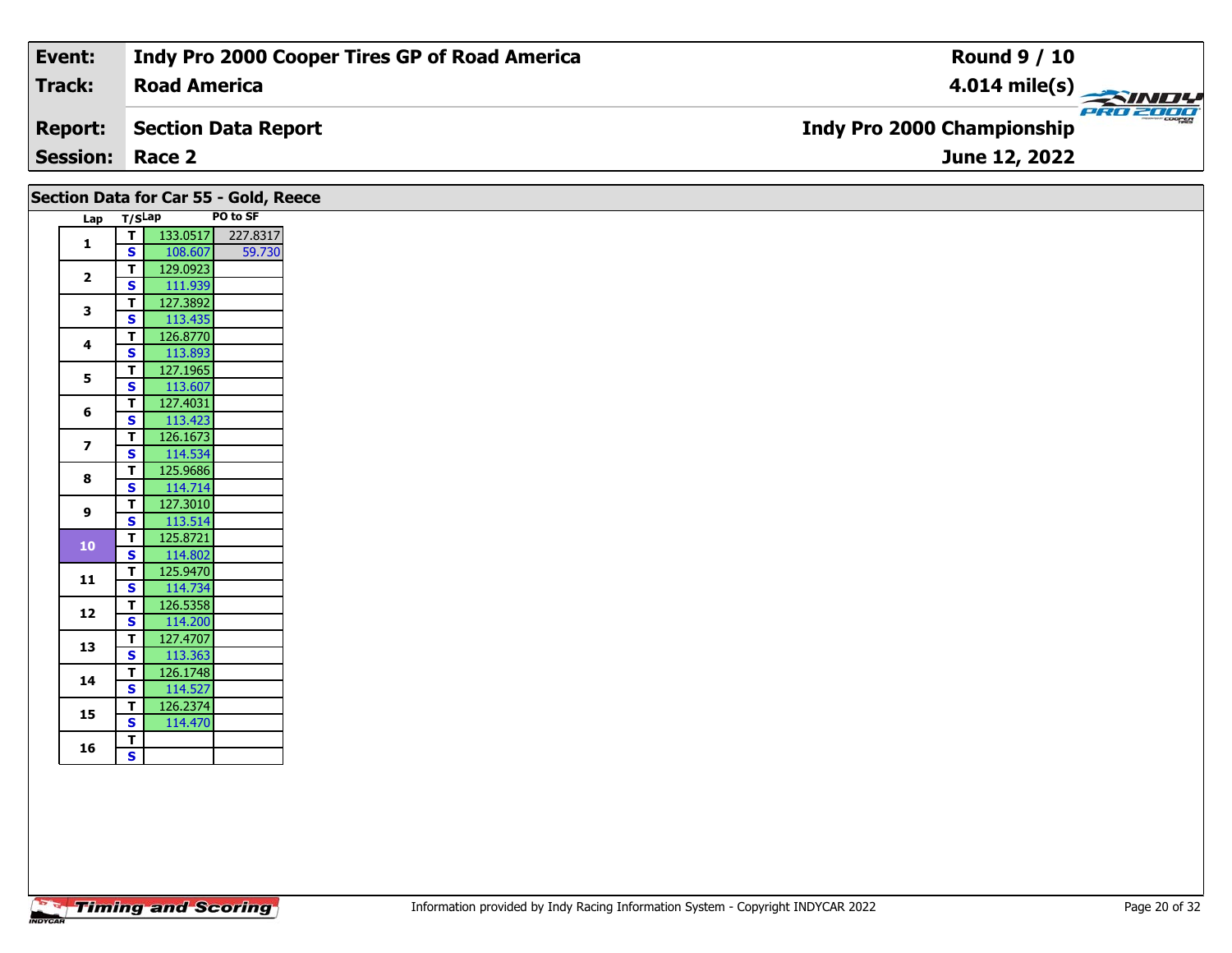| Event: | Indy Pro 2000 Cooper Tires GP of Road America | Round 9 / 10 |
|---|---|---|
| Track: | Road America | 4.014 mile(s) |
| Report: | Section Data Report | Indy Pro 2000 Championship |
| Session: | Race 2 | June 12, 2022 |

## Section Data for Car 55 - Gold, Reece

| Lap | T/S | Lap | PO to SF |
|---|---|---|---|
| 1 | T | 133.0517 | 227.8317 |
| | S | 108.607 | 59.730 |
| 2 | T | 129.0923 | |
| | S | 111.939 | |
| 3 | T | 127.3892 | |
| | S | 113.435 | |
| 4 | T | 126.8770 | |
| | S | 113.893 | |
| 5 | T | 127.1965 | |
| | S | 113.607 | |
| 6 | T | 127.4031 | |
| | S | 113.423 | |
| 7 | T | 126.1673 | |
| | S | 114.534 | |
| 8 | T | 125.9686 | |
| | S | 114.714 | |
| 9 | T | 127.3010 | |
| | S | 113.514 | |
| 10 | T | 125.8721 | |
| | S | 114.802 | |
| 11 | T | 125.9470 | |
| | S | 114.734 | |
| 12 | T | 126.5358 | |
| | S | 114.200 | |
| 13 | T | 127.4707 | |
| | S | 113.363 | |
| 14 | T | 126.1748 | |
| | S | 114.527 | |
| 15 | T | 126.2374 | |
| | S | 114.470 | |
| 16 | T | | |
| | S | | |

Information provided by Indy Racing Information System - Copyright INDYCAR 2022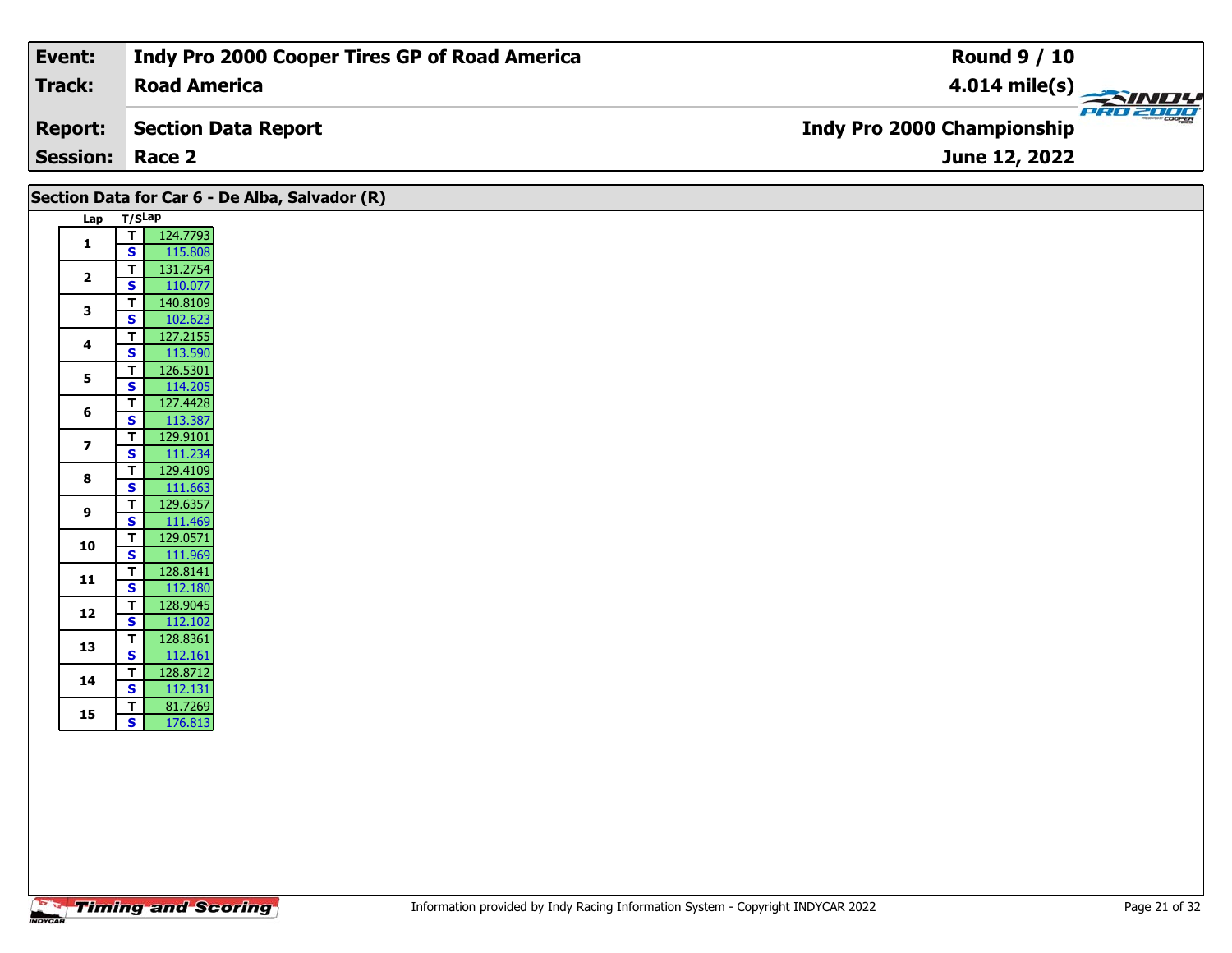| Event: | Indy Pro 2000 Cooper Tires GP of Road America | Round 9 / 10 |
|---|---|---|
| Track: | Road America | 4.014 mile(s) |
| Report: | Section Data Report | Indy Pro 2000 Championship |
| Session: | Race 2 | June 12, 2022 |

## Section Data for Car 6 - De Alba, Salvador (R)

| Lap | T/S | Lap |
|---|---|---|
| 1 | T | 124.7793 |
| | S | 115.808 |
| 2 | T | 131.2754 |
| | S | 110.077 |
| 3 | T | 140.8109 |
| | S | 102.623 |
| 4 | T | 127.2155 |
| | S | 113.590 |
| 5 | T | 126.5301 |
| | S | 114.205 |
| 6 | T | 127.4428 |
| | S | 113.387 |
| 7 | T | 129.9101 |
| | S | 111.234 |
| 8 | T | 129.4109 |
| | S | 111.663 |
| 9 | T | 129.6357 |
| | S | 111.469 |
| 10 | T | 129.0571 |
| | S | 111.969 |
| 11 | T | 128.8141 |
| | S | 112.180 |
| 12 | T | 128.9045 |
| | S | 112.102 |
| 13 | T | 128.8361 |
| | S | 112.161 |
| 14 | T | 128.8712 |
| | S | 112.131 |
| 15 | T | 81.7269 |
| | S | 176.813 |

Information provided by Indy Racing Information System - Copyright INDYCAR 2022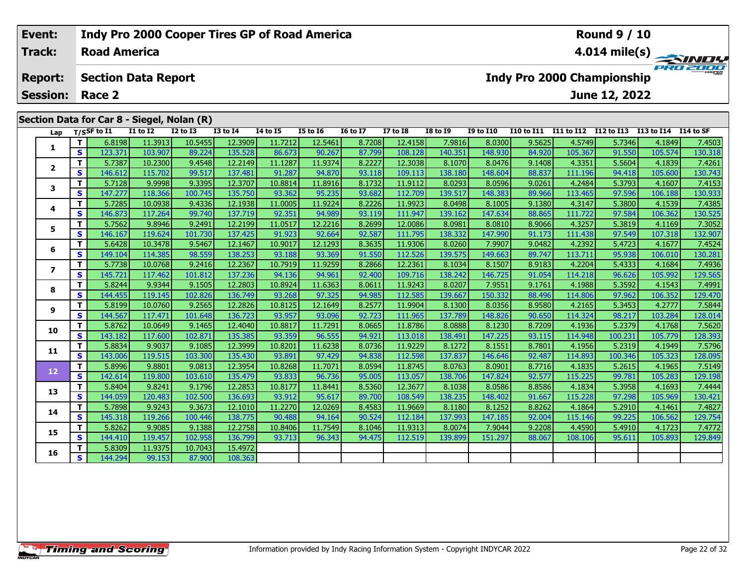| Event: | Indy Pro 2000 Cooper Tires GP of Road America | Round 9 / 10 |
|---|---|---|
| Track: | Road America | 4.014 mile(s) |
| Report: | Section Data Report | Indy Pro 2000 Championship |
| Session: | Race 2 | June 12, 2022 |

## Section Data for Car 8 - Siegel, Nolan (R)

| Lap | T/S | SF to I1 | I1 to I2 | I2 to I3 | I3 to I4 | I4 to I5 | I5 to I6 | I6 to I7 | I7 to I8 | I8 to I9 | I9 to I10 | I10 to I11 | I11 to I12 | I12 to I13 | I13 to I14 | I14 to SF |
|---|---|---|---|---|---|---|---|---|---|---|---|---|---|---|---|---|
| 1 | T | 6.8198 | 11.3913 | 10.5455 | 12.3909 | 11.7212 | 12.5461 | 8.7208 | 12.4158 | 7.9816 | 8.0300 | 9.5625 | 4.5749 | 5.7346 | 4.1849 | 7.4503 |
| | S | 123.371 | 103.907 | 89.224 | 135.528 | 86.673 | 90.267 | 87.799 | 108.128 | 140.351 | 148.930 | 84.920 | 105.367 | 91.550 | 105.574 | 130.318 |
| 2 | T | 5.7387 | 10.2300 | 9.4548 | 12.2149 | 11.1287 | 11.9374 | 8.2227 | 12.3038 | 8.1070 | 8.0476 | 9.1408 | 4.3351 | 5.5604 | 4.1839 | 7.4261 |
| | S | 146.612 | 115.702 | 99.517 | 137.481 | 91.287 | 94.870 | 93.118 | 109.113 | 138.180 | 148.604 | 88.837 | 111.196 | 94.418 | 105.600 | 130.743 |
| 3 | T | 5.7128 | 9.9998 | 9.3395 | 12.3707 | 10.8814 | 11.8916 | 8.1732 | 11.9112 | 8.0293 | 8.0596 | 9.0261 | 4.2484 | 5.3793 | 4.1607 | 7.4153 |
| | S | 147.277 | 118.366 | 100.745 | 135.750 | 93.362 | 95.235 | 93.682 | 112.709 | 139.517 | 148.383 | 89.966 | 113.465 | 97.596 | 106.188 | 130.933 |
| 4 | T | 5.7285 | 10.0938 | 9.4336 | 12.1938 | 11.0005 | 11.9224 | 8.2226 | 11.9923 | 8.0498 | 8.1005 | 9.1380 | 4.3147 | 5.3800 | 4.1539 | 7.4385 |
| | S | 146.873 | 117.264 | 99.740 | 137.719 | 92.351 | 94.989 | 93.119 | 111.947 | 139.162 | 147.634 | 88.865 | 111.722 | 97.584 | 106.362 | 130.525 |
| 5 | T | 5.7562 | 9.8946 | 9.2491 | 12.2199 | 11.0517 | 12.2216 | 8.2699 | 12.0086 | 8.0981 | 8.0810 | 8.9066 | 4.3257 | 5.3819 | 4.1169 | 7.3052 |
| | S | 146.167 | 119.624 | 101.730 | 137.425 | 91.923 | 92.664 | 92.587 | 111.795 | 138.332 | 147.990 | 91.173 | 111.438 | 97.549 | 107.318 | 132.907 |
| 6 | T | 5.6428 | 10.3478 | 9.5467 | 12.1467 | 10.9017 | 12.1293 | 8.3635 | 11.9306 | 8.0260 | 7.9907 | 9.0482 | 4.2392 | 5.4723 | 4.1677 | 7.4524 |
| | S | 149.104 | 114.385 | 98.559 | 138.253 | 93.188 | 93.369 | 91.550 | 112.526 | 139.575 | 149.663 | 89.747 | 113.711 | 95.938 | 106.010 | 130.281 |
| 7 | T | 5.7738 | 10.0768 | 9.2416 | 12.2367 | 10.7919 | 11.9259 | 8.2866 | 12.2361 | 8.1034 | 8.1507 | 8.9183 | 4.2204 | 5.4333 | 4.1684 | 7.4936 |
| | S | 145.721 | 117.462 | 101.812 | 137.236 | 94.136 | 94.961 | 92.400 | 109.716 | 138.242 | 146.725 | 91.054 | 114.218 | 96.626 | 105.992 | 129.565 |
| 8 | T | 5.8244 | 9.9344 | 9.1505 | 12.2803 | 10.8924 | 11.6363 | 8.0611 | 11.9243 | 8.0207 | 7.9551 | 9.1761 | 4.1988 | 5.3592 | 4.1543 | 7.4991 |
| | S | 144.455 | 119.145 | 102.826 | 136.749 | 93.268 | 97.325 | 94.985 | 112.585 | 139.667 | 150.332 | 88.496 | 114.806 | 97.962 | 106.352 | 129.470 |
| 9 | T | 5.8199 | 10.0760 | 9.2565 | 12.2826 | 10.8125 | 12.1649 | 8.2577 | 11.9904 | 8.1300 | 8.0356 | 8.9580 | 4.2165 | 5.3453 | 4.2777 | 7.5844 |
| | S | 144.567 | 117.471 | 101.648 | 136.723 | 93.957 | 93.096 | 92.723 | 111.965 | 137.789 | 148.826 | 90.650 | 114.324 | 98.217 | 103.284 | 128.014 |
| 10 | T | 5.8762 | 10.0649 | 9.1465 | 12.4040 | 10.8817 | 11.7291 | 8.0665 | 11.8786 | 8.0888 | 8.1230 | 8.7209 | 4.1936 | 5.2379 | 4.1768 | 7.5620 |
| | S | 143.182 | 117.600 | 102.871 | 135.385 | 93.359 | 96.555 | 94.921 | 113.018 | 138.491 | 147.225 | 93.115 | 114.948 | 100.231 | 105.779 | 128.393 |
| 11 | T | 5.8834 | 9.9037 | 9.1085 | 12.3999 | 10.8201 | 11.6238 | 8.0736 | 11.9229 | 8.1272 | 8.1551 | 8.7801 | 4.1956 | 5.2319 | 4.1949 | 7.5796 |
| | S | 143.006 | 119.515 | 103.300 | 135.430 | 93.891 | 97.429 | 94.838 | 112.598 | 137.837 | 146.646 | 92.487 | 114.893 | 100.346 | 105.323 | 128.095 |
| 12 | T | 5.8996 | 9.8801 | 9.0813 | 12.3954 | 10.8268 | 11.7071 | 8.0594 | 11.8745 | 8.0763 | 8.0901 | 8.7716 | 4.1835 | 5.2615 | 4.1965 | 7.5149 |
| | S | 142.614 | 119.800 | 103.610 | 135.479 | 93.833 | 96.736 | 95.005 | 113.057 | 138.706 | 147.824 | 92.577 | 115.225 | 99.781 | 105.283 | 129.198 |
| 13 | T | 5.8404 | 9.8241 | 9.1796 | 12.2853 | 10.8177 | 11.8441 | 8.5360 | 12.3677 | 8.1038 | 8.0586 | 8.8586 | 4.1834 | 5.3958 | 4.1693 | 7.4444 |
| | S | 144.059 | 120.483 | 102.500 | 136.693 | 93.912 | 95.617 | 89.700 | 108.549 | 138.235 | 148.402 | 91.667 | 115.228 | 97.298 | 105.969 | 130.421 |
| 14 | T | 5.7898 | 9.9243 | 9.3673 | 12.1010 | 11.2270 | 12.0269 | 8.4583 | 11.9669 | 8.1180 | 8.1252 | 8.8262 | 4.1864 | 5.2910 | 4.1461 | 7.4827 |
| | S | 145.318 | 119.266 | 100.446 | 138.775 | 90.488 | 94.164 | 90.524 | 112.184 | 137.993 | 147.185 | 92.004 | 115.146 | 99.225 | 106.562 | 129.754 |
| 15 | T | 5.8262 | 9.9085 | 9.1388 | 12.2758 | 10.8406 | 11.7549 | 8.1046 | 11.9313 | 8.0074 | 7.9044 | 9.2208 | 4.4590 | 5.4910 | 4.1723 | 7.4772 |
| | S | 144.410 | 119.457 | 102.958 | 136.799 | 93.713 | 96.343 | 94.475 | 112.519 | 139.899 | 151.297 | 88.067 | 108.106 | 95.611 | 105.893 | 129.849 |
| 16 | T | 5.8309 | 11.9375 | 10.7043 | 15.4972 | | | | | | | | | | | |
| | S | 144.294 | 99.153 | 87.900 | 108.363 | | | | | | | | | | | |

Information provided by Indy Racing Information System - Copyright INDYCAR 2022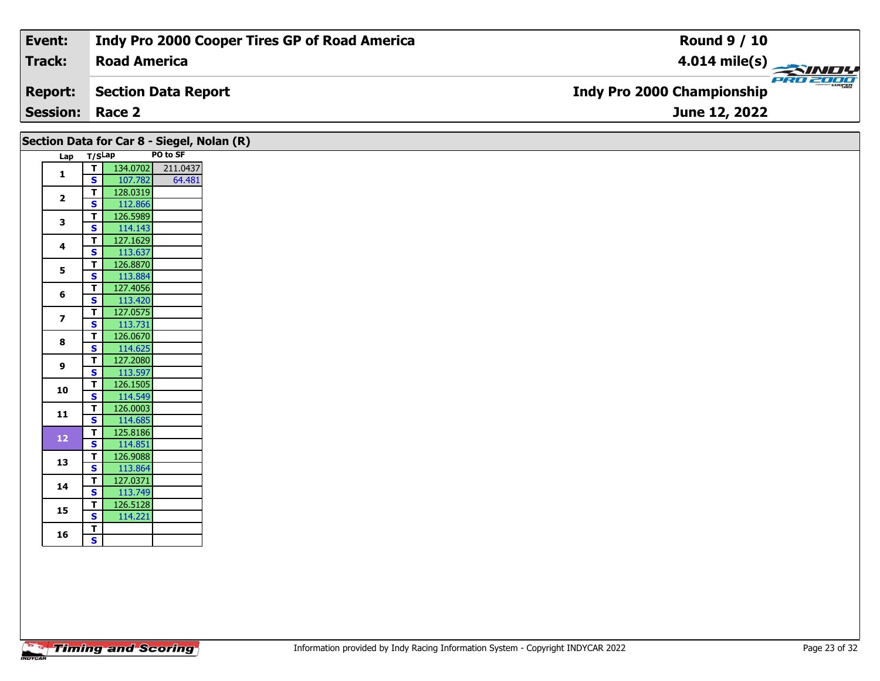| Event: | Indy Pro 2000 Cooper Tires GP of Road America | Round 9 / 10 |
|---|---|---|
| Track: | Road America | 4.014 mile(s) |
| Report: | Section Data Report | Indy Pro 2000 Championship |
| Session: | Race 2 | June 12, 2022 |

## Section Data for Car 8 - Siegel, Nolan (R)

| Lap | T/S | Lap | PO to SF |
|---|---|---|---|
| 1 | T | 134.0702 | 211.0437 |
| | S | 107.782 | 64.481 |
| 2 | T | 128.0319 | |
| | S | 112.866 | |
| 3 | T | 126.5989 | |
| | S | 114.143 | |
| 4 | T | 127.1629 | |
| | S | 113.637 | |
| 5 | T | 126.8870 | |
| | S | 113.884 | |
| 6 | T | 127.4056 | |
| | S | 113.420 | |
| 7 | T | 127.0575 | |
| | S | 113.731 | |
| 8 | T | 126.0670 | |
| | S | 114.625 | |
| 9 | T | 127.2080 | |
| | S | 113.597 | |
| 10 | T | 126.1505 | |
| | S | 114.549 | |
| 11 | T | 126.0003 | |
| | S | 114.685 | |
| 12 | T | 125.8186 | |
| | S | 114.851 | |
| 13 | T | 126.9088 | |
| | S | 113.864 | |
| 14 | T | 127.0371 | |
| | S | 113.749 | |
| 15 | T | 126.5128 | |
| | S | 114.221 | |
| 16 | T | | |
| | S | | |

Information provided by Indy Racing Information System - Copyright INDYCAR 2022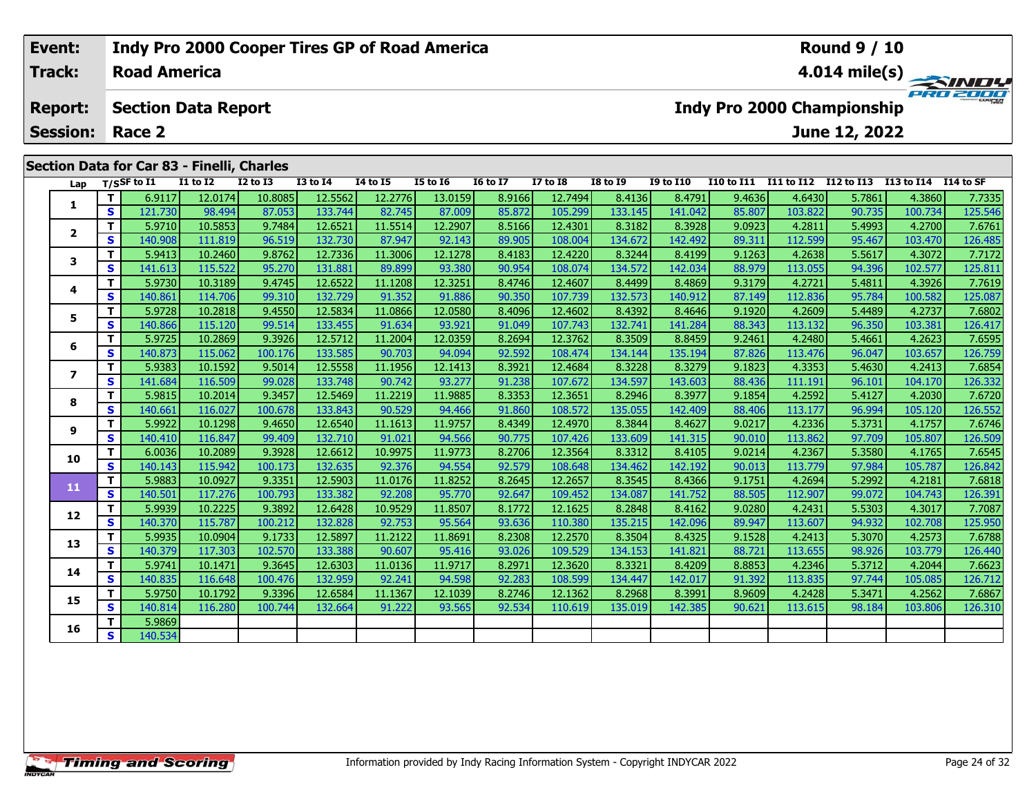| Event: | Indy Pro 2000 Cooper Tires GP of Road America | Round 9 / 10 |
|---|---|---|
| Track: | Road America | 4.014 mile(s) |
| Report: | Section Data Report | Indy Pro 2000 Championship |
| Session: | Race 2 | June 12, 2022 |

## Section Data for Car 83 - Finelli, Charles

| Lap | T/S | SF to I1 | I1 to I2 | I2 to I3 | I3 to I4 | I4 to I5 | I5 to I6 | I6 to I7 | I7 to I8 | I8 to I9 | I9 to I10 | I10 to I11 | I11 to I12 | I12 to I13 | I13 to I14 | I14 to SF |
|---|---|---|---|---|---|---|---|---|---|---|---|---|---|---|---|---|
| 1 | T | 6.9117 | 12.0174 | 10.8085 | 12.5562 | 12.2776 | 13.0159 | 8.9166 | 12.7494 | 8.4136 | 8.4791 | 9.4636 | 4.6430 | 5.7861 | 4.3860 | 7.7335 |
| | S | 121.730 | 98.494 | 87.053 | 133.744 | 82.745 | 87.009 | 85.872 | 105.299 | 133.145 | 141.042 | 85.807 | 103.822 | 90.735 | 100.734 | 125.546 |
| 2 | T | 5.9710 | 10.5853 | 9.7484 | 12.6521 | 11.5514 | 12.2907 | 8.5166 | 12.4301 | 8.3182 | 8.3928 | 9.0923 | 4.2811 | 5.4993 | 4.2700 | 7.6761 |
| | S | 140.908 | 111.819 | 96.519 | 132.730 | 87.947 | 92.143 | 89.905 | 108.004 | 134.672 | 142.492 | 89.311 | 112.599 | 95.467 | 103.470 | 126.485 |
| 3 | T | 5.9413 | 10.2460 | 9.8762 | 12.7336 | 11.3006 | 12.1278 | 8.4183 | 12.4220 | 8.3244 | 8.4199 | 9.1263 | 4.2638 | 5.5617 | 4.3072 | 7.7172 |
| | S | 141.613 | 115.522 | 95.270 | 131.881 | 89.899 | 93.380 | 90.954 | 108.074 | 134.572 | 142.034 | 88.979 | 113.055 | 94.396 | 102.577 | 125.811 |
| 4 | T | 5.9730 | 10.3189 | 9.4745 | 12.6522 | 11.1208 | 12.3251 | 8.4746 | 12.4607 | 8.4499 | 8.4869 | 9.3179 | 4.2721 | 5.4811 | 4.3926 | 7.7619 |
| | S | 140.861 | 114.706 | 99.310 | 132.729 | 91.352 | 91.886 | 90.350 | 107.739 | 132.573 | 140.912 | 87.149 | 112.836 | 95.784 | 100.582 | 125.087 |
| 5 | T | 5.9728 | 10.2818 | 9.4550 | 12.5834 | 11.0866 | 12.0580 | 8.4096 | 12.4602 | 8.4392 | 8.4646 | 9.1920 | 4.2609 | 5.4489 | 4.2737 | 7.6802 |
| | S | 140.866 | 115.120 | 99.514 | 133.455 | 91.634 | 93.921 | 91.049 | 107.743 | 132.741 | 141.284 | 88.343 | 113.132 | 96.350 | 103.381 | 126.417 |
| 6 | T | 5.9725 | 10.2869 | 9.3926 | 12.5712 | 11.2004 | 12.0359 | 8.2694 | 12.3762 | 8.3509 | 8.8459 | 9.2461 | 4.2480 | 5.4661 | 4.2623 | 7.6595 |
| | S | 140.873 | 115.062 | 100.176 | 133.585 | 90.703 | 94.094 | 92.592 | 108.474 | 134.144 | 135.194 | 87.826 | 113.476 | 96.047 | 103.657 | 126.759 |
| 7 | T | 5.9383 | 10.1592 | 9.5014 | 12.5558 | 11.1956 | 12.1413 | 8.3921 | 12.4684 | 8.3228 | 8.3279 | 9.1823 | 4.3353 | 5.4630 | 4.2413 | 7.6854 |
| | S | 141.684 | 116.509 | 99.028 | 133.748 | 90.742 | 93.277 | 91.238 | 107.672 | 134.597 | 143.603 | 88.436 | 111.191 | 96.101 | 104.170 | 126.332 |
| 8 | T | 5.9815 | 10.2014 | 9.3457 | 12.5469 | 11.2219 | 11.9885 | 8.3353 | 12.3651 | 8.2946 | 8.3977 | 9.1854 | 4.2592 | 5.4127 | 4.2030 | 7.6720 |
| | S | 140.661 | 116.027 | 100.678 | 133.843 | 90.529 | 94.466 | 91.860 | 108.572 | 135.055 | 142.409 | 88.406 | 113.177 | 96.994 | 105.120 | 126.552 |
| 9 | T | 5.9922 | 10.1298 | 9.4650 | 12.6540 | 11.1613 | 11.9757 | 8.4349 | 12.4970 | 8.3844 | 8.4627 | 9.0217 | 4.2336 | 5.3731 | 4.1757 | 7.6746 |
| | S | 140.410 | 116.847 | 99.409 | 132.710 | 91.021 | 94.566 | 90.775 | 107.426 | 133.609 | 141.315 | 90.010 | 113.862 | 97.709 | 105.807 | 126.509 |
| 10 | T | 6.0036 | 10.2089 | 9.3928 | 12.6612 | 10.9975 | 11.9773 | 8.2706 | 12.3564 | 8.3312 | 8.4105 | 9.0214 | 4.2367 | 5.3580 | 4.1765 | 7.6545 |
| | S | 140.143 | 115.942 | 100.173 | 132.635 | 92.376 | 94.554 | 92.579 | 108.648 | 134.462 | 142.192 | 90.013 | 113.779 | 97.984 | 105.787 | 126.842 |
| 11 | T | 5.9883 | 10.0927 | 9.3351 | 12.5903 | 11.0176 | 11.8252 | 8.2645 | 12.2657 | 8.3545 | 8.4366 | 9.1751 | 4.2694 | 5.2992 | 4.2181 | 7.6818 |
| | S | 140.501 | 117.276 | 100.793 | 133.382 | 92.208 | 95.770 | 92.647 | 109.452 | 134.087 | 141.752 | 88.505 | 112.907 | 99.072 | 104.743 | 126.391 |
| 12 | T | 5.9939 | 10.2225 | 9.3892 | 12.6428 | 10.9529 | 11.8507 | 8.1772 | 12.1625 | 8.2848 | 8.4162 | 9.0280 | 4.2431 | 5.5303 | 4.3017 | 7.7087 |
| | S | 140.370 | 115.787 | 100.212 | 132.828 | 92.753 | 95.564 | 93.636 | 110.380 | 135.215 | 142.096 | 89.947 | 113.607 | 94.932 | 102.708 | 125.950 |
| 13 | T | 5.9935 | 10.0904 | 9.1733 | 12.5897 | 11.2122 | 11.8691 | 8.2308 | 12.2570 | 8.3504 | 8.4325 | 9.1528 | 4.2413 | 5.3070 | 4.2573 | 7.6788 |
| | S | 140.379 | 117.303 | 102.570 | 133.388 | 90.607 | 95.416 | 93.026 | 109.529 | 134.153 | 141.821 | 88.721 | 113.655 | 98.926 | 103.779 | 126.440 |
| 14 | T | 5.9741 | 10.1471 | 9.3645 | 12.6303 | 11.0136 | 11.9717 | 8.2971 | 12.3620 | 8.3321 | 8.4209 | 8.8853 | 4.2346 | 5.3712 | 4.2044 | 7.6623 |
| | S | 140.835 | 116.648 | 100.476 | 132.959 | 92.241 | 94.598 | 92.283 | 108.599 | 134.447 | 142.017 | 91.392 | 113.835 | 97.744 | 105.085 | 126.712 |
| 15 | T | 5.9750 | 10.1792 | 9.3396 | 12.6584 | 11.1367 | 12.1039 | 8.2746 | 12.1362 | 8.2968 | 8.3991 | 8.9609 | 4.2428 | 5.3471 | 4.2562 | 7.6867 |
| | S | 140.814 | 116.280 | 100.744 | 132.664 | 91.222 | 93.565 | 92.534 | 110.619 | 135.019 | 142.385 | 90.621 | 113.615 | 98.184 | 103.806 | 126.310 |
| 16 | T | 5.9869 | | | | | | | | | | | | | | |
| | S | 140.534 | | | | | | | | | | | | | | |

Information provided by Indy Racing Information System - Copyright INDYCAR 2022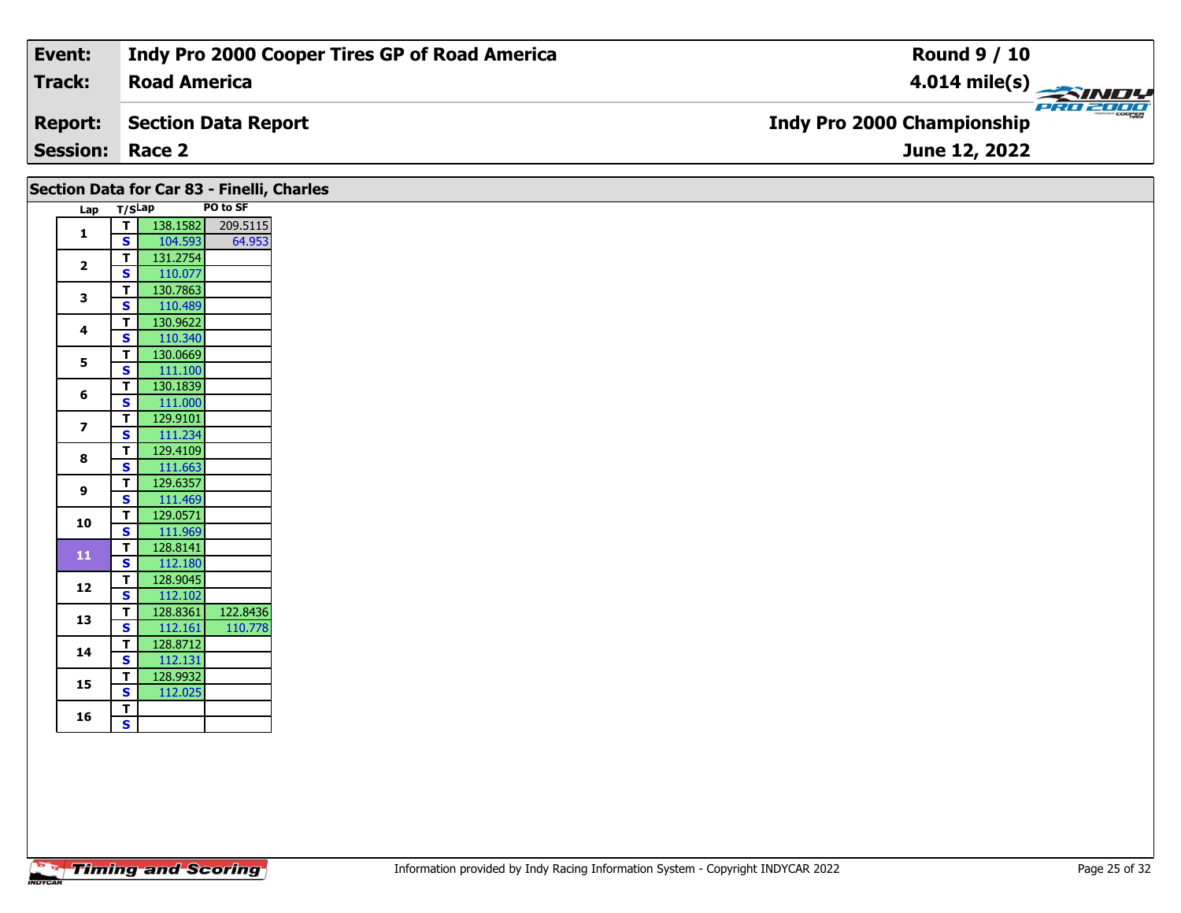| Event: | Indy Pro 2000 Cooper Tires GP of Road America | Round 9 / 10 |
|---|---|---|
| Track: | Road America | 4.014 mile(s) |
| Report: | Section Data Report | Indy Pro 2000 Championship |
| Session: | Race 2 | June 12, 2022 |

## Section Data for Car 83 - Finelli, Charles

| Lap | T/S | Lap | PO to SF |
|---|---|---|---|
| 1 | T | 138.1582 | 209.5115 |
| | S | 104.593 | 64.953 |
| 2 | T | 131.2754 | |
| | S | 110.077 | |
| 3 | T | 130.7863 | |
| | S | 110.489 | |
| 4 | T | 130.9622 | |
| | S | 110.340 | |
| 5 | T | 130.0669 | |
| | S | 111.100 | |
| 6 | T | 130.1839 | |
| | S | 111.000 | |
| 7 | T | 129.9101 | |
| | S | 111.234 | |
| 8 | T | 129.4109 | |
| | S | 111.663 | |
| 9 | T | 129.6357 | |
| | S | 111.469 | |
| 10 | T | 129.0571 | |
| | S | 111.969 | |
| 11 | T | 128.8141 | |
| | S | 112.180 | |
| 12 | T | 128.9045 | |
| | S | 112.102 | |
| 13 | T | 128.8361 | 122.8436 |
| | S | 112.161 | 110.778 |
| 14 | T | 128.8712 | |
| | S | 112.131 | |
| 15 | T | 128.9932 | |
| | S | 112.025 | |
| 16 | T | | |
| | S | | |

Information provided by Indy Racing Information System - Copyright INDYCAR 2022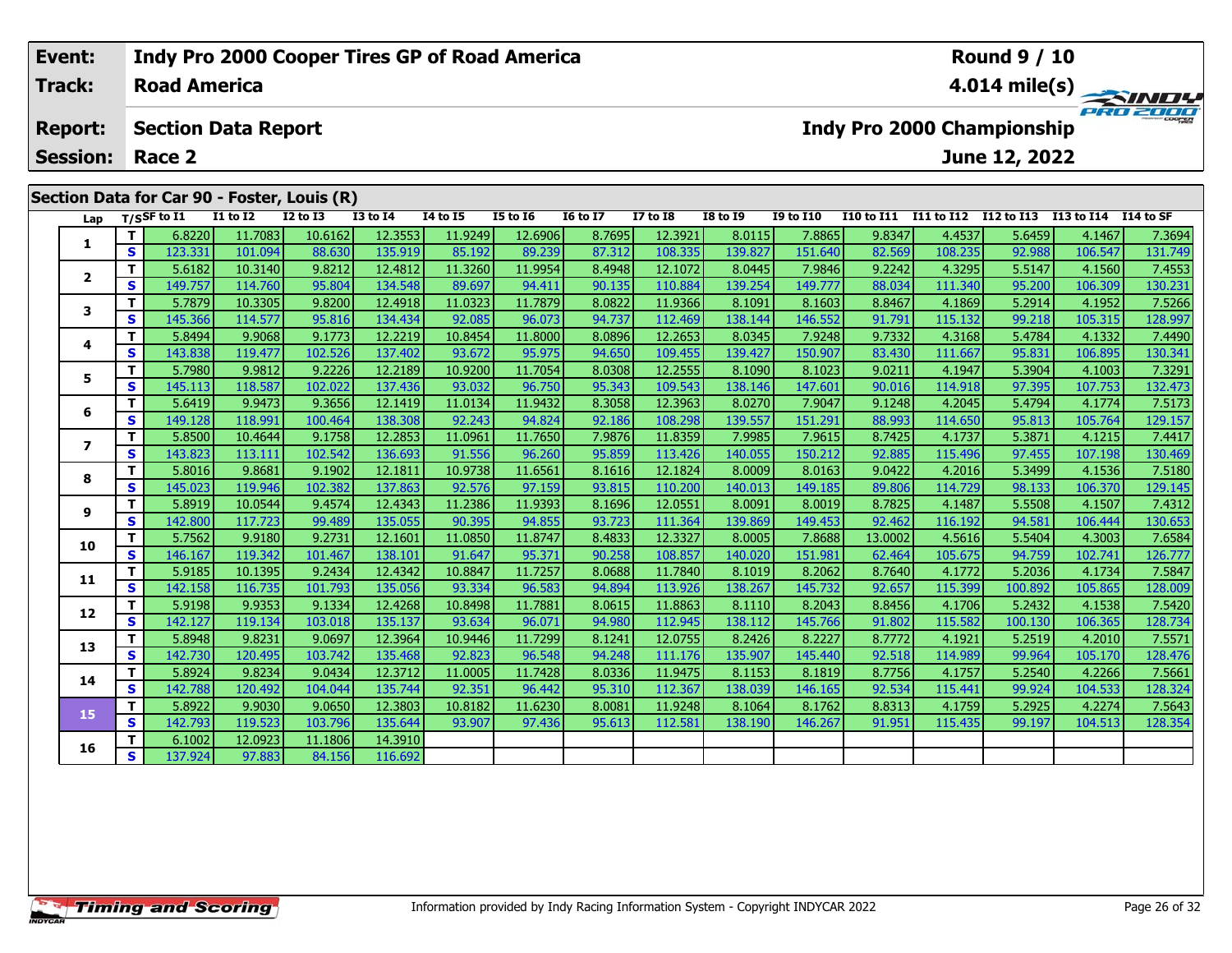| Event: | Indy Pro 2000 Cooper Tires GP of Road America | Round 9 / 10 |
|---|---|---|
| Track: | Road America | 4.014 mile(s) |
| Report: | Section Data Report | Indy Pro 2000 Championship |
| Session: | Race 2 | June 12, 2022 |

## Section Data for Car 90 - Foster, Louis (R)

| Lap | T/S | SF to I1 | I1 to I2 | I2 to I3 | I3 to I4 | I4 to I5 | I5 to I6 | I6 to I7 | I7 to I8 | I8 to I9 | I9 to I10 | I10 to I11 | I11 to I12 | I12 to I13 | I13 to I14 | I14 to SF |
|---|---|---|---|---|---|---|---|---|---|---|---|---|---|---|---|---|
| 1 | T | 6.8220 | 11.7083 | 10.6162 | 12.3553 | 11.9249 | 12.6906 | 8.7695 | 12.3921 | 8.0115 | 7.8865 | 9.8347 | 4.4537 | 5.6459 | 4.1467 | 7.3694 |
| | S | 123.331 | 101.094 | 88.630 | 135.919 | 85.192 | 89.239 | 87.312 | 108.335 | 139.827 | 151.640 | 82.569 | 108.235 | 92.988 | 106.547 | 131.749 |
| 2 | T | 5.6182 | 10.3140 | 9.8212 | 12.4812 | 11.3260 | 11.9954 | 8.4948 | 12.1072 | 8.0445 | 7.9846 | 9.2242 | 4.3295 | 5.5147 | 4.1560 | 7.4553 |
| | S | 149.757 | 114.760 | 95.804 | 134.548 | 89.697 | 94.411 | 90.135 | 110.884 | 139.254 | 149.777 | 88.034 | 111.340 | 95.200 | 106.309 | 130.231 |
| 3 | T | 5.7879 | 10.3305 | 9.8200 | 12.4918 | 11.0323 | 11.7879 | 8.0822 | 11.9366 | 8.1091 | 8.1603 | 8.8467 | 4.1869 | 5.2914 | 4.1952 | 7.5266 |
| | S | 145.366 | 114.577 | 95.816 | 134.434 | 92.085 | 96.073 | 94.737 | 112.469 | 138.144 | 146.552 | 91.791 | 115.132 | 99.218 | 105.315 | 128.997 |
| 4 | T | 5.8494 | 9.9068 | 9.1773 | 12.2219 | 10.8454 | 11.8000 | 8.0896 | 12.2653 | 8.0345 | 7.9248 | 9.7332 | 4.3168 | 5.4784 | 4.1332 | 7.4490 |
| | S | 143.838 | 119.477 | 102.526 | 137.402 | 93.672 | 95.975 | 94.650 | 109.455 | 139.427 | 150.907 | 83.430 | 111.667 | 95.831 | 106.895 | 130.341 |
| 5 | T | 5.7980 | 9.9812 | 9.2226 | 12.2189 | 10.9200 | 11.7054 | 8.0308 | 12.2555 | 8.1090 | 8.1023 | 9.0211 | 4.1947 | 5.3904 | 4.1003 | 7.3291 |
| | S | 145.113 | 118.587 | 102.022 | 137.436 | 93.032 | 96.750 | 95.343 | 109.543 | 138.146 | 147.601 | 90.016 | 114.918 | 97.395 | 107.753 | 132.473 |
| 6 | T | 5.6419 | 9.9473 | 9.3656 | 12.1419 | 11.0134 | 11.9432 | 8.3058 | 12.3963 | 8.0270 | 7.9047 | 9.1248 | 4.2045 | 5.4794 | 4.1774 | 7.5173 |
| | S | 149.128 | 118.991 | 100.464 | 138.308 | 92.243 | 94.824 | 92.186 | 108.298 | 139.557 | 151.291 | 88.993 | 114.650 | 95.813 | 105.764 | 129.157 |
| 7 | T | 5.8500 | 10.4644 | 9.1758 | 12.2853 | 11.0961 | 11.7650 | 7.9876 | 11.8359 | 7.9985 | 7.9615 | 8.7425 | 4.1737 | 5.3871 | 4.1215 | 7.4417 |
| | S | 143.823 | 113.111 | 102.542 | 136.693 | 91.556 | 96.260 | 95.859 | 113.426 | 140.055 | 150.212 | 92.885 | 115.496 | 97.455 | 107.198 | 130.469 |
| 8 | T | 5.8016 | 9.8681 | 9.1902 | 12.1811 | 10.9738 | 11.6561 | 8.1616 | 12.1824 | 8.0009 | 8.0163 | 9.0422 | 4.2016 | 5.3499 | 4.1536 | 7.5180 |
| | S | 145.023 | 119.946 | 102.382 | 137.863 | 92.576 | 97.159 | 93.815 | 110.200 | 140.013 | 149.185 | 89.806 | 114.729 | 98.133 | 106.370 | 129.145 |
| 9 | T | 5.8919 | 10.0544 | 9.4574 | 12.4343 | 11.2386 | 11.9393 | 8.1696 | 12.0551 | 8.0091 | 8.0019 | 8.7825 | 4.1487 | 5.5508 | 4.1507 | 7.4312 |
| | S | 142.800 | 117.723 | 99.489 | 135.055 | 90.395 | 94.855 | 93.723 | 111.364 | 139.869 | 149.453 | 92.462 | 116.192 | 94.581 | 106.444 | 130.653 |
| 10 | T | 5.7562 | 9.9180 | 9.2731 | 12.1601 | 11.0850 | 11.8747 | 8.4833 | 12.3327 | 8.0005 | 7.8688 | 13.0002 | 4.5616 | 5.5404 | 4.3003 | 7.6584 |
| | S | 146.167 | 119.342 | 101.467 | 138.101 | 91.647 | 95.371 | 90.258 | 108.857 | 140.020 | 151.981 | 62.464 | 105.675 | 94.759 | 102.741 | 126.777 |
| 11 | T | 5.9185 | 10.1395 | 9.2434 | 12.4342 | 10.8847 | 11.7257 | 8.0688 | 11.7840 | 8.1019 | 8.2062 | 8.7640 | 4.1772 | 5.2036 | 4.1734 | 7.5847 |
| | S | 142.158 | 116.735 | 101.793 | 135.056 | 93.334 | 96.583 | 94.894 | 113.926 | 138.267 | 145.732 | 92.657 | 115.399 | 100.892 | 105.865 | 128.009 |
| 12 | T | 5.9198 | 9.9353 | 9.1334 | 12.4268 | 10.8498 | 11.7881 | 8.0615 | 11.8863 | 8.1110 | 8.2043 | 8.8456 | 4.1706 | 5.2432 | 4.1538 | 7.5420 |
| | S | 142.127 | 119.134 | 103.018 | 135.137 | 93.634 | 96.071 | 94.980 | 112.945 | 138.112 | 145.766 | 91.802 | 115.582 | 100.130 | 106.365 | 128.734 |
| 13 | T | 5.8948 | 9.8231 | 9.0697 | 12.3964 | 10.9446 | 11.7299 | 8.1241 | 12.0755 | 8.2426 | 8.2227 | 8.7772 | 4.1921 | 5.2519 | 4.2010 | 7.5571 |
| | S | 142.730 | 120.495 | 103.742 | 135.468 | 92.823 | 96.548 | 94.248 | 111.176 | 135.907 | 145.440 | 92.518 | 114.989 | 99.964 | 105.170 | 128.476 |
| 14 | T | 5.8924 | 9.8234 | 9.0434 | 12.3712 | 11.0005 | 11.7428 | 8.0336 | 11.9475 | 8.1153 | 8.1819 | 8.7756 | 4.1757 | 5.2540 | 4.2266 | 7.5661 |
| | S | 142.788 | 120.492 | 104.044 | 135.744 | 92.351 | 96.442 | 95.310 | 112.367 | 138.039 | 146.165 | 92.534 | 115.441 | 99.924 | 104.533 | 128.324 |
| 15 | T | 5.8922 | 9.9030 | 9.0650 | 12.3803 | 10.8182 | 11.6230 | 8.0081 | 11.9248 | 8.1064 | 8.1762 | 8.8313 | 4.1759 | 5.2925 | 4.2274 | 7.5643 |
| | S | 142.793 | 119.523 | 103.796 | 135.644 | 93.907 | 97.436 | 95.613 | 112.581 | 138.190 | 146.267 | 91.951 | 115.435 | 99.197 | 104.513 | 128.354 |
| 16 | T | 6.1002 | 12.0923 | 11.1806 | 14.3910 | | | | | | | | | | | |
| | S | 137.924 | 97.883 | 84.156 | 116.692 | | | | | | | | | | | |

Information provided by Indy Racing Information System - Copyright INDYCAR 2022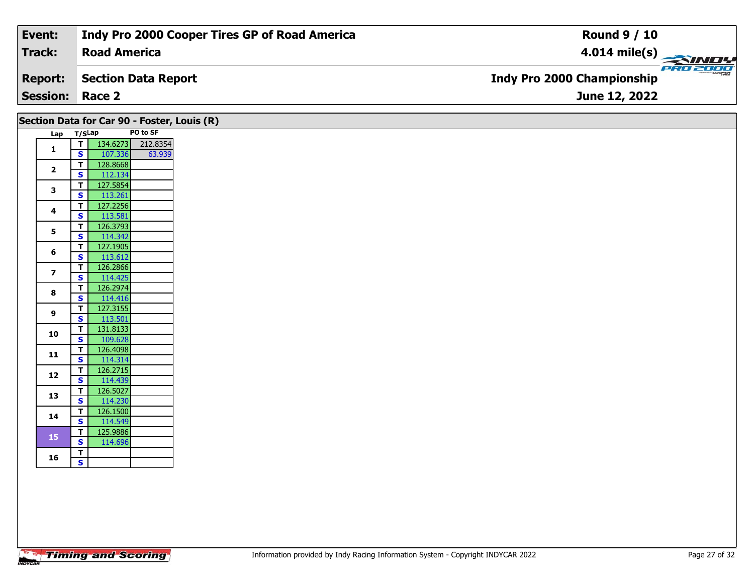| Event: | Indy Pro 2000 Cooper Tires GP of Road America | Round 9 / 10 |
|---|---|---|
| Track: | Road America | 4.014 mile(s) |
| Report: | Section Data Report | Indy Pro 2000 Championship |
| Session: | Race 2 | June 12, 2022 |

## Section Data for Car 90 - Foster, Louis (R)

| Lap | T/S | Lap | PO to SF |
|---|---|---|---|
| 1 | T | 134.6273 | 212.8354 |
| | S | 107.336 | 63.939 |
| 2 | T | 128.8668 | |
| | S | 112.134 | |
| 3 | T | 127.5854 | |
| | S | 113.261 | |
| 4 | T | 127.2256 | |
| | S | 113.581 | |
| 5 | T | 126.3793 | |
| | S | 114.342 | |
| 6 | T | 127.1905 | |
| | S | 113.612 | |
| 7 | T | 126.2866 | |
| | S | 114.425 | |
| 8 | T | 126.2974 | |
| | S | 114.416 | |
| 9 | T | 127.3155 | |
| | S | 113.501 | |
| 10 | T | 131.8133 | |
| | S | 109.628 | |
| 11 | T | 126.4098 | |
| | S | 114.314 | |
| 12 | T | 126.2715 | |
| | S | 114.439 | |
| 13 | T | 126.5027 | |
| | S | 114.230 | |
| 14 | T | 126.1500 | |
| | S | 114.549 | |
| 15 | T | 125.9886 | |
| | S | 114.696 | |
| 16 | T | | |
| | S | | |

Information provided by Indy Racing Information System - Copyright INDYCAR 2022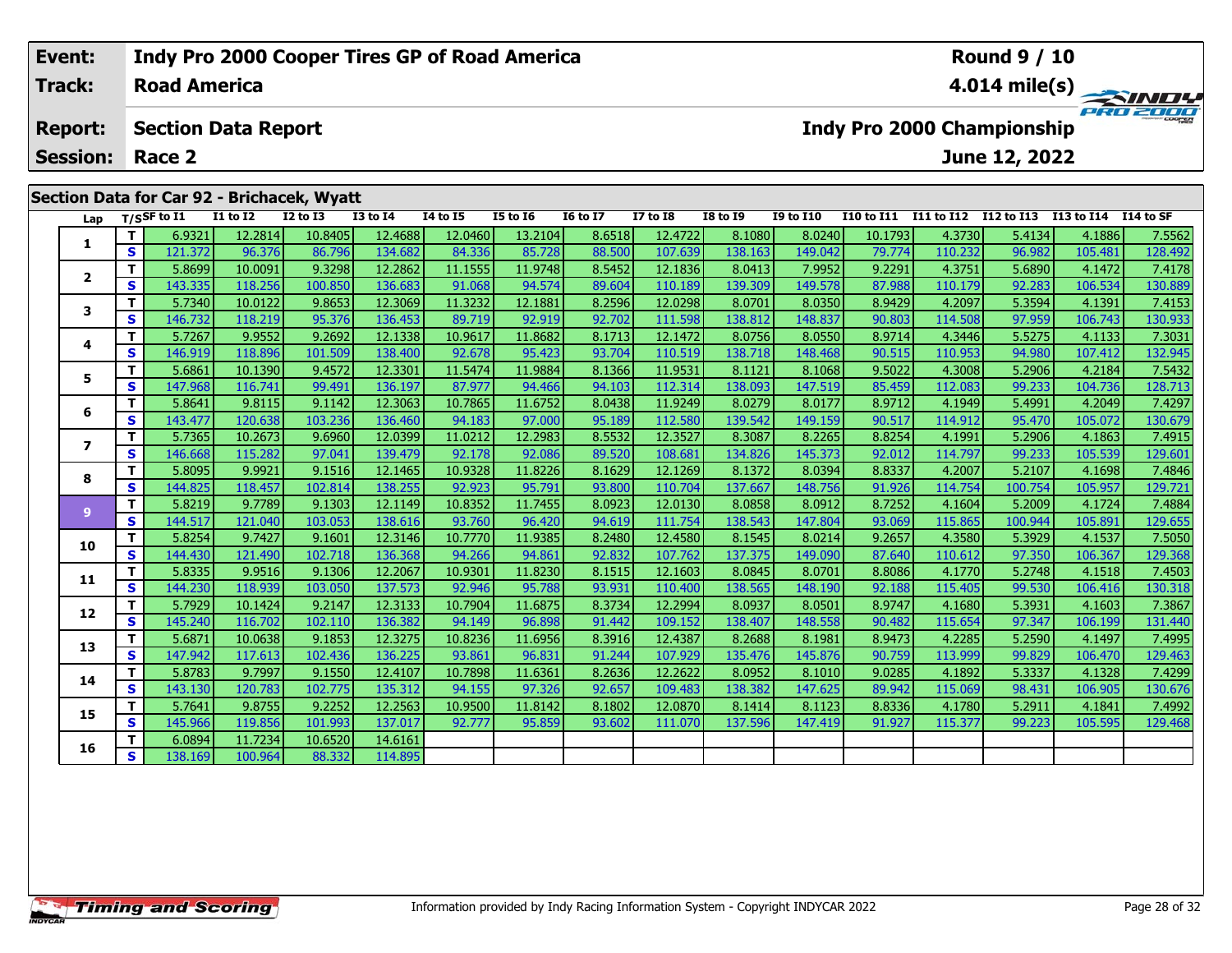| Event: | Indy Pro 2000 Cooper Tires GP of Road America | Round 9 / 10 |
|---|---|---|
| Track: | Road America | 4.014 mile(s) |
| Report: | Section Data Report | Indy Pro 2000 Championship |
| Session: | Race 2 | June 12, 2022 |

## Section Data for Car 92 - Brichacek, Wyatt

| Lap | T/S | SF to I1 | I1 to I2 | I2 to I3 | I3 to I4 | I4 to I5 | I5 to I6 | I6 to I7 | I7 to I8 | I8 to I9 | I9 to I10 | I10 to I11 | I11 to I12 | I12 to I13 | I13 to I14 | I14 to SF |
|---|---|---|---|---|---|---|---|---|---|---|---|---|---|---|---|---|
| 1 | T | 6.9321 | 12.2814 | 10.8405 | 12.4688 | 12.0460 | 13.2104 | 8.6518 | 12.4722 | 8.1080 | 8.0240 | 10.1793 | 4.3730 | 5.4134 | 4.1886 | 7.5562 |
| | S | 121.372 | 96.376 | 86.796 | 134.682 | 84.336 | 85.728 | 88.500 | 107.639 | 138.163 | 149.042 | 79.774 | 110.232 | 96.982 | 105.481 | 128.492 |
| 2 | T | 5.8699 | 10.0091 | 9.3298 | 12.2862 | 11.1555 | 11.9748 | 8.5452 | 12.1836 | 8.0413 | 7.9952 | 9.2291 | 4.3751 | 5.6890 | 4.1472 | 7.4178 |
| | S | 143.335 | 118.256 | 100.850 | 136.683 | 91.068 | 94.574 | 89.604 | 110.189 | 139.309 | 149.578 | 87.988 | 110.179 | 92.283 | 106.534 | 130.889 |
| 3 | T | 5.7340 | 10.0122 | 9.8653 | 12.3069 | 11.3232 | 12.1881 | 8.2596 | 12.0298 | 8.0701 | 8.0350 | 8.9429 | 4.2097 | 5.3594 | 4.1391 | 7.4153 |
| | S | 146.732 | 118.219 | 95.376 | 136.453 | 89.719 | 92.919 | 92.702 | 111.598 | 138.812 | 148.837 | 90.803 | 114.508 | 97.959 | 106.743 | 130.933 |
| 4 | T | 5.7267 | 9.9552 | 9.2692 | 12.1338 | 10.9617 | 11.8682 | 8.1713 | 12.1472 | 8.0756 | 8.0550 | 8.9714 | 4.3446 | 5.5275 | 4.1133 | 7.3031 |
| | S | 146.919 | 118.896 | 101.509 | 138.400 | 92.678 | 95.423 | 93.704 | 110.519 | 138.718 | 148.468 | 90.515 | 110.953 | 94.980 | 107.412 | 132.945 |
| 5 | T | 5.6861 | 10.1390 | 9.4572 | 12.3301 | 11.5474 | 11.9884 | 8.1366 | 11.9531 | 8.1121 | 8.1068 | 9.5022 | 4.3008 | 5.2906 | 4.2184 | 7.5432 |
| | S | 147.968 | 116.741 | 99.491 | 136.197 | 87.977 | 94.466 | 94.103 | 112.314 | 138.093 | 147.519 | 85.459 | 112.083 | 99.233 | 104.736 | 128.713 |
| 6 | T | 5.8641 | 9.8115 | 9.1142 | 12.3063 | 10.7865 | 11.6752 | 8.0438 | 11.9249 | 8.0279 | 8.0177 | 8.9712 | 4.1949 | 5.4991 | 4.2049 | 7.4297 |
| | S | 143.477 | 120.638 | 103.236 | 136.460 | 94.183 | 97.000 | 95.189 | 112.580 | 139.542 | 149.159 | 90.517 | 114.912 | 95.470 | 105.072 | 130.679 |
| 7 | T | 5.7365 | 10.2673 | 9.6960 | 12.0399 | 11.0212 | 12.2983 | 8.5532 | 12.3527 | 8.3087 | 8.2265 | 8.8254 | 4.1991 | 5.2906 | 4.1863 | 7.4915 |
| | S | 146.668 | 115.282 | 97.041 | 139.479 | 92.178 | 92.086 | 89.520 | 108.681 | 134.826 | 145.373 | 92.012 | 114.797 | 99.233 | 105.539 | 129.601 |
| 8 | T | 5.8095 | 9.9921 | 9.1516 | 12.1465 | 10.9328 | 11.8226 | 8.1629 | 12.1269 | 8.1372 | 8.0394 | 8.8337 | 4.2007 | 5.2107 | 4.1698 | 7.4846 |
| | S | 144.825 | 118.457 | 102.814 | 138.255 | 92.923 | 95.791 | 93.800 | 110.704 | 137.667 | 148.756 | 91.926 | 114.754 | 100.754 | 105.957 | 129.721 |
| 9 | T | 5.8219 | 9.7789 | 9.1303 | 12.1149 | 10.8352 | 11.7455 | 8.0923 | 12.0130 | 8.0858 | 8.0912 | 8.7252 | 4.1604 | 5.2009 | 4.1724 | 7.4884 |
| | S | 144.517 | 121.040 | 103.053 | 138.616 | 93.760 | 96.420 | 94.619 | 111.754 | 138.543 | 147.804 | 93.069 | 115.865 | 100.944 | 105.891 | 129.655 |
| 10 | T | 5.8254 | 9.7427 | 9.1601 | 12.3146 | 10.7770 | 11.9385 | 8.2480 | 12.4580 | 8.1545 | 8.0214 | 9.2657 | 4.3580 | 5.3929 | 4.1537 | 7.5050 |
| | S | 144.430 | 121.490 | 102.718 | 136.368 | 94.266 | 94.861 | 92.832 | 107.762 | 137.375 | 149.090 | 87.640 | 110.612 | 97.350 | 106.367 | 129.368 |
| 11 | T | 5.8335 | 9.9516 | 9.1306 | 12.2067 | 10.9301 | 11.8230 | 8.1515 | 12.1603 | 8.0845 | 8.0701 | 8.8086 | 4.1770 | 5.2748 | 4.1518 | 7.4503 |
| | S | 144.230 | 118.939 | 103.050 | 137.573 | 92.946 | 95.788 | 93.931 | 110.400 | 138.565 | 148.190 | 92.188 | 115.405 | 99.530 | 106.416 | 130.318 |
| 12 | T | 5.7929 | 10.1424 | 9.2147 | 12.3133 | 10.7904 | 11.6875 | 8.3734 | 12.2994 | 8.0937 | 8.0501 | 8.9747 | 4.1680 | 5.3931 | 4.1603 | 7.3867 |
| | S | 145.240 | 116.702 | 102.110 | 136.382 | 94.149 | 96.898 | 91.442 | 109.152 | 138.407 | 148.558 | 90.482 | 115.654 | 97.347 | 106.199 | 131.440 |
| 13 | T | 5.6871 | 10.0638 | 9.1853 | 12.3275 | 10.8236 | 11.6956 | 8.3916 | 12.4387 | 8.2688 | 8.1981 | 8.9473 | 4.2285 | 5.2590 | 4.1497 | 7.4995 |
| | S | 147.942 | 117.613 | 102.436 | 136.225 | 93.861 | 96.831 | 91.244 | 107.929 | 135.476 | 145.876 | 90.759 | 113.999 | 99.829 | 106.470 | 129.463 |
| 14 | T | 5.8783 | 9.7997 | 9.1550 | 12.4107 | 10.7898 | 11.6361 | 8.2636 | 12.2622 | 8.0952 | 8.1010 | 9.0285 | 4.1892 | 5.3337 | 4.1328 | 7.4299 |
| | S | 143.130 | 120.783 | 102.775 | 135.312 | 94.155 | 97.326 | 92.657 | 109.483 | 138.382 | 147.625 | 89.942 | 115.069 | 98.431 | 106.905 | 130.676 |
| 15 | T | 5.7641 | 9.8755 | 9.2252 | 12.2563 | 10.9500 | 11.8142 | 8.1802 | 12.0870 | 8.1414 | 8.1123 | 8.8336 | 4.1780 | 5.2911 | 4.1841 | 7.4992 |
| | S | 145.966 | 119.856 | 101.993 | 137.017 | 92.777 | 95.859 | 93.602 | 111.070 | 137.596 | 147.419 | 91.927 | 115.377 | 99.223 | 105.595 | 129.468 |
| 16 | T | 6.0894 | 11.7234 | 10.6520 | 14.6161 | | | | | | | | | | | |
| | S | 138.169 | 100.964 | 88.332 | 114.895 | | | | | | | | | | | |

Information provided by Indy Racing Information System - Copyright INDYCAR 2022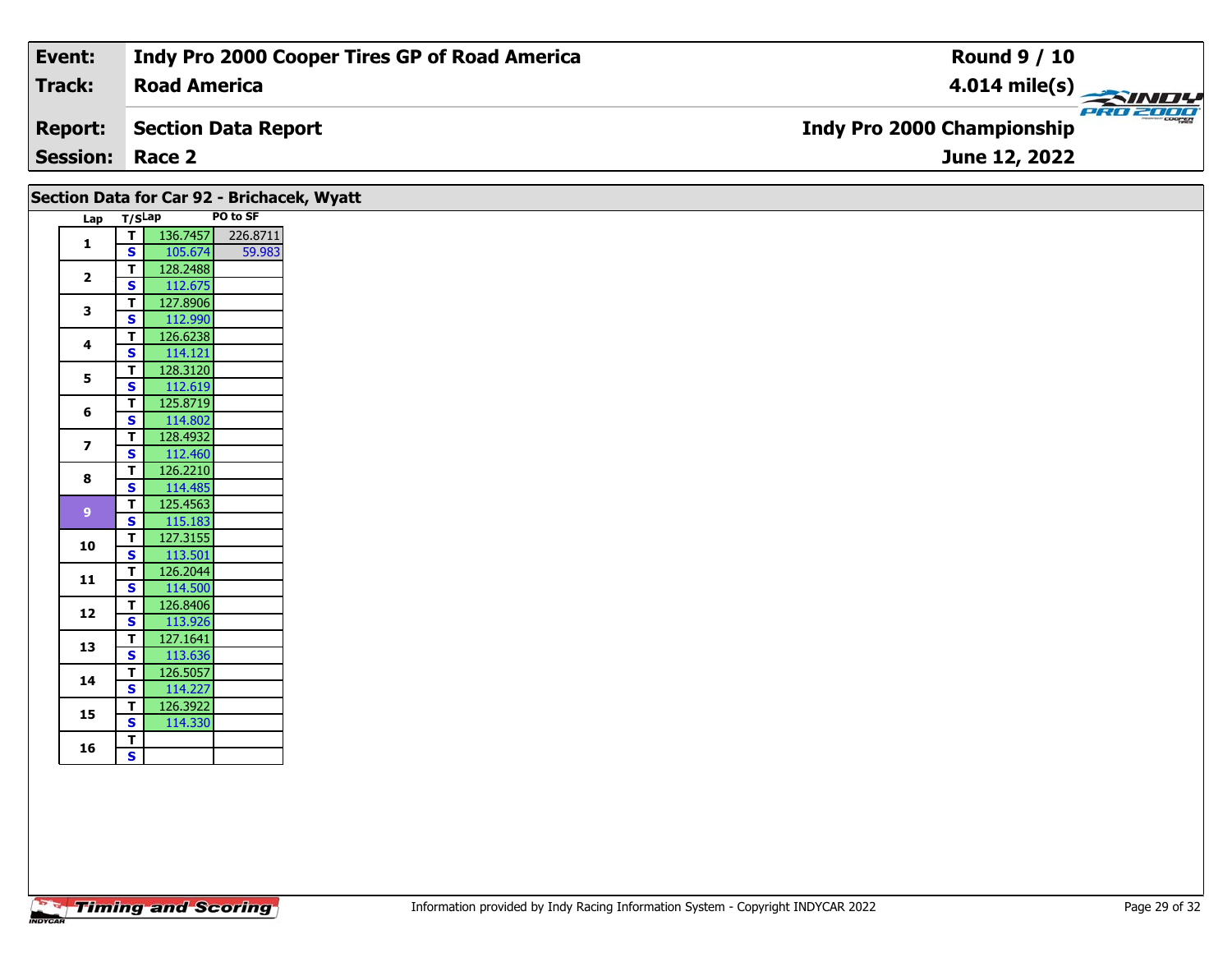| Event: | Indy Pro 2000 Cooper Tires GP of Road America | Round 9 / 10 |
|---|---|---|
| Track: | Road America | 4.014 mile(s) |
| Report: | Section Data Report | Indy Pro 2000 Championship |
| Session: | Race 2 | June 12, 2022 |

## Section Data for Car 92 - Brichacek, Wyatt

| Lap | T/S | Lap | PO to SF |
|---|---|---|---|
| 1 | T | 136.7457 | 226.8711 |
| | S | 105.674 | 59.983 |
| 2 | T | 128.2488 | |
| | S | 112.675 | |
| 3 | T | 127.8906 | |
| | S | 112.990 | |
| 4 | T | 126.6238 | |
| | S | 114.121 | |
| 5 | T | 128.3120 | |
| | S | 112.619 | |
| 6 | T | 125.8719 | |
| | S | 114.802 | |
| 7 | T | 128.4932 | |
| | S | 112.460 | |
| 8 | T | 126.2210 | |
| | S | 114.485 | |
| 9 | T | 125.4563 | |
| | S | 115.183 | |
| 10 | T | 127.3155 | |
| | S | 113.501 | |
| 11 | T | 126.2044 | |
| | S | 114.500 | |
| 12 | T | 126.8406 | |
| | S | 113.926 | |
| 13 | T | 127.1641 | |
| | S | 113.636 | |
| 14 | T | 126.5057 | |
| | S | 114.227 | |
| 15 | T | 126.3922 | |
| | S | 114.330 | |
| 16 | T | | |
| | S | | |

Information provided by Indy Racing Information System - Copyright INDYCAR 2022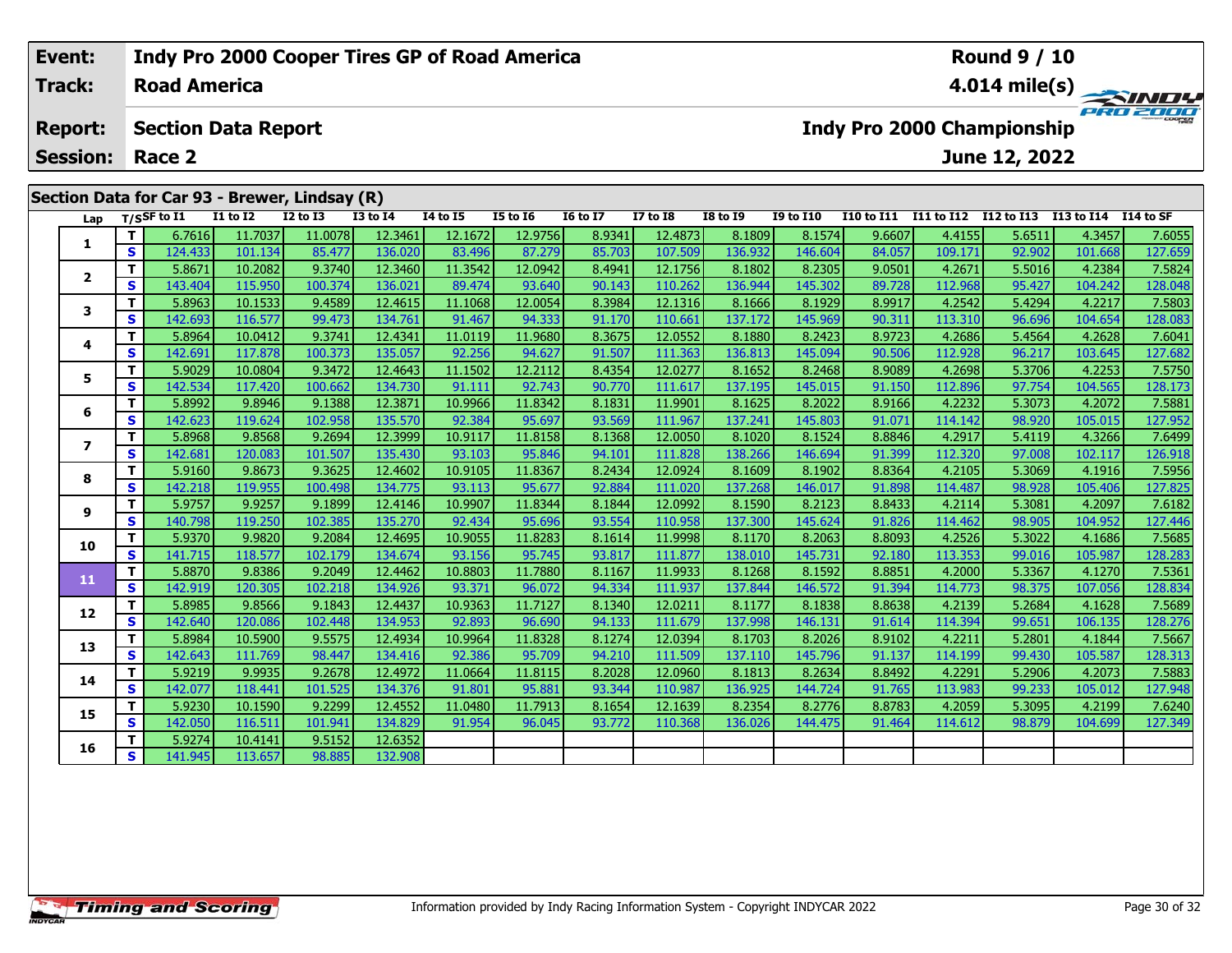| Event: | Indy Pro 2000 Cooper Tires GP of Road America | Round 9 / 10 |
|---|---|---|
| Track: | Road America | 4.014 mile(s) |
| Report: | Section Data Report | Indy Pro 2000 Championship |
| Session: | Race 2 | June 12, 2022 |

## Section Data for Car 93 - Brewer, Lindsay (R)

| Lap | T/S | SF to I1 | I1 to I2 | I2 to I3 | I3 to I4 | I4 to I5 | I5 to I6 | I6 to I7 | I7 to I8 | I8 to I9 | I9 to I10 | I10 to I11 | I11 to I12 | I12 to I13 | I13 to I14 | I14 to SF |
|---|---|---|---|---|---|---|---|---|---|---|---|---|---|---|---|---|
| 1 | T | 6.7616 | 11.7037 | 11.0078 | 12.3461 | 12.1672 | 12.9756 | 8.9341 | 12.4873 | 8.1809 | 8.1574 | 9.6607 | 4.4155 | 5.6511 | 4.3457 | 7.6055 |
| | S | 124.433 | 101.134 | 85.477 | 136.020 | 83.496 | 87.279 | 85.703 | 107.509 | 136.932 | 146.604 | 84.057 | 109.171 | 92.902 | 101.668 | 127.659 |
| 2 | T | 5.8671 | 10.2082 | 9.3740 | 12.3460 | 11.3542 | 12.0942 | 8.4941 | 12.1756 | 8.1802 | 8.2305 | 9.0501 | 4.2671 | 5.5016 | 4.2384 | 7.5824 |
| | S | 143.404 | 115.950 | 100.374 | 136.021 | 89.474 | 93.640 | 90.143 | 110.262 | 136.944 | 145.302 | 89.728 | 112.968 | 95.427 | 104.242 | 128.048 |
| 3 | T | 5.8963 | 10.1533 | 9.4589 | 12.4615 | 11.1068 | 12.0054 | 8.3984 | 12.1316 | 8.1666 | 8.1929 | 8.9917 | 4.2542 | 5.4294 | 4.2217 | 7.5803 |
| | S | 142.693 | 116.577 | 99.473 | 134.761 | 91.467 | 94.333 | 91.170 | 110.661 | 137.172 | 145.969 | 90.311 | 113.310 | 96.696 | 104.654 | 128.083 |
| 4 | T | 5.8964 | 10.0412 | 9.3741 | 12.4341 | 11.0119 | 11.9680 | 8.3675 | 12.0552 | 8.1880 | 8.2423 | 8.9723 | 4.2686 | 5.4564 | 4.2628 | 7.6041 |
| | S | 142.691 | 117.878 | 100.373 | 135.057 | 92.256 | 94.627 | 91.507 | 111.363 | 136.813 | 145.094 | 90.506 | 112.928 | 96.217 | 103.645 | 127.682 |
| 5 | T | 5.9029 | 10.0804 | 9.3472 | 12.4643 | 11.1502 | 12.2112 | 8.4354 | 12.0277 | 8.1652 | 8.2468 | 8.9089 | 4.2698 | 5.3706 | 4.2253 | 7.5750 |
| | S | 142.534 | 117.420 | 100.662 | 134.730 | 91.111 | 92.743 | 90.770 | 111.617 | 137.195 | 145.015 | 91.150 | 112.896 | 97.754 | 104.565 | 128.173 |
| 6 | T | 5.8992 | 9.8946 | 9.1388 | 12.3871 | 10.9966 | 11.8342 | 8.1831 | 11.9901 | 8.1625 | 8.2022 | 8.9166 | 4.2232 | 5.3073 | 4.2072 | 7.5881 |
| | S | 142.623 | 119.624 | 102.958 | 135.570 | 92.384 | 95.697 | 93.569 | 111.967 | 137.241 | 145.803 | 91.071 | 114.142 | 98.920 | 105.015 | 127.952 |
| 7 | T | 5.8968 | 9.8568 | 9.2694 | 12.3999 | 10.9117 | 11.8158 | 8.1368 | 12.0050 | 8.1020 | 8.1524 | 8.8846 | 4.2917 | 5.4119 | 4.3266 | 7.6499 |
| | S | 142.681 | 120.083 | 101.507 | 135.430 | 93.103 | 95.846 | 94.101 | 111.828 | 138.266 | 146.694 | 91.399 | 112.320 | 97.008 | 102.117 | 126.918 |
| 8 | T | 5.9160 | 9.8673 | 9.3625 | 12.4602 | 10.9105 | 11.8367 | 8.2434 | 12.0924 | 8.1609 | 8.1902 | 8.8364 | 4.2105 | 5.3069 | 4.1916 | 7.5956 |
| | S | 142.218 | 119.955 | 100.498 | 134.775 | 93.113 | 95.677 | 92.884 | 111.020 | 137.268 | 146.017 | 91.898 | 114.487 | 98.928 | 105.406 | 127.825 |
| 9 | T | 5.9757 | 9.9257 | 9.1899 | 12.4146 | 10.9907 | 11.8344 | 8.1844 | 12.0992 | 8.1590 | 8.2123 | 8.8433 | 4.2114 | 5.3081 | 4.2097 | 7.6182 |
| | S | 140.798 | 119.250 | 102.385 | 135.270 | 92.434 | 95.696 | 93.554 | 110.958 | 137.300 | 145.624 | 91.826 | 114.462 | 98.905 | 104.952 | 127.446 |
| 10 | T | 5.9370 | 9.9820 | 9.2084 | 12.4695 | 10.9055 | 11.8283 | 8.1614 | 11.9998 | 8.1170 | 8.2063 | 8.8093 | 4.2526 | 5.3022 | 4.1686 | 7.5685 |
| | S | 141.715 | 118.577 | 102.179 | 134.674 | 93.156 | 95.745 | 93.817 | 111.877 | 138.010 | 145.731 | 92.180 | 113.353 | 99.016 | 105.987 | 128.283 |
| 11 | T | 5.8870 | 9.8386 | 9.2049 | 12.4462 | 10.8803 | 11.7880 | 8.1167 | 11.9933 | 8.1268 | 8.1592 | 8.8851 | 4.2000 | 5.3367 | 4.1270 | 7.5361 |
| | S | 142.919 | 120.305 | 102.218 | 134.926 | 93.371 | 96.072 | 94.334 | 111.937 | 137.844 | 146.572 | 91.394 | 114.773 | 98.375 | 107.056 | 128.834 |
| 12 | T | 5.8985 | 9.8566 | 9.1843 | 12.4437 | 10.9363 | 11.7127 | 8.1340 | 12.0211 | 8.1177 | 8.1838 | 8.8638 | 4.2139 | 5.2684 | 4.1628 | 7.5689 |
| | S | 142.640 | 120.086 | 102.448 | 134.953 | 92.893 | 96.690 | 94.133 | 111.679 | 137.998 | 146.131 | 91.614 | 114.394 | 99.651 | 106.135 | 128.276 |
| 13 | T | 5.8984 | 10.5900 | 9.5575 | 12.4934 | 10.9964 | 11.8328 | 8.1274 | 12.0394 | 8.1703 | 8.2026 | 8.9102 | 4.2211 | 5.2801 | 4.1844 | 7.5667 |
| | S | 142.643 | 111.769 | 98.447 | 134.416 | 92.386 | 95.709 | 94.210 | 111.509 | 137.110 | 145.796 | 91.137 | 114.199 | 99.430 | 105.587 | 128.313 |
| 14 | T | 5.9219 | 9.9935 | 9.2678 | 12.4972 | 11.0664 | 11.8115 | 8.2028 | 12.0960 | 8.1813 | 8.2634 | 8.8492 | 4.2291 | 5.2906 | 4.2073 | 7.5883 |
| | S | 142.077 | 118.441 | 101.525 | 134.376 | 91.801 | 95.881 | 93.344 | 110.987 | 136.925 | 144.724 | 91.765 | 113.983 | 99.233 | 105.012 | 127.948 |
| 15 | T | 5.9230 | 10.1590 | 9.2299 | 12.4552 | 11.0480 | 11.7913 | 8.1654 | 12.1639 | 8.2354 | 8.2776 | 8.8783 | 4.2059 | 5.3095 | 4.2199 | 7.6240 |
| | S | 142.050 | 116.511 | 101.941 | 134.829 | 91.954 | 96.045 | 93.772 | 110.368 | 136.026 | 144.475 | 91.464 | 114.612 | 98.879 | 104.699 | 127.349 |
| 16 | T | 5.9274 | 10.4141 | 9.5152 | 12.6352 | | | | | | | | | | | |
| | S | 141.945 | 113.657 | 98.885 | 132.908 | | | | | | | | | | | |

Information provided by Indy Racing Information System - Copyright INDYCAR 2022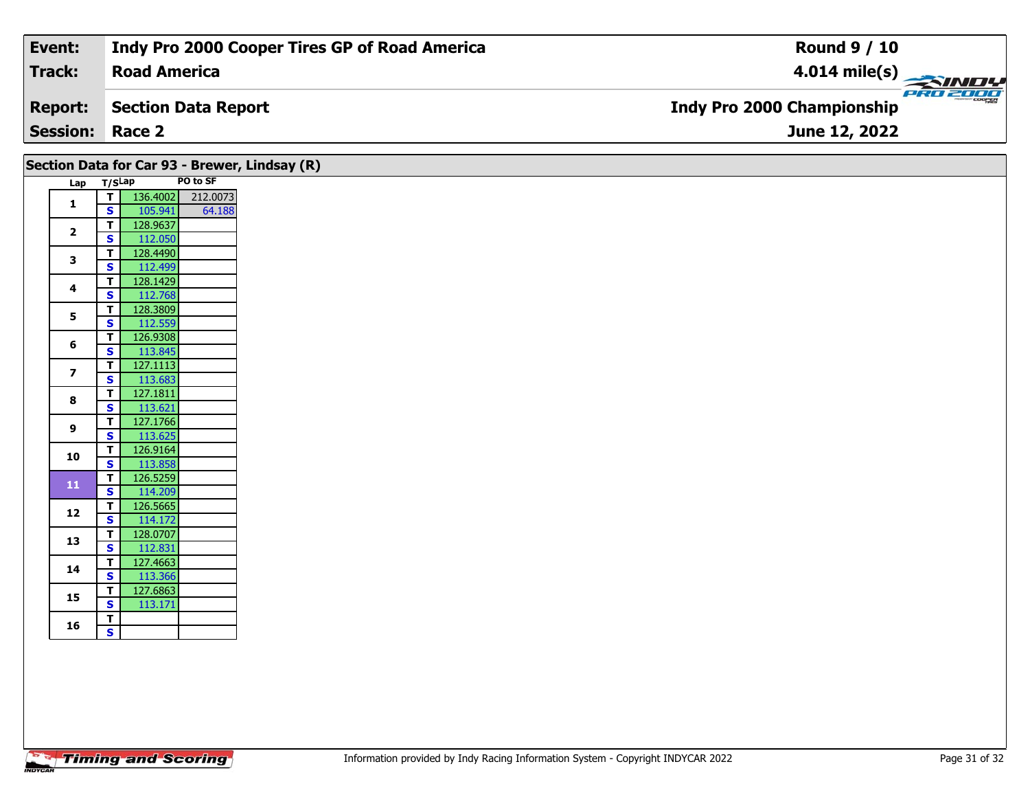| Event: | Indy Pro 2000 Cooper Tires GP of Road America | Round 9 / 10 |
|---|---|---|
| Track: | Road America | 4.014 mile(s) |
| Report: | Section Data Report | Indy Pro 2000 Championship |
| Session: | Race 2 | June 12, 2022 |

## Section Data for Car 93 - Brewer, Lindsay (R)

| Lap | T/S | Lap | PO to SF |
|---|---|---|---|
| 1 | T | 136.4002 | 212.0073 |
| | S | 105.941 | 64.188 |
| 2 | T | 128.9637 | |
| | S | 112.050 | |
| 3 | T | 128.4490 | |
| | S | 112.499 | |
| 4 | T | 128.1429 | |
| | S | 112.768 | |
| 5 | T | 128.3809 | |
| | S | 112.559 | |
| 6 | T | 126.9308 | |
| | S | 113.845 | |
| 7 | T | 127.1113 | |
| | S | 113.683 | |
| 8 | T | 127.1811 | |
| | S | 113.621 | |
| 9 | T | 127.1766 | |
| | S | 113.625 | |
| 10 | T | 126.9164 | |
| | S | 113.858 | |
| 11 | T | 126.5259 | |
| | S | 114.209 | |
| 12 | T | 126.5665 | |
| | S | 114.172 | |
| 13 | T | 128.0707 | |
| | S | 112.831 | |
| 14 | T | 127.4663 | |
| | S | 113.366 | |
| 15 | T | 127.6863 | |
| | S | 113.171 | |
| 16 | T | | |
| | S | | |

Information provided by Indy Racing Information System - Copyright INDYCAR 2022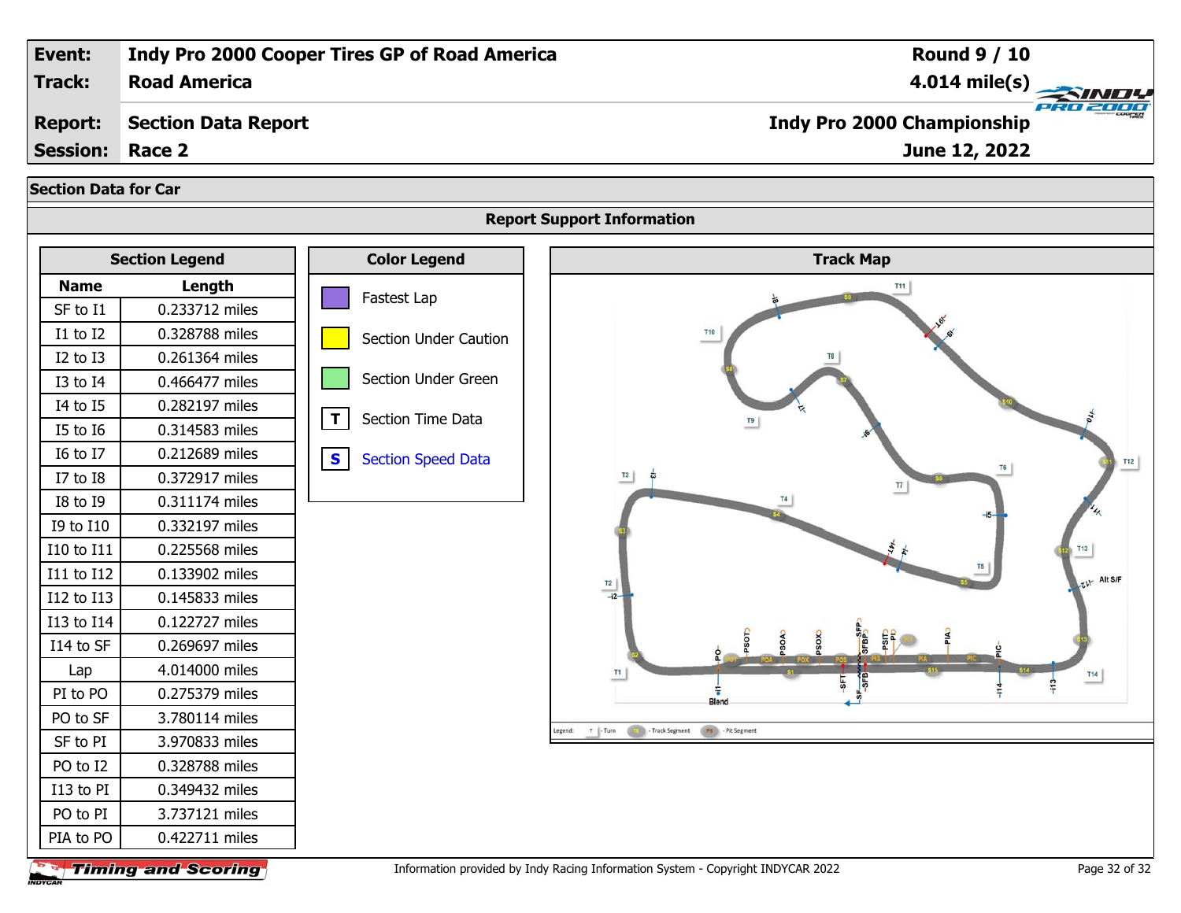| | | | |
|---|---|---|---|
| **Event:** | **Indy Pro 2000 Cooper Tires GP of Road America** | **Round 9 / 10** | |
| **Track:** | **Road America** | **4.014 mile(s)** | |
| **Report:** | **Section Data Report** | **Indy Pro 2000 Championship** | |
| **Session:** | **Race 2** | **June 12, 2022** | |

## Section Data for Car

### Report Support Information

**Section Legend**

| Name | Length |
|---|---|
| SF to I1 | 0.233712 miles |
| I1 to I2 | 0.328788 miles |
| I2 to I3 | 0.261364 miles |
| I3 to I4 | 0.466477 miles |
| I4 to I5 | 0.282197 miles |
| I5 to I6 | 0.314583 miles |
| I6 to I7 | 0.212689 miles |
| I7 to I8 | 0.372917 miles |
| I8 to I9 | 0.311174 miles |
| I9 to I10 | 0.332197 miles |
| I10 to I11 | 0.225568 miles |
| I11 to I12 | 0.133902 miles |
| I12 to I13 | 0.145833 miles |
| I13 to I14 | 0.122727 miles |
| I14 to SF | 0.269697 miles |
| Lap | 4.014000 miles |
| PI to PO | 0.275379 miles |
| PO to SF | 3.780114 miles |
| SF to PI | 3.970833 miles |
| PO to I2 | 0.328788 miles |
| I13 to PI | 0.349432 miles |
| PO to PI | 3.737121 miles |
| PIA to PO | 0.422711 miles |

**Color Legend**

- Fastest Lap
- Section Under Caution
- Section Under Green
- T — Section Time Data
- S — Section Speed Data

**Track Map**

T1 T2 T3 T4 T5 T6 T7 T8 T9 T10 T11 T12 T13 T14

I1 I2 I3 I4 I5 I6 I7 I8 I9 I10 I11 I12 I13 I14

S1 S2 S3 S4 S5 S6 S7 S8 S9 S10 S11 S12 S13 S14 S15

PO PSOT PSOA PSOX SFP SFBP PSIT PI PIA PIC SFT SF SFB Alt S/F Blend

Legend: T - Turn, TS - Track Segment, PS - Pit Segment

Information provided by Indy Racing Information System - Copyright INDYCAR 2022